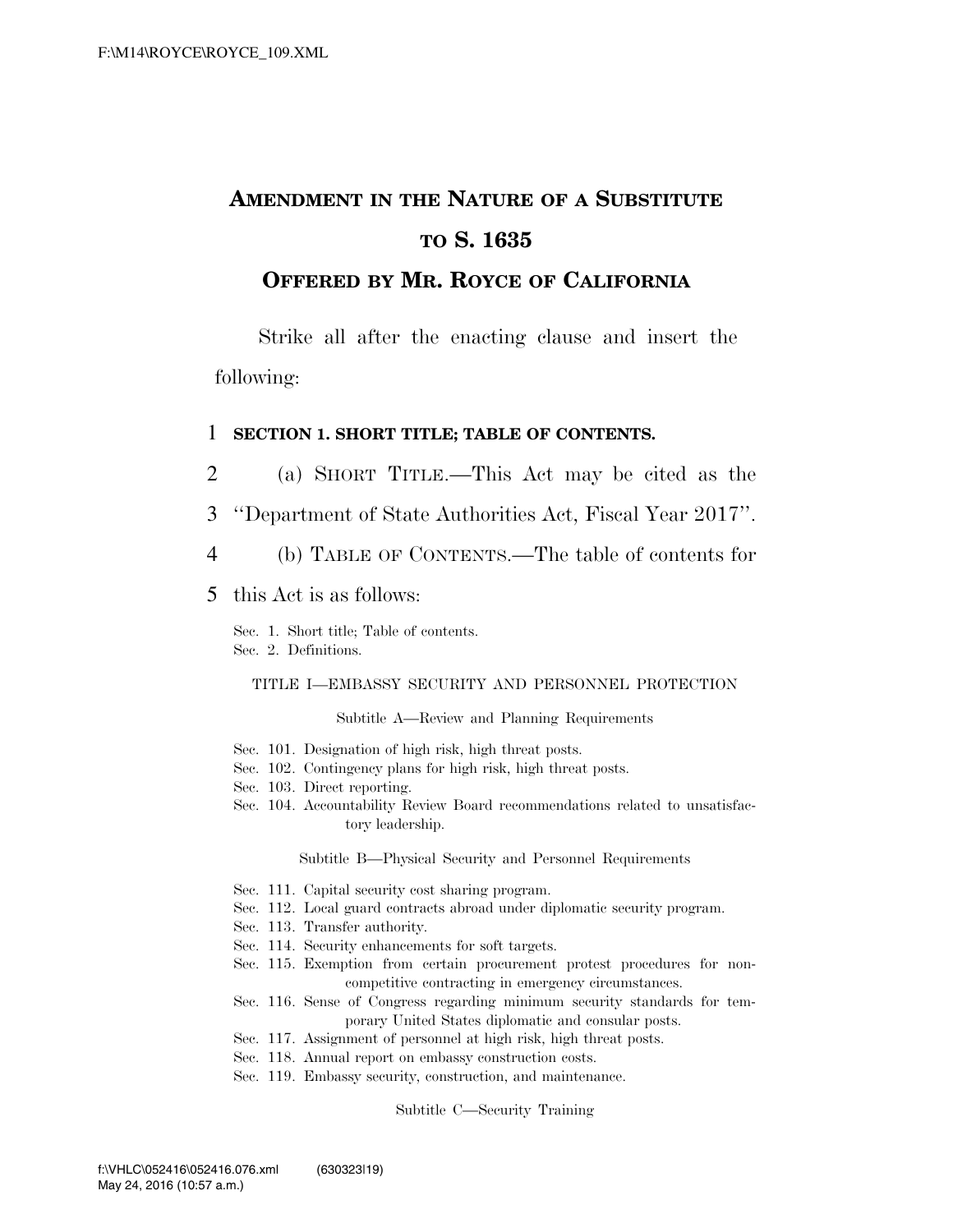# AMENDMENT IN THE NATURE OF A SUBSTITUTE TO S. 1635

## OFFERED BY MR. ROYCE OF CALIFORNIA

Strike all after the enacting clause and insert the following:

### SECTION 1. SHORT TITLE; TABLE OF CONTENTS.

(a) SHORT TITLE.—This Act may be cited as the "Department of State Authorities Act, Fiscal Year 2017".

(b) TABLE OF CONTENTS.—The table of contents for this Act is as follows:

Sec. 1. Short title; Table of contents.
Sec. 2. Definitions.

TITLE I—EMBASSY SECURITY AND PERSONNEL PROTECTION

Subtitle A—Review and Planning Requirements

Sec. 101. Designation of high risk, high threat posts.
Sec. 102. Contingency plans for high risk, high threat posts.
Sec. 103. Direct reporting.
Sec. 104. Accountability Review Board recommendations related to unsatisfactory leadership.

Subtitle B—Physical Security and Personnel Requirements

Sec. 111. Capital security cost sharing program.
Sec. 112. Local guard contracts abroad under diplomatic security program.
Sec. 113. Transfer authority.
Sec. 114. Security enhancements for soft targets.
Sec. 115. Exemption from certain procurement protest procedures for noncompetitive contracting in emergency circumstances.
Sec. 116. Sense of Congress regarding minimum security standards for temporary United States diplomatic and consular posts.
Sec. 117. Assignment of personnel at high risk, high threat posts.
Sec. 118. Annual report on embassy construction costs.
Sec. 119. Embassy security, construction, and maintenance.

Subtitle C—Security Training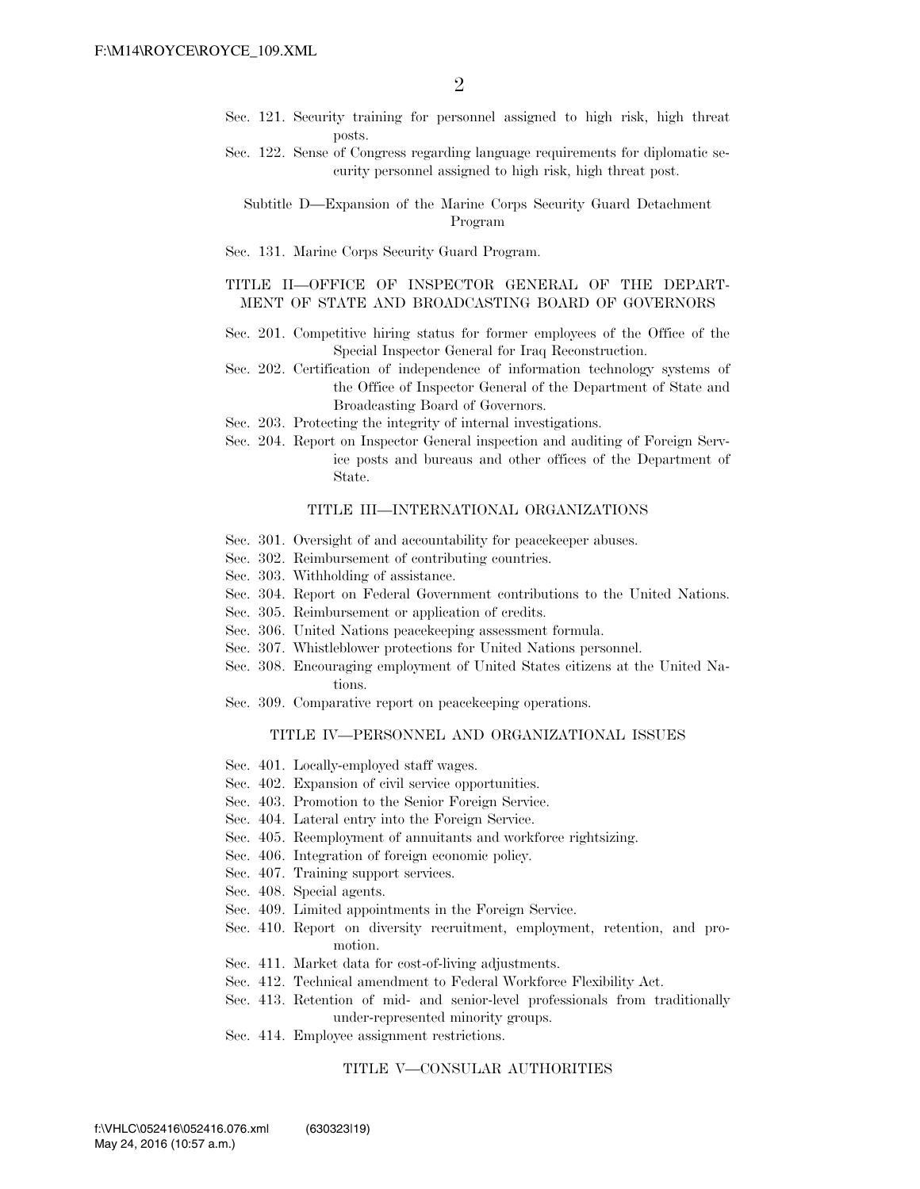Sec. 121. Security training for personnel assigned to high risk, high threat posts.

Sec. 122. Sense of Congress regarding language requirements for diplomatic security personnel assigned to high risk, high threat post.

Subtitle D—Expansion of the Marine Corps Security Guard Detachment Program

Sec. 131. Marine Corps Security Guard Program.

TITLE II—OFFICE OF INSPECTOR GENERAL OF THE DEPARTMENT OF STATE AND BROADCASTING BOARD OF GOVERNORS

Sec. 201. Competitive hiring status for former employees of the Office of the Special Inspector General for Iraq Reconstruction.

Sec. 202. Certification of independence of information technology systems of the Office of Inspector General of the Department of State and Broadcasting Board of Governors.

Sec. 203. Protecting the integrity of internal investigations.

Sec. 204. Report on Inspector General inspection and auditing of Foreign Service posts and bureaus and other offices of the Department of State.

TITLE III—INTERNATIONAL ORGANIZATIONS

Sec. 301. Oversight of and accountability for peacekeeper abuses.

Sec. 302. Reimbursement of contributing countries.

Sec. 303. Withholding of assistance.

Sec. 304. Report on Federal Government contributions to the United Nations.

Sec. 305. Reimbursement or application of credits.

Sec. 306. United Nations peacekeeping assessment formula.

Sec. 307. Whistleblower protections for United Nations personnel.

Sec. 308. Encouraging employment of United States citizens at the United Nations.

Sec. 309. Comparative report on peacekeeping operations.

TITLE IV—PERSONNEL AND ORGANIZATIONAL ISSUES

Sec. 401. Locally-employed staff wages.

Sec. 402. Expansion of civil service opportunities.

Sec. 403. Promotion to the Senior Foreign Service.

Sec. 404. Lateral entry into the Foreign Service.

Sec. 405. Reemployment of annuitants and workforce rightsizing.

Sec. 406. Integration of foreign economic policy.

Sec. 407. Training support services.

Sec. 408. Special agents.

Sec. 409. Limited appointments in the Foreign Service.

Sec. 410. Report on diversity recruitment, employment, retention, and promotion.

Sec. 411. Market data for cost-of-living adjustments.

Sec. 412. Technical amendment to Federal Workforce Flexibility Act.

Sec. 413. Retention of mid- and senior-level professionals from traditionally under-represented minority groups.

Sec. 414. Employee assignment restrictions.

TITLE V—CONSULAR AUTHORITIES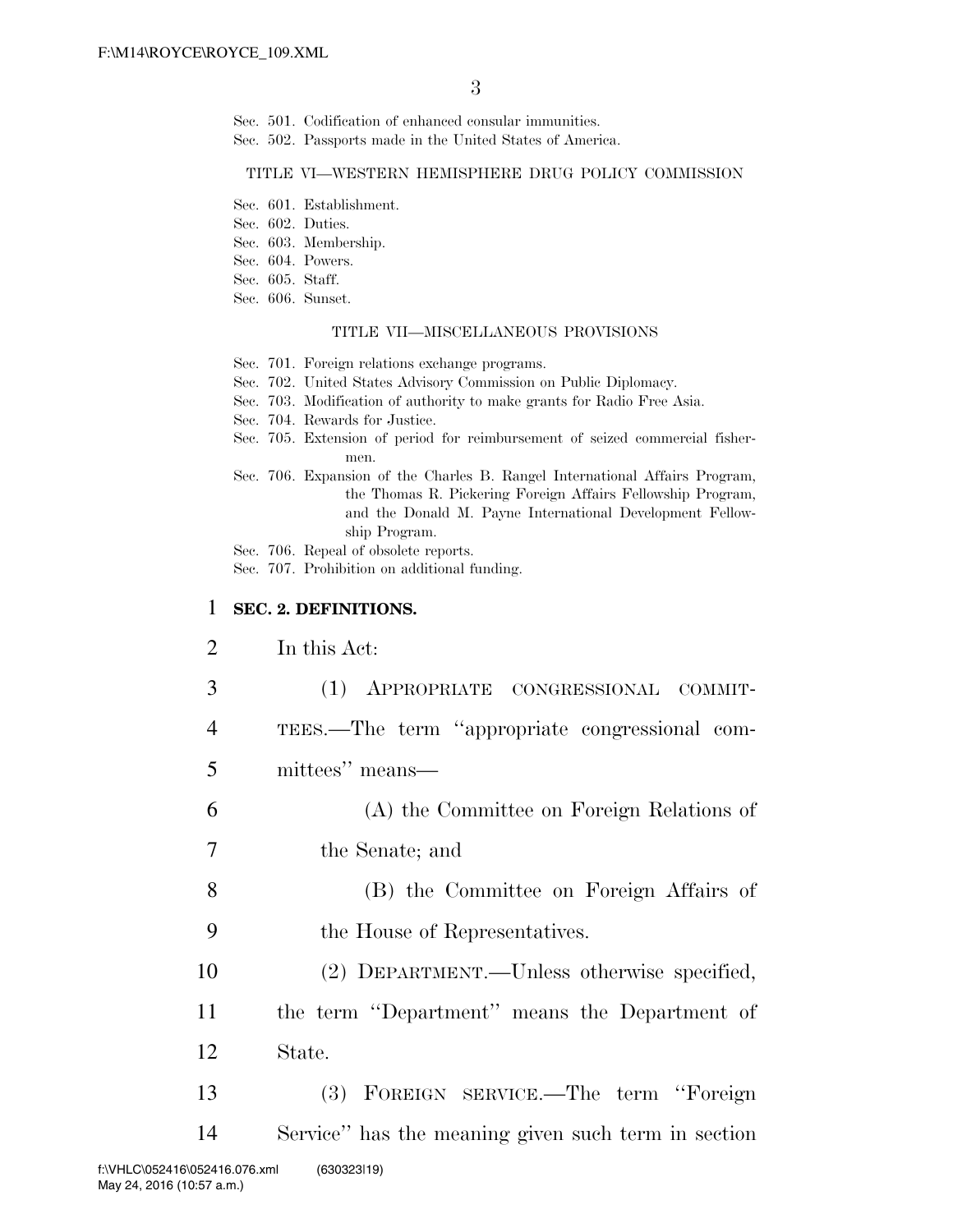Sec. 501. Codification of enhanced consular immunities.
Sec. 502. Passports made in the United States of America.

TITLE VI—WESTERN HEMISPHERE DRUG POLICY COMMISSION

Sec. 601. Establishment.
Sec. 602. Duties.
Sec. 603. Membership.
Sec. 604. Powers.
Sec. 605. Staff.
Sec. 606. Sunset.

TITLE VII—MISCELLANEOUS PROVISIONS

Sec. 701. Foreign relations exchange programs.
Sec. 702. United States Advisory Commission on Public Diplomacy.
Sec. 703. Modification of authority to make grants for Radio Free Asia.
Sec. 704. Rewards for Justice.
Sec. 705. Extension of period for reimbursement of seized commercial fishermen.
Sec. 706. Expansion of the Charles B. Rangel International Affairs Program, the Thomas R. Pickering Foreign Affairs Fellowship Program, and the Donald M. Payne International Development Fellowship Program.
Sec. 706. Repeal of obsolete reports.
Sec. 707. Prohibition on additional funding.

**SEC. 2. DEFINITIONS.**

In this Act:

(1) APPROPRIATE CONGRESSIONAL COMMITTEES.—The term "appropriate congressional committees" means—

(A) the Committee on Foreign Relations of the Senate; and

(B) the Committee on Foreign Affairs of the House of Representatives.

(2) DEPARTMENT.—Unless otherwise specified, the term "Department" means the Department of State.

(3) FOREIGN SERVICE.—The term "Foreign Service" has the meaning given such term in section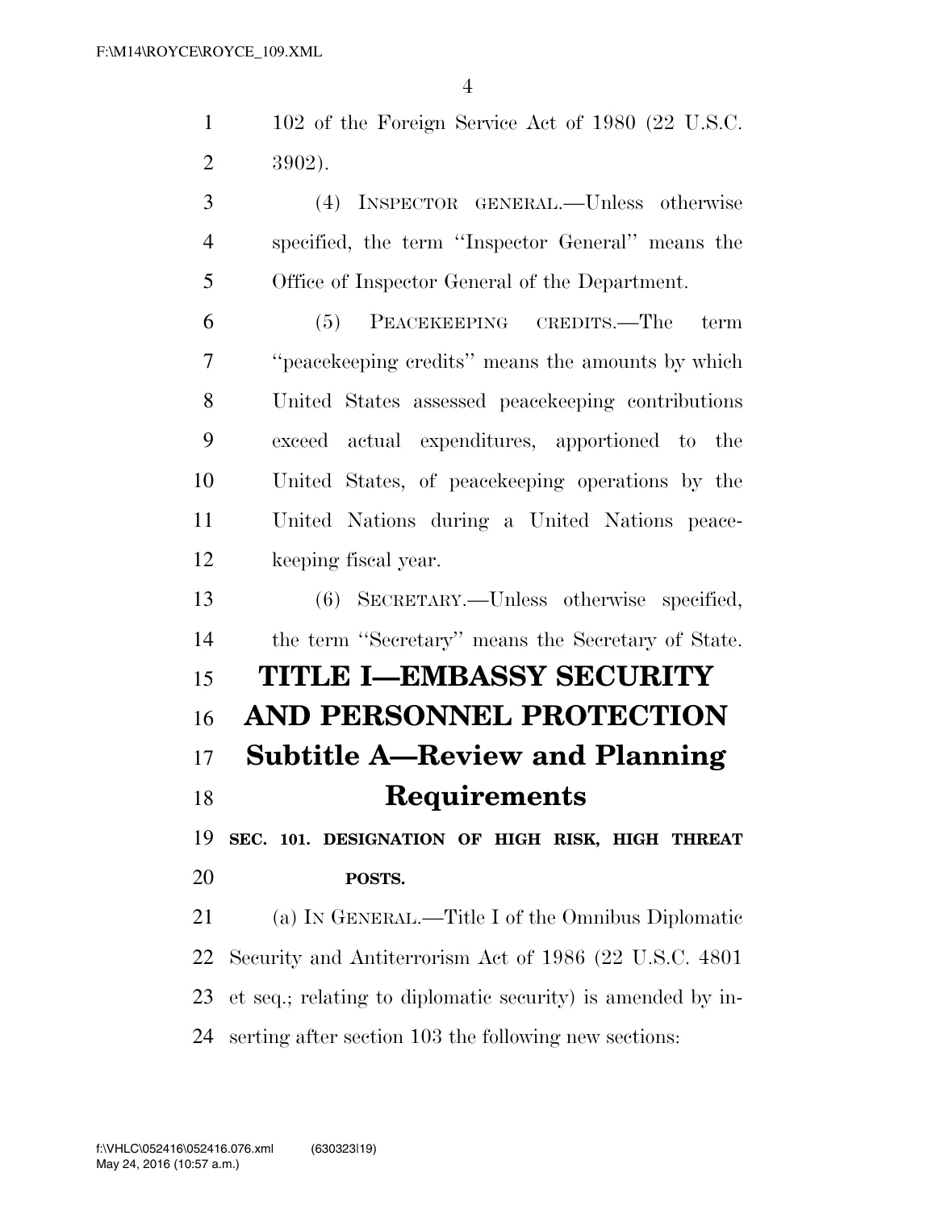102 of the Foreign Service Act of 1980 (22 U.S.C. 3902).

(4) INSPECTOR GENERAL.—Unless otherwise specified, the term "Inspector General" means the Office of Inspector General of the Department.

(5) PEACEKEEPING CREDITS.—The term "peacekeeping credits" means the amounts by which United States assessed peacekeeping contributions exceed actual expenditures, apportioned to the United States, of peacekeeping operations by the United Nations during a United Nations peacekeeping fiscal year.

(6) SECRETARY.—Unless otherwise specified, the term "Secretary" means the Secretary of State.

# TITLE I—EMBASSY SECURITY AND PERSONNEL PROTECTION

## Subtitle A—Review and Planning Requirements

### SEC. 101. DESIGNATION OF HIGH RISK, HIGH THREAT POSTS.

(a) IN GENERAL.—Title I of the Omnibus Diplomatic Security and Antiterrorism Act of 1986 (22 U.S.C. 4801 et seq.; relating to diplomatic security) is amended by inserting after section 103 the following new sections: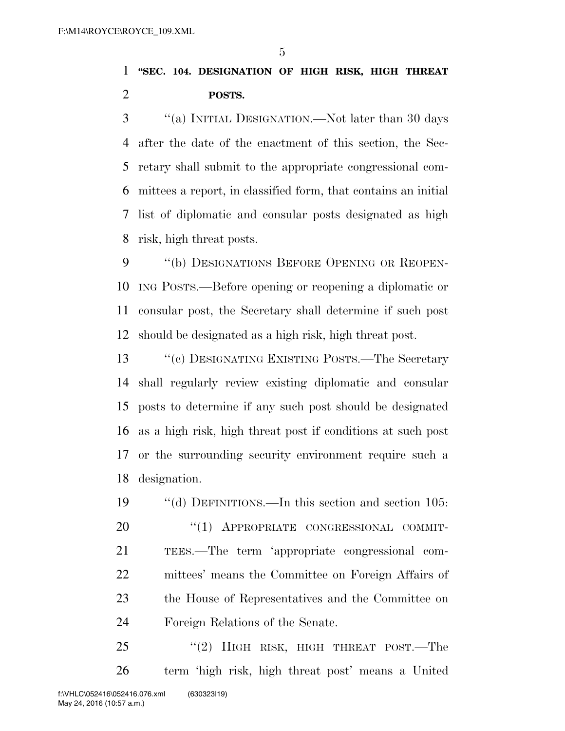**"SEC. 104. DESIGNATION OF HIGH RISK, HIGH THREAT POSTS.**

"(a) INITIAL DESIGNATION.—Not later than 30 days after the date of the enactment of this section, the Secretary shall submit to the appropriate congressional committees a report, in classified form, that contains an initial list of diplomatic and consular posts designated as high risk, high threat posts.

"(b) DESIGNATIONS BEFORE OPENING OR REOPENING POSTS.—Before opening or reopening a diplomatic or consular post, the Secretary shall determine if such post should be designated as a high risk, high threat post.

"(c) DESIGNATING EXISTING POSTS.—The Secretary shall regularly review existing diplomatic and consular posts to determine if any such post should be designated as a high risk, high threat post if conditions at such post or the surrounding security environment require such a designation.

"(d) DEFINITIONS.—In this section and section 105:

"(1) APPROPRIATE CONGRESSIONAL COMMITTEES.—The term 'appropriate congressional committees' means the Committee on Foreign Affairs of the House of Representatives and the Committee on Foreign Relations of the Senate.

"(2) HIGH RISK, HIGH THREAT POST.—The term 'high risk, high threat post' means a United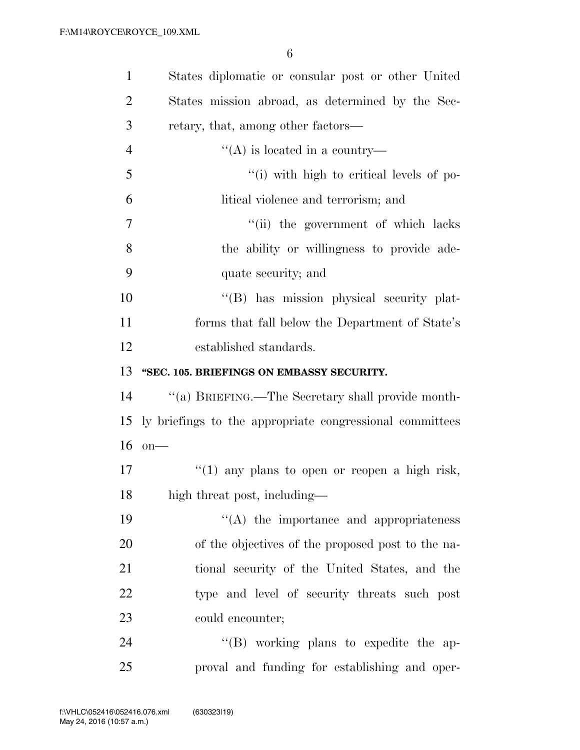States diplomatic or consular post or other United States mission abroad, as determined by the Secretary, that, among other factors—

''(A) is located in a country—

''(i) with high to critical levels of political violence and terrorism; and

''(ii) the government of which lacks the ability or willingness to provide adequate security; and

''(B) has mission physical security platforms that fall below the Department of State's established standards.

**''SEC. 105. BRIEFINGS ON EMBASSY SECURITY.**

''(a) BRIEFING.—The Secretary shall provide monthly briefings to the appropriate congressional committees on—

''(1) any plans to open or reopen a high risk, high threat post, including—

''(A) the importance and appropriateness of the objectives of the proposed post to the national security of the United States, and the type and level of security threats such post could encounter;

''(B) working plans to expedite the approval and funding for establishing and oper-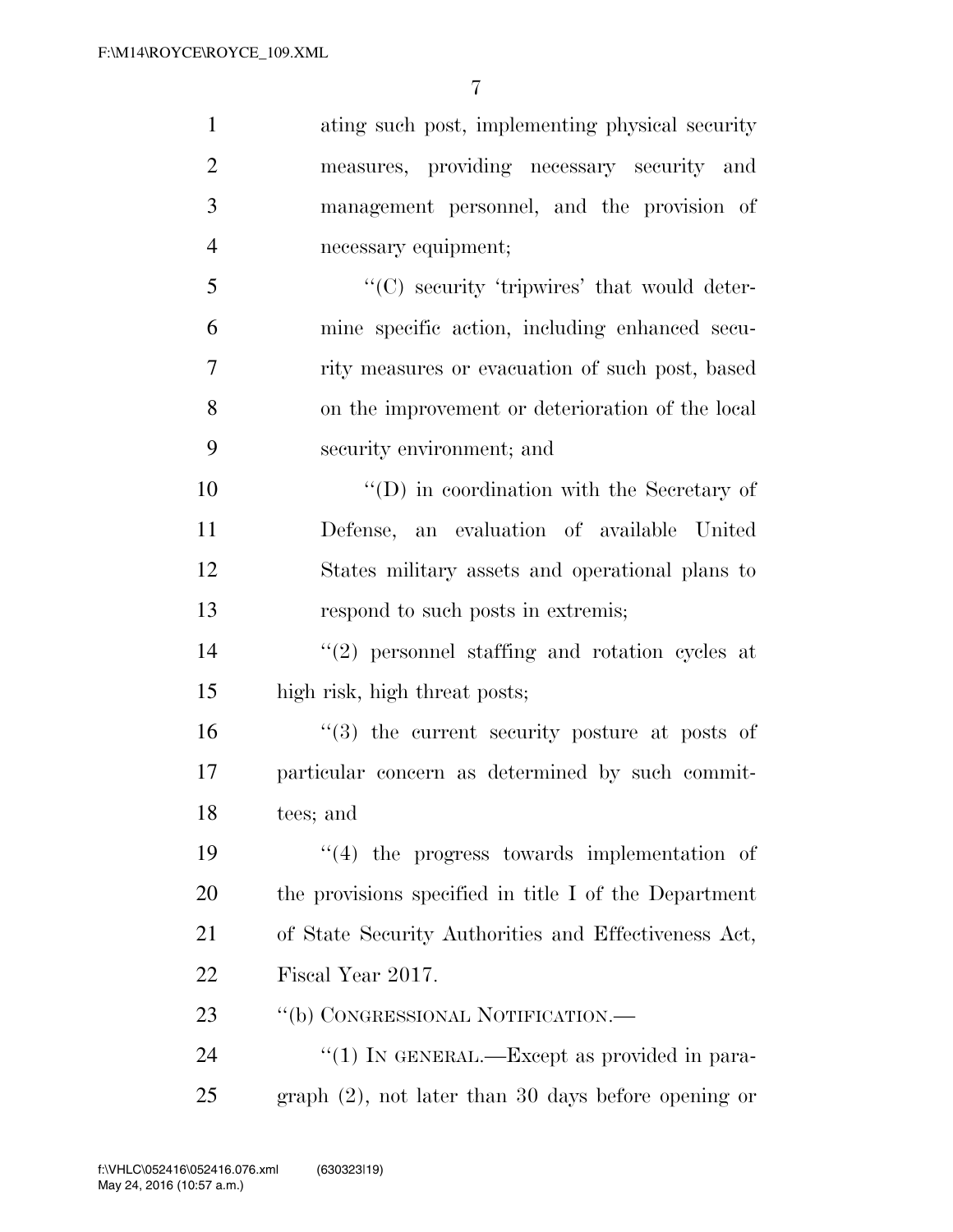ating such post, implementing physical security measures, providing necessary security and management personnel, and the provision of necessary equipment;

"(C) security 'tripwires' that would determine specific action, including enhanced security measures or evacuation of such post, based on the improvement or deterioration of the local security environment; and

"(D) in coordination with the Secretary of Defense, an evaluation of available United States military assets and operational plans to respond to such posts in extremis;

"(2) personnel staffing and rotation cycles at high risk, high threat posts;

"(3) the current security posture at posts of particular concern as determined by such committees; and

"(4) the progress towards implementation of the provisions specified in title I of the Department of State Security Authorities and Effectiveness Act, Fiscal Year 2017.

"(b) CONGRESSIONAL NOTIFICATION.—

"(1) IN GENERAL.—Except as provided in paragraph (2), not later than 30 days before opening or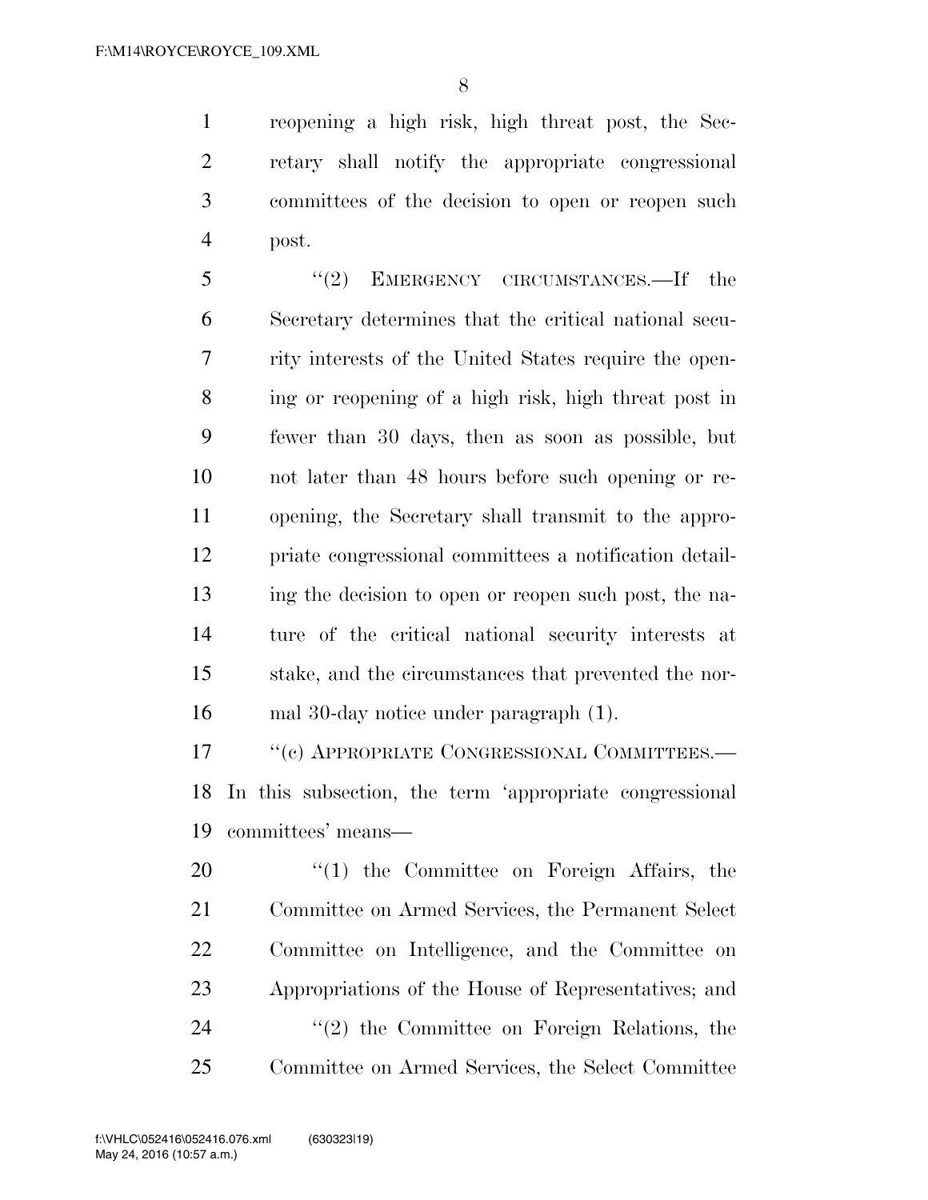reopening a high risk, high threat post, the Secretary shall notify the appropriate congressional committees of the decision to open or reopen such post.

"(2) EMERGENCY CIRCUMSTANCES.—If the Secretary determines that the critical national security interests of the United States require the opening or reopening of a high risk, high threat post in fewer than 30 days, then as soon as possible, but not later than 48 hours before such opening or reopening, the Secretary shall transmit to the appropriate congressional committees a notification detailing the decision to open or reopen such post, the nature of the critical national security interests at stake, and the circumstances that prevented the normal 30-day notice under paragraph (1).

"(c) APPROPRIATE CONGRESSIONAL COMMITTEES.—In this subsection, the term 'appropriate congressional committees' means—

"(1) the Committee on Foreign Affairs, the Committee on Armed Services, the Permanent Select Committee on Intelligence, and the Committee on Appropriations of the House of Representatives; and

"(2) the Committee on Foreign Relations, the Committee on Armed Services, the Select Committee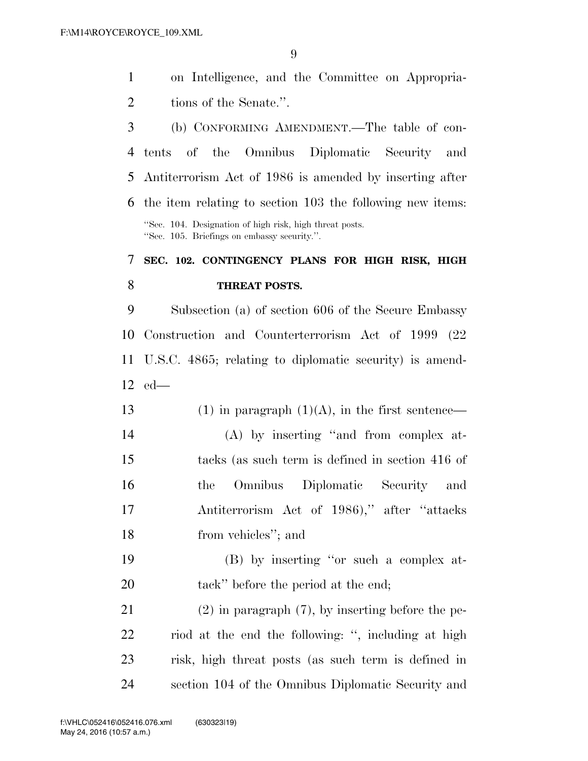on Intelligence, and the Committee on Appropriations of the Senate.''.

(b) CONFORMING AMENDMENT.—The table of contents of the Omnibus Diplomatic Security and Antiterrorism Act of 1986 is amended by inserting after the item relating to section 103 the following new items:

''Sec. 104. Designation of high risk, high threat posts.
''Sec. 105. Briefings on embassy security.''.

**SEC. 102. CONTINGENCY PLANS FOR HIGH RISK, HIGH THREAT POSTS.**

Subsection (a) of section 606 of the Secure Embassy Construction and Counterterrorism Act of 1999 (22 U.S.C. 4865; relating to diplomatic security) is amended—

(1) in paragraph (1)(A), in the first sentence—

(A) by inserting ''and from complex attacks (as such term is defined in section 416 of the Omnibus Diplomatic Security and Antiterrorism Act of 1986),'' after ''attacks from vehicles''; and

(B) by inserting ''or such a complex attack'' before the period at the end;

(2) in paragraph (7), by inserting before the period at the end the following: '', including at high risk, high threat posts (as such term is defined in section 104 of the Omnibus Diplomatic Security and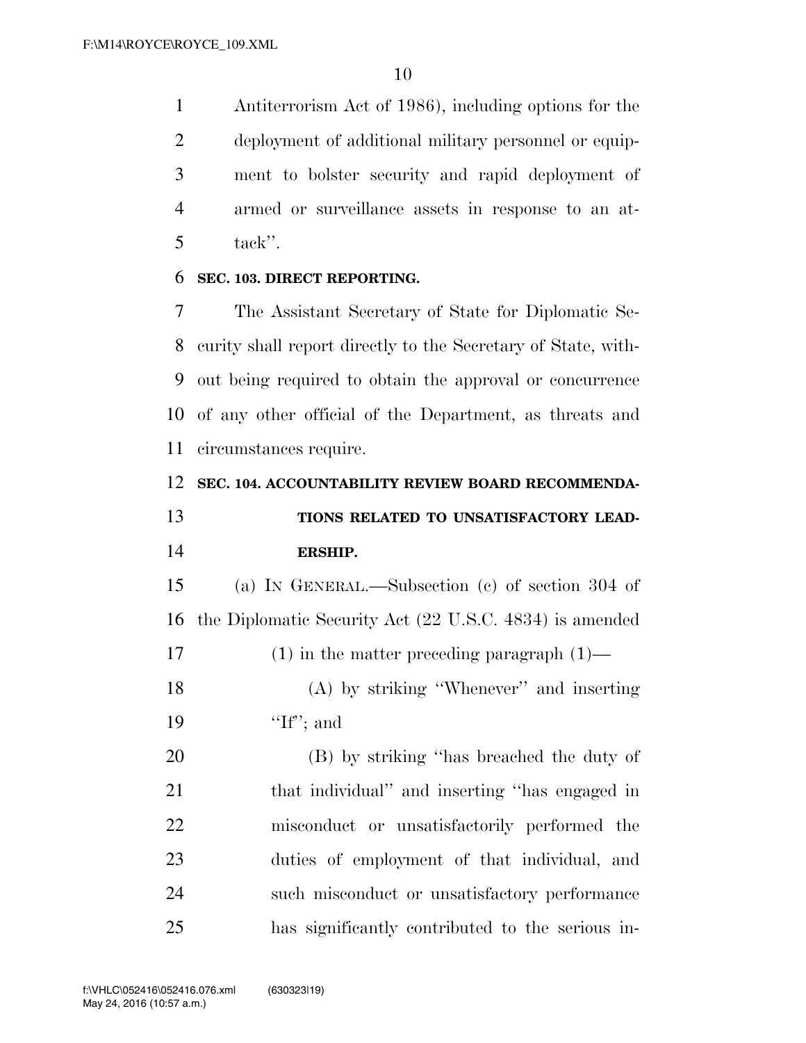Antiterrorism Act of 1986), including options for the deployment of additional military personnel or equipment to bolster security and rapid deployment of armed or surveillance assets in response to an attack''.

### SEC. 103. DIRECT REPORTING.

The Assistant Secretary of State for Diplomatic Security shall report directly to the Secretary of State, without being required to obtain the approval or concurrence of any other official of the Department, as threats and circumstances require.

### SEC. 104. ACCOUNTABILITY REVIEW BOARD RECOMMENDATIONS RELATED TO UNSATISFACTORY LEADERSHIP.

(a) IN GENERAL.—Subsection (c) of section 304 of the Diplomatic Security Act (22 U.S.C. 4834) is amended

(1) in the matter preceding paragraph (1)—

(A) by striking ''Whenever'' and inserting ''If''; and

(B) by striking ''has breached the duty of that individual'' and inserting ''has engaged in misconduct or unsatisfactorily performed the duties of employment of that individual, and such misconduct or unsatisfactory performance has significantly contributed to the serious in-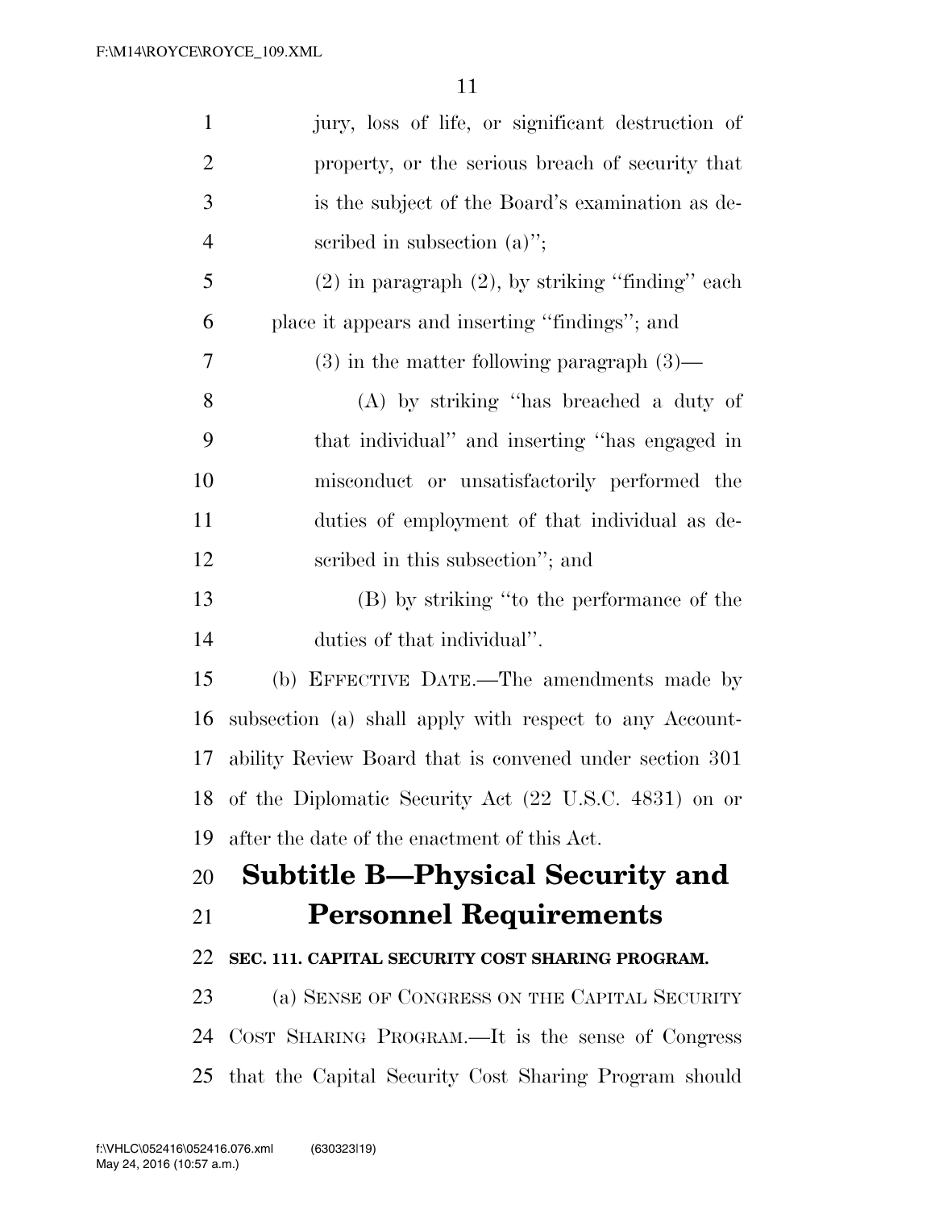jury, loss of life, or significant destruction of property, or the serious breach of security that is the subject of the Board's examination as described in subsection (a)'';

(2) in paragraph (2), by striking ''finding'' each place it appears and inserting ''findings''; and

(3) in the matter following paragraph (3)—

(A) by striking ''has breached a duty of that individual'' and inserting ''has engaged in misconduct or unsatisfactorily performed the duties of employment of that individual as described in this subsection''; and

(B) by striking ''to the performance of the duties of that individual''.

(b) EFFECTIVE DATE.—The amendments made by subsection (a) shall apply with respect to any Accountability Review Board that is convened under section 301 of the Diplomatic Security Act (22 U.S.C. 4831) on or after the date of the enactment of this Act.

# Subtitle B—Physical Security and Personnel Requirements

### SEC. 111. CAPITAL SECURITY COST SHARING PROGRAM.

(a) SENSE OF CONGRESS ON THE CAPITAL SECURITY COST SHARING PROGRAM.—It is the sense of Congress that the Capital Security Cost Sharing Program should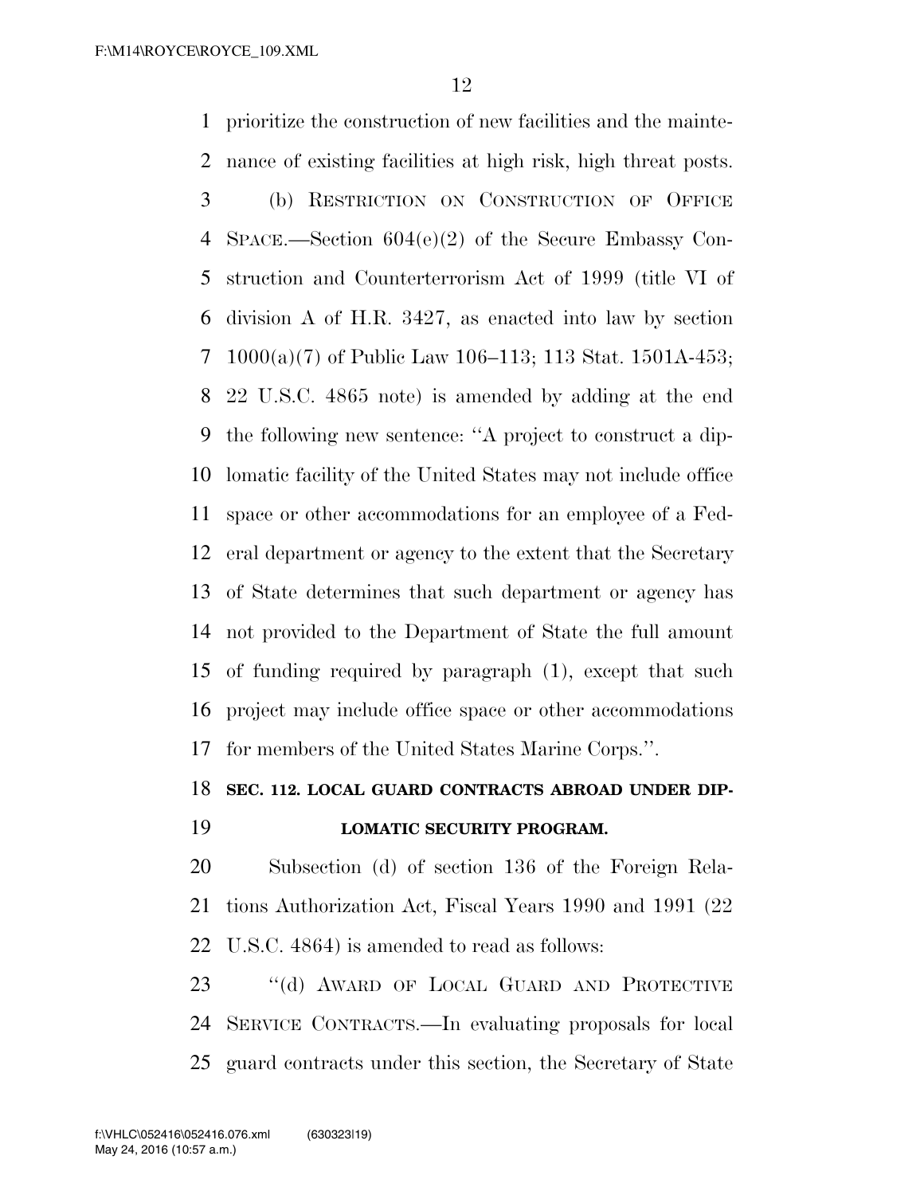prioritize the construction of new facilities and the maintenance of existing facilities at high risk, high threat posts.

(b) RESTRICTION ON CONSTRUCTION OF OFFICE SPACE.—Section 604(e)(2) of the Secure Embassy Construction and Counterterrorism Act of 1999 (title VI of division A of H.R. 3427, as enacted into law by section 1000(a)(7) of Public Law 106–113; 113 Stat. 1501A-453; 22 U.S.C. 4865 note) is amended by adding at the end the following new sentence: "A project to construct a diplomatic facility of the United States may not include office space or other accommodations for an employee of a Federal department or agency to the extent that the Secretary of State determines that such department or agency has not provided to the Department of State the full amount of funding required by paragraph (1), except that such project may include office space or other accommodations for members of the United States Marine Corps.".

### SEC. 112. LOCAL GUARD CONTRACTS ABROAD UNDER DIPLOMATIC SECURITY PROGRAM.

Subsection (d) of section 136 of the Foreign Relations Authorization Act, Fiscal Years 1990 and 1991 (22 U.S.C. 4864) is amended to read as follows:

"(d) AWARD OF LOCAL GUARD AND PROTECTIVE SERVICE CONTRACTS.—In evaluating proposals for local guard contracts under this section, the Secretary of State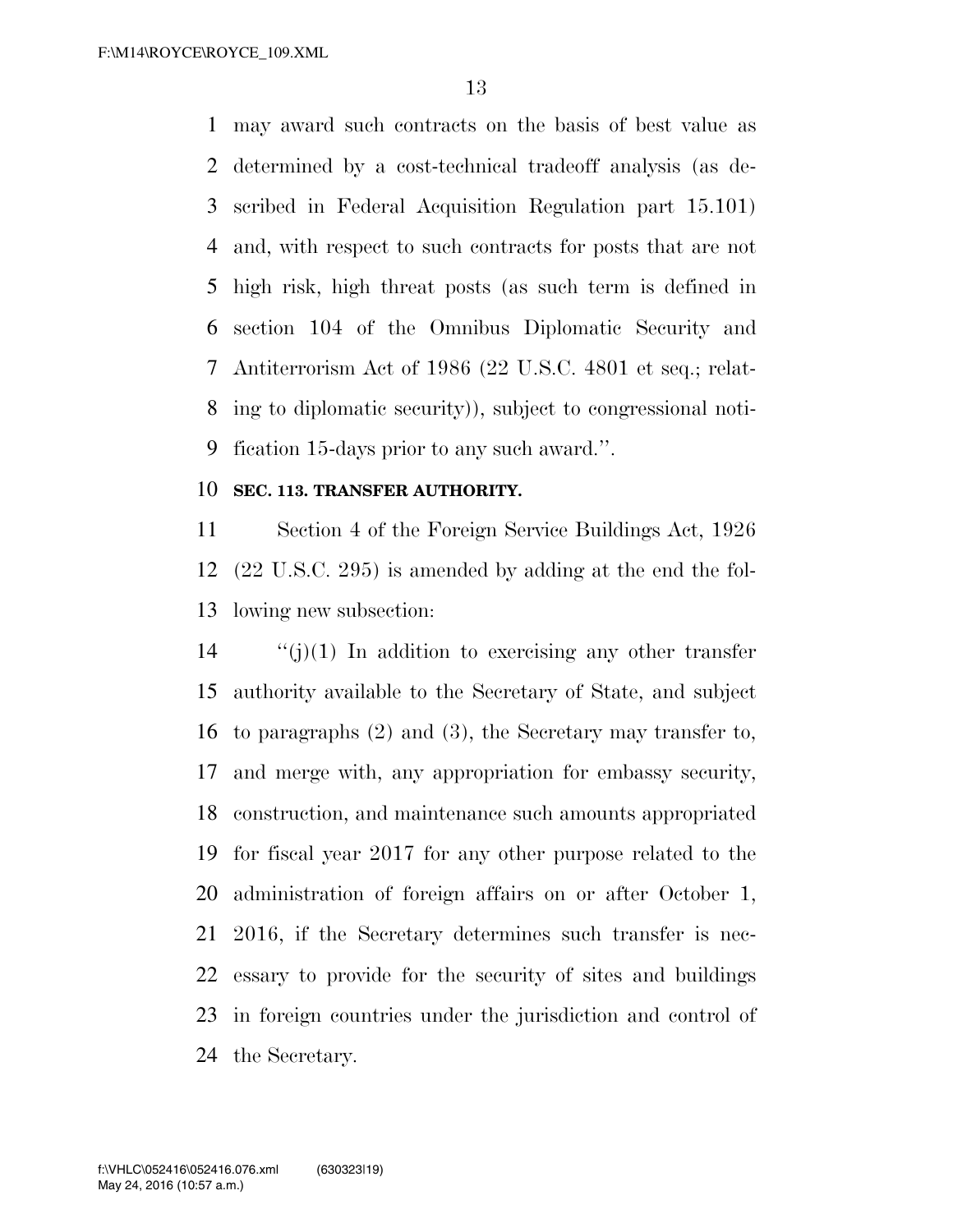may award such contracts on the basis of best value as determined by a cost-technical tradeoff analysis (as described in Federal Acquisition Regulation part 15.101) and, with respect to such contracts for posts that are not high risk, high threat posts (as such term is defined in section 104 of the Omnibus Diplomatic Security and Antiterrorism Act of 1986 (22 U.S.C. 4801 et seq.; relating to diplomatic security)), subject to congressional notification 15-days prior to any such award.''.

**SEC. 113. TRANSFER AUTHORITY.**

Section 4 of the Foreign Service Buildings Act, 1926 (22 U.S.C. 295) is amended by adding at the end the following new subsection:

''(j)(1) In addition to exercising any other transfer authority available to the Secretary of State, and subject to paragraphs (2) and (3), the Secretary may transfer to, and merge with, any appropriation for embassy security, construction, and maintenance such amounts appropriated for fiscal year 2017 for any other purpose related to the administration of foreign affairs on or after October 1, 2016, if the Secretary determines such transfer is necessary to provide for the security of sites and buildings in foreign countries under the jurisdiction and control of the Secretary.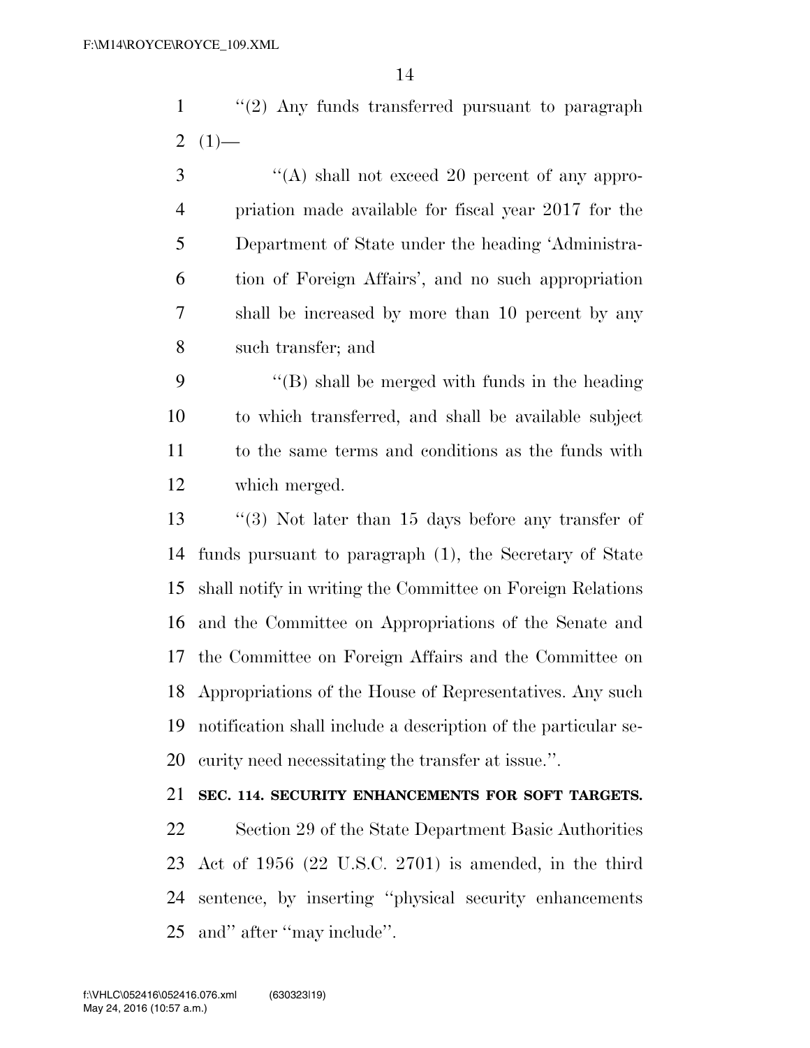"(2) Any funds transferred pursuant to paragraph (1)—

"(A) shall not exceed 20 percent of any appropriation made available for fiscal year 2017 for the Department of State under the heading 'Administration of Foreign Affairs', and no such appropriation shall be increased by more than 10 percent by any such transfer; and

"(B) shall be merged with funds in the heading to which transferred, and shall be available subject to the same terms and conditions as the funds with which merged.

"(3) Not later than 15 days before any transfer of funds pursuant to paragraph (1), the Secretary of State shall notify in writing the Committee on Foreign Relations and the Committee on Appropriations of the Senate and the Committee on Foreign Affairs and the Committee on Appropriations of the House of Representatives. Any such notification shall include a description of the particular security need necessitating the transfer at issue.".

**SEC. 114. SECURITY ENHANCEMENTS FOR SOFT TARGETS.**

Section 29 of the State Department Basic Authorities Act of 1956 (22 U.S.C. 2701) is amended, in the third sentence, by inserting "physical security enhancements and" after "may include".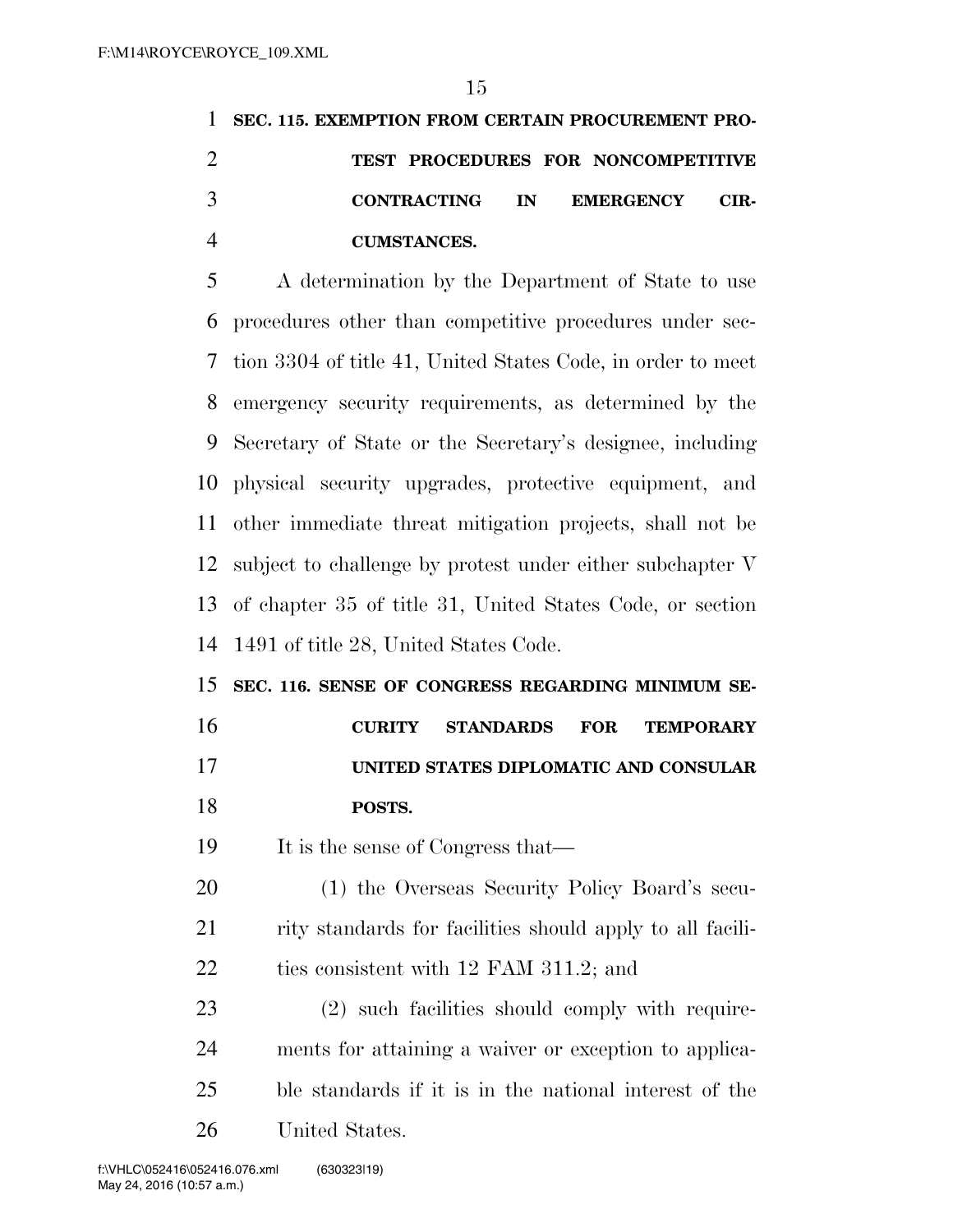**SEC. 115. EXEMPTION FROM CERTAIN PROCUREMENT PROTEST PROCEDURES FOR NONCOMPETITIVE CONTRACTING IN EMERGENCY CIRCUMSTANCES.**

A determination by the Department of State to use procedures other than competitive procedures under section 3304 of title 41, United States Code, in order to meet emergency security requirements, as determined by the Secretary of State or the Secretary's designee, including physical security upgrades, protective equipment, and other immediate threat mitigation projects, shall not be subject to challenge by protest under either subchapter V of chapter 35 of title 31, United States Code, or section 1491 of title 28, United States Code.

**SEC. 116. SENSE OF CONGRESS REGARDING MINIMUM SECURITY STANDARDS FOR TEMPORARY UNITED STATES DIPLOMATIC AND CONSULAR POSTS.**

It is the sense of Congress that—

(1) the Overseas Security Policy Board's security standards for facilities should apply to all facilities consistent with 12 FAM 311.2; and

(2) such facilities should comply with requirements for attaining a waiver or exception to applicable standards if it is in the national interest of the United States.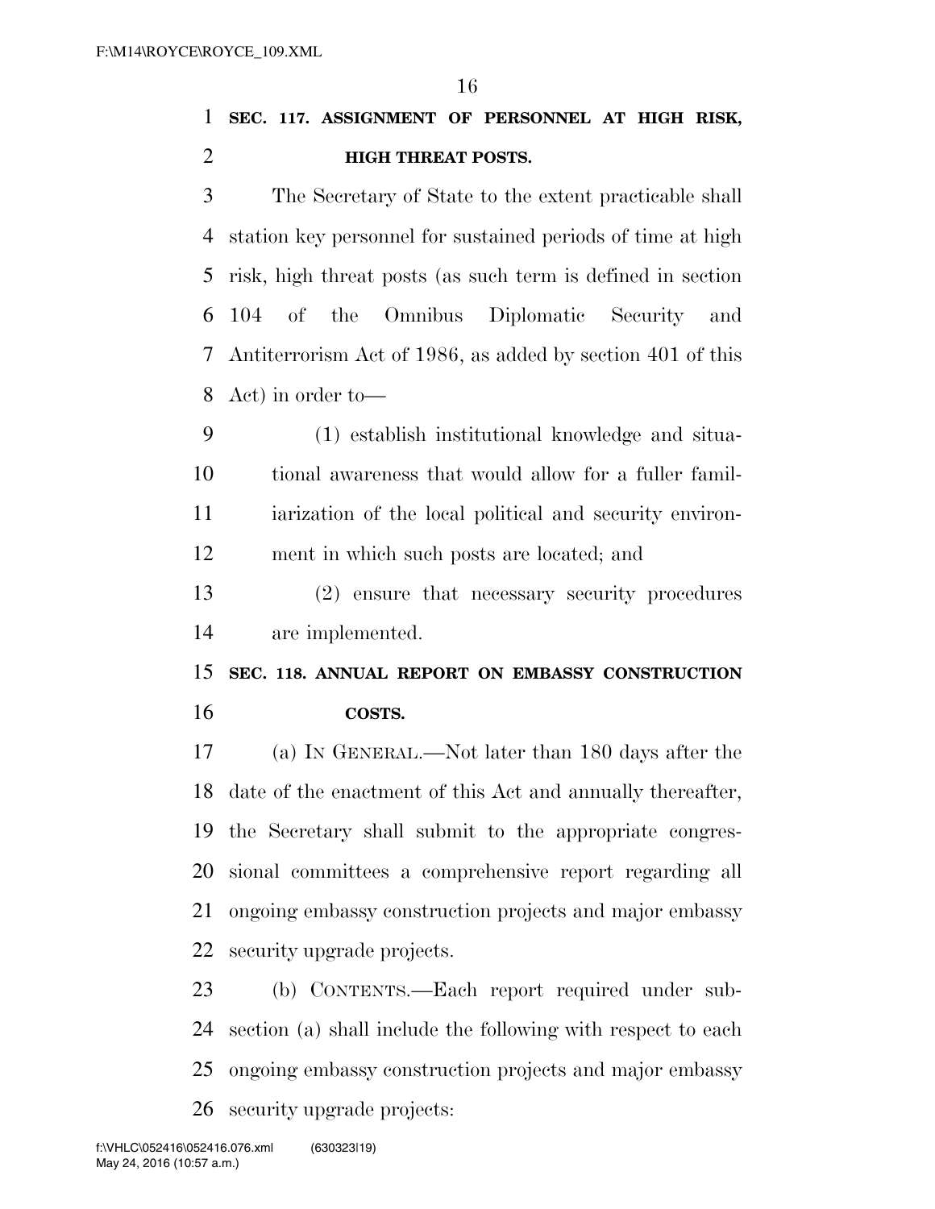**SEC. 117. ASSIGNMENT OF PERSONNEL AT HIGH RISK, HIGH THREAT POSTS.**

The Secretary of State to the extent practicable shall station key personnel for sustained periods of time at high risk, high threat posts (as such term is defined in section 104 of the Omnibus Diplomatic Security and Antiterrorism Act of 1986, as added by section 401 of this Act) in order to—

(1) establish institutional knowledge and situational awareness that would allow for a fuller familiarization of the local political and security environment in which such posts are located; and

(2) ensure that necessary security procedures are implemented.

**SEC. 118. ANNUAL REPORT ON EMBASSY CONSTRUCTION COSTS.**

(a) IN GENERAL.—Not later than 180 days after the date of the enactment of this Act and annually thereafter, the Secretary shall submit to the appropriate congressional committees a comprehensive report regarding all ongoing embassy construction projects and major embassy security upgrade projects.

(b) CONTENTS.—Each report required under subsection (a) shall include the following with respect to each ongoing embassy construction projects and major embassy security upgrade projects: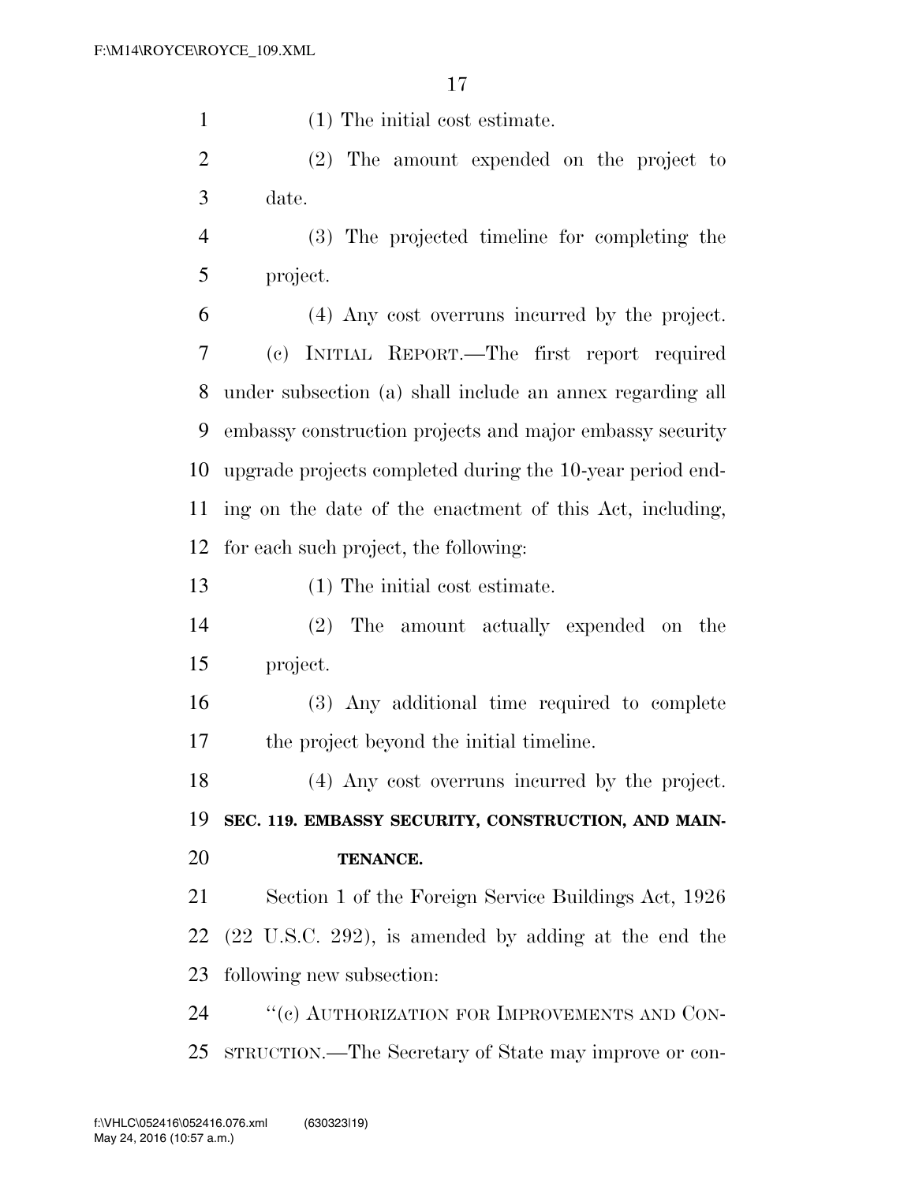(1) The initial cost estimate.

(2) The amount expended on the project to date.

(3) The projected timeline for completing the project.

(4) Any cost overruns incurred by the project.

(c) INITIAL REPORT.—The first report required under subsection (a) shall include an annex regarding all embassy construction projects and major embassy security upgrade projects completed during the 10-year period ending on the date of the enactment of this Act, including, for each such project, the following:

(1) The initial cost estimate.

(2) The amount actually expended on the project.

(3) Any additional time required to complete the project beyond the initial timeline.

(4) Any cost overruns incurred by the project.

**SEC. 119. EMBASSY SECURITY, CONSTRUCTION, AND MAINTENANCE.**

Section 1 of the Foreign Service Buildings Act, 1926 (22 U.S.C. 292), is amended by adding at the end the following new subsection:

''(c) AUTHORIZATION FOR IMPROVEMENTS AND CONSTRUCTION.—The Secretary of State may improve or con-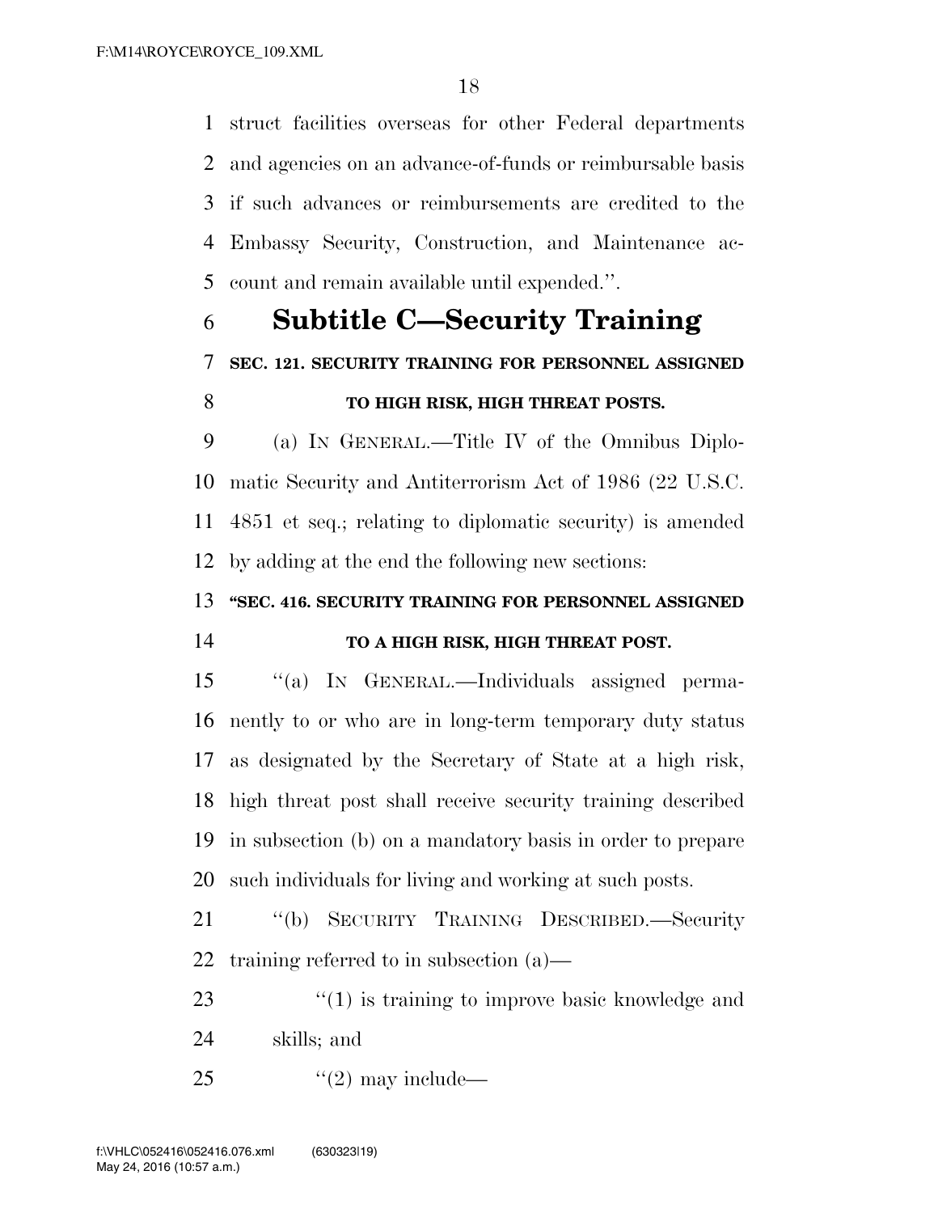struct facilities overseas for other Federal departments and agencies on an advance-of-funds or reimbursable basis if such advances or reimbursements are credited to the Embassy Security, Construction, and Maintenance account and remain available until expended.''.

## Subtitle C—Security Training

**SEC. 121. SECURITY TRAINING FOR PERSONNEL ASSIGNED TO HIGH RISK, HIGH THREAT POSTS.**

(a) IN GENERAL.—Title IV of the Omnibus Diplomatic Security and Antiterrorism Act of 1986 (22 U.S.C. 4851 et seq.; relating to diplomatic security) is amended by adding at the end the following new sections:

**''SEC. 416. SECURITY TRAINING FOR PERSONNEL ASSIGNED TO A HIGH RISK, HIGH THREAT POST.**

''(a) IN GENERAL.—Individuals assigned permanently to or who are in long-term temporary duty status as designated by the Secretary of State at a high risk, high threat post shall receive security training described in subsection (b) on a mandatory basis in order to prepare such individuals for living and working at such posts.

''(b) SECURITY TRAINING DESCRIBED.—Security training referred to in subsection (a)—

''(1) is training to improve basic knowledge and skills; and

''(2) may include—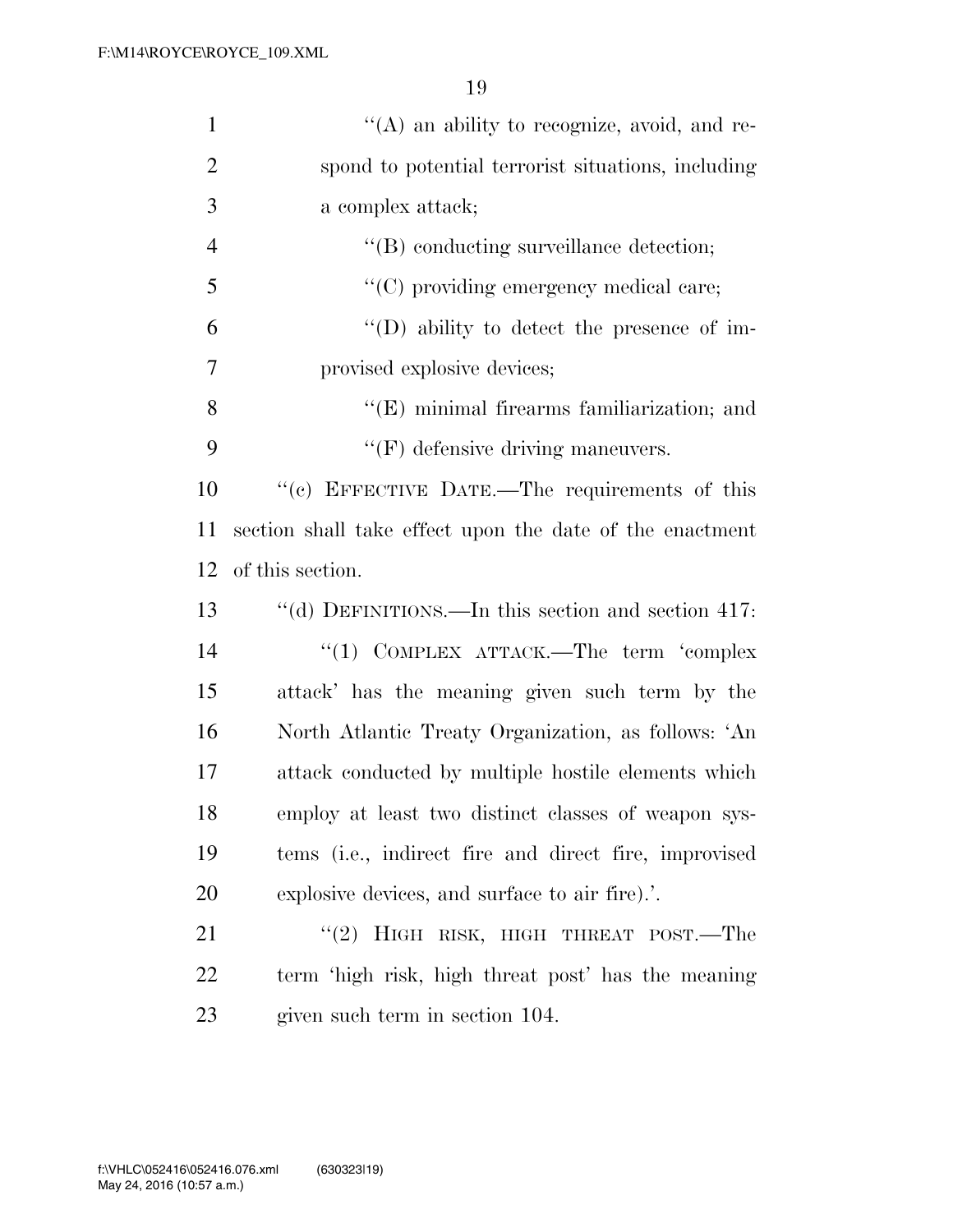''(A) an ability to recognize, avoid, and respond to potential terrorist situations, including a complex attack;

''(B) conducting surveillance detection;

''(C) providing emergency medical care;

''(D) ability to detect the presence of improvised explosive devices;

''(E) minimal firearms familiarization; and

''(F) defensive driving maneuvers.

''(c) EFFECTIVE DATE.—The requirements of this section shall take effect upon the date of the enactment of this section.

''(d) DEFINITIONS.—In this section and section 417:

''(1) COMPLEX ATTACK.—The term 'complex attack' has the meaning given such term by the North Atlantic Treaty Organization, as follows: 'An attack conducted by multiple hostile elements which employ at least two distinct classes of weapon systems (i.e., indirect fire and direct fire, improvised explosive devices, and surface to air fire).'.

''(2) HIGH RISK, HIGH THREAT POST.—The term 'high risk, high threat post' has the meaning given such term in section 104.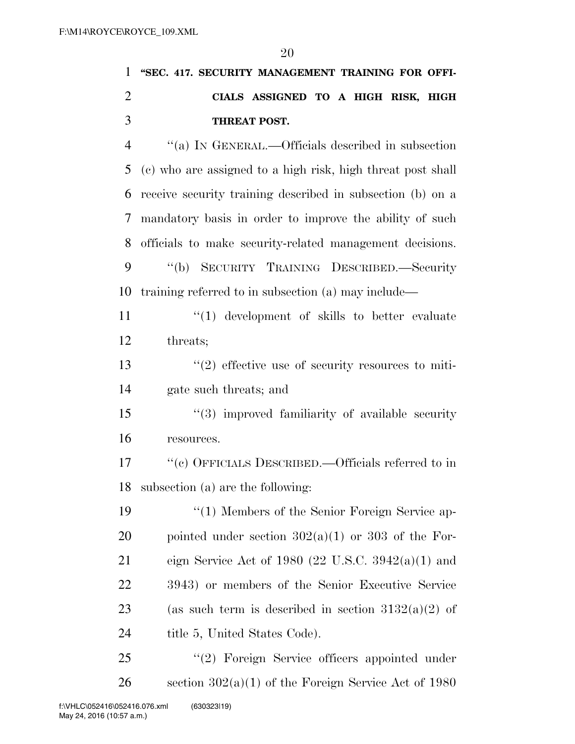**"SEC. 417. SECURITY MANAGEMENT TRAINING FOR OFFICIALS ASSIGNED TO A HIGH RISK, HIGH THREAT POST.**

"(a) IN GENERAL.—Officials described in subsection (c) who are assigned to a high risk, high threat post shall receive security training described in subsection (b) on a mandatory basis in order to improve the ability of such officials to make security-related management decisions.

"(b) SECURITY TRAINING DESCRIBED.—Security training referred to in subsection (a) may include—

"(1) development of skills to better evaluate threats;

"(2) effective use of security resources to mitigate such threats; and

"(3) improved familiarity of available security resources.

"(c) OFFICIALS DESCRIBED.—Officials referred to in subsection (a) are the following:

"(1) Members of the Senior Foreign Service appointed under section 302(a)(1) or 303 of the Foreign Service Act of 1980 (22 U.S.C. 3942(a)(1) and 3943) or members of the Senior Executive Service (as such term is described in section 3132(a)(2) of title 5, United States Code).

"(2) Foreign Service officers appointed under section 302(a)(1) of the Foreign Service Act of 1980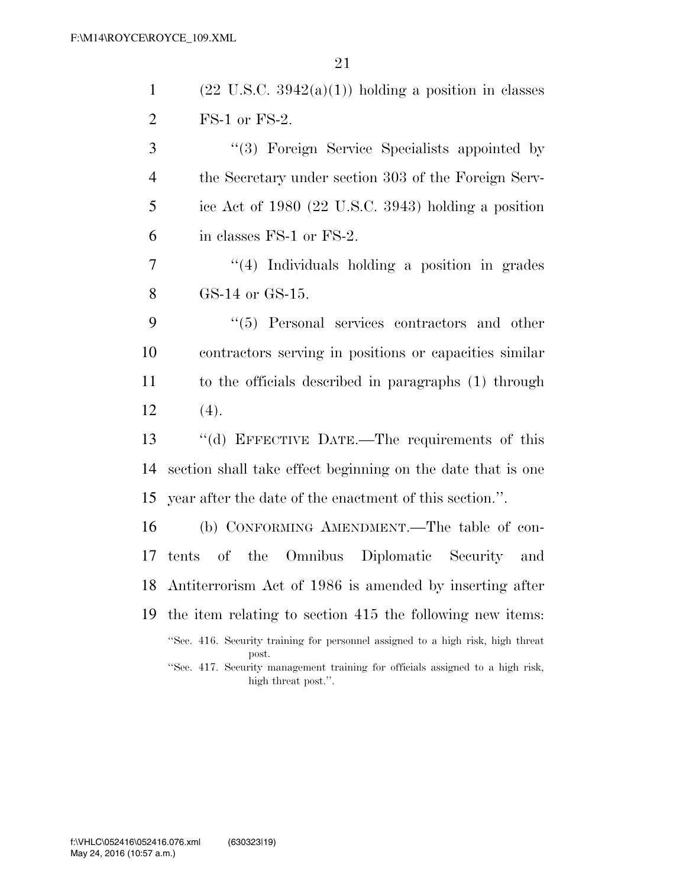(22 U.S.C. 3942(a)(1)) holding a position in classes FS-1 or FS-2.

"(3) Foreign Service Specialists appointed by the Secretary under section 303 of the Foreign Service Act of 1980 (22 U.S.C. 3943) holding a position in classes FS-1 or FS-2.

"(4) Individuals holding a position in grades GS-14 or GS-15.

"(5) Personal services contractors and other contractors serving in positions or capacities similar to the officials described in paragraphs (1) through (4).

"(d) EFFECTIVE DATE.—The requirements of this section shall take effect beginning on the date that is one year after the date of the enactment of this section.".

(b) CONFORMING AMENDMENT.—The table of contents of the Omnibus Diplomatic Security and Antiterrorism Act of 1986 is amended by inserting after the item relating to section 415 the following new items:

"Sec. 416. Security training for personnel assigned to a high risk, high threat post.

"Sec. 417. Security management training for officials assigned to a high risk, high threat post.".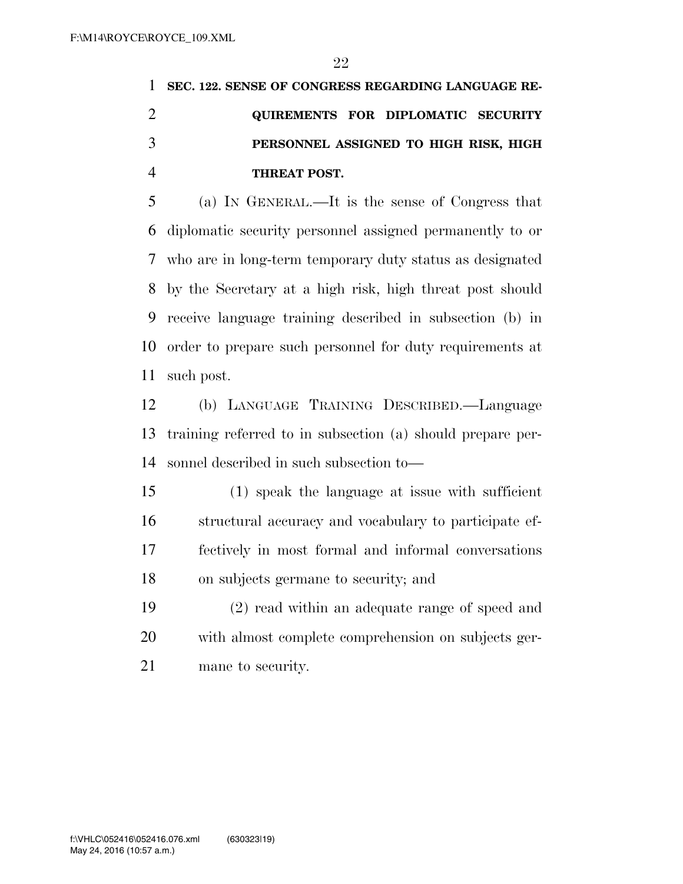### SEC. 122. SENSE OF CONGRESS REGARDING LANGUAGE REQUIREMENTS FOR DIPLOMATIC SECURITY PERSONNEL ASSIGNED TO HIGH RISK, HIGH THREAT POST.

(a) IN GENERAL.—It is the sense of Congress that diplomatic security personnel assigned permanently to or who are in long-term temporary duty status as designated by the Secretary at a high risk, high threat post should receive language training described in subsection (b) in order to prepare such personnel for duty requirements at such post.

(b) LANGUAGE TRAINING DESCRIBED.—Language training referred to in subsection (a) should prepare personnel described in such subsection to—

(1) speak the language at issue with sufficient structural accuracy and vocabulary to participate effectively in most formal and informal conversations on subjects germane to security; and

(2) read within an adequate range of speed and with almost complete comprehension on subjects germane to security.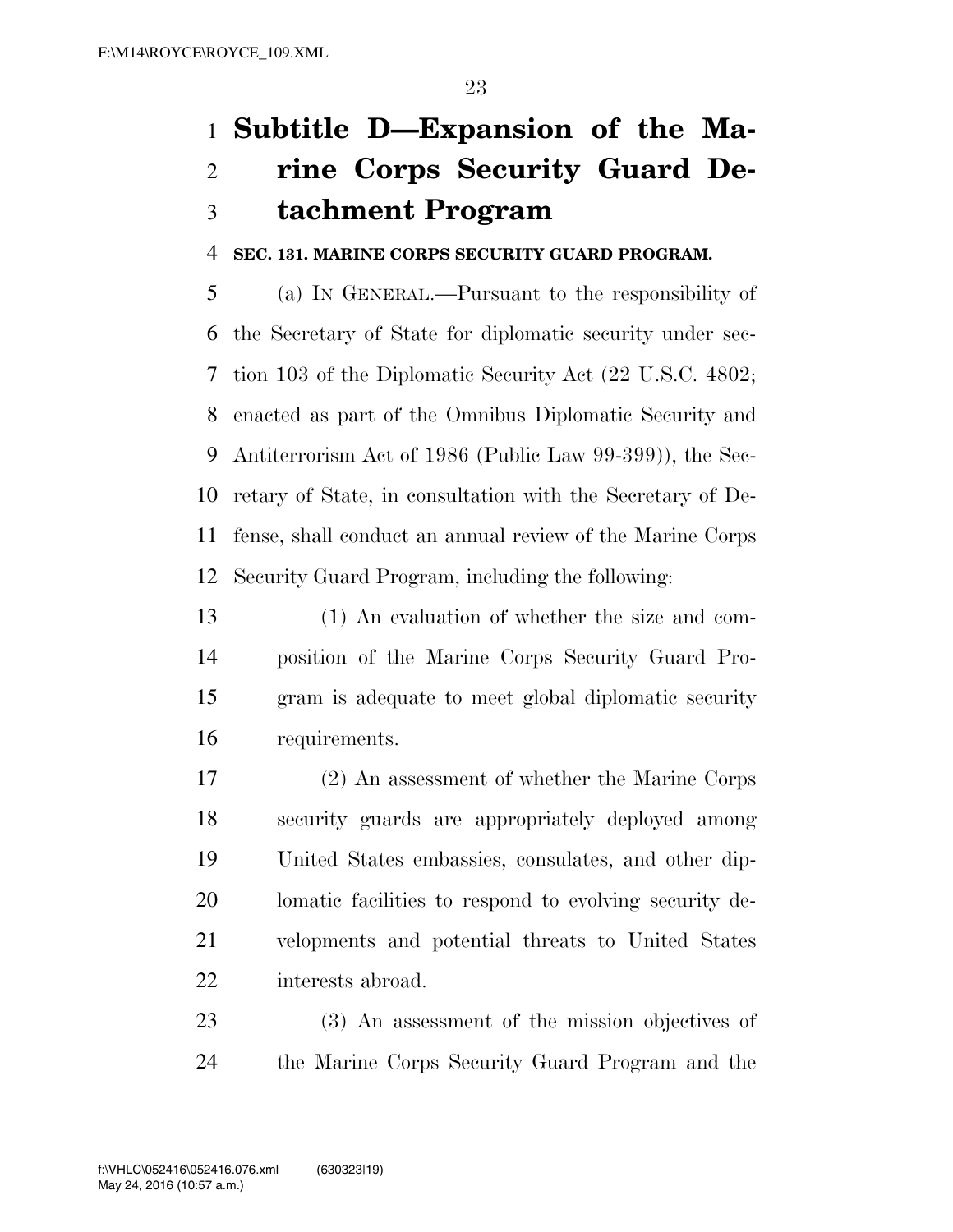## Subtitle D—Expansion of the Marine Corps Security Guard Detachment Program

**SEC. 131. MARINE CORPS SECURITY GUARD PROGRAM.**

(a) IN GENERAL.—Pursuant to the responsibility of the Secretary of State for diplomatic security under section 103 of the Diplomatic Security Act (22 U.S.C. 4802; enacted as part of the Omnibus Diplomatic Security and Antiterrorism Act of 1986 (Public Law 99-399)), the Secretary of State, in consultation with the Secretary of Defense, shall conduct an annual review of the Marine Corps Security Guard Program, including the following:

(1) An evaluation of whether the size and composition of the Marine Corps Security Guard Program is adequate to meet global diplomatic security requirements.

(2) An assessment of whether the Marine Corps security guards are appropriately deployed among United States embassies, consulates, and other diplomatic facilities to respond to evolving security developments and potential threats to United States interests abroad.

(3) An assessment of the mission objectives of the Marine Corps Security Guard Program and the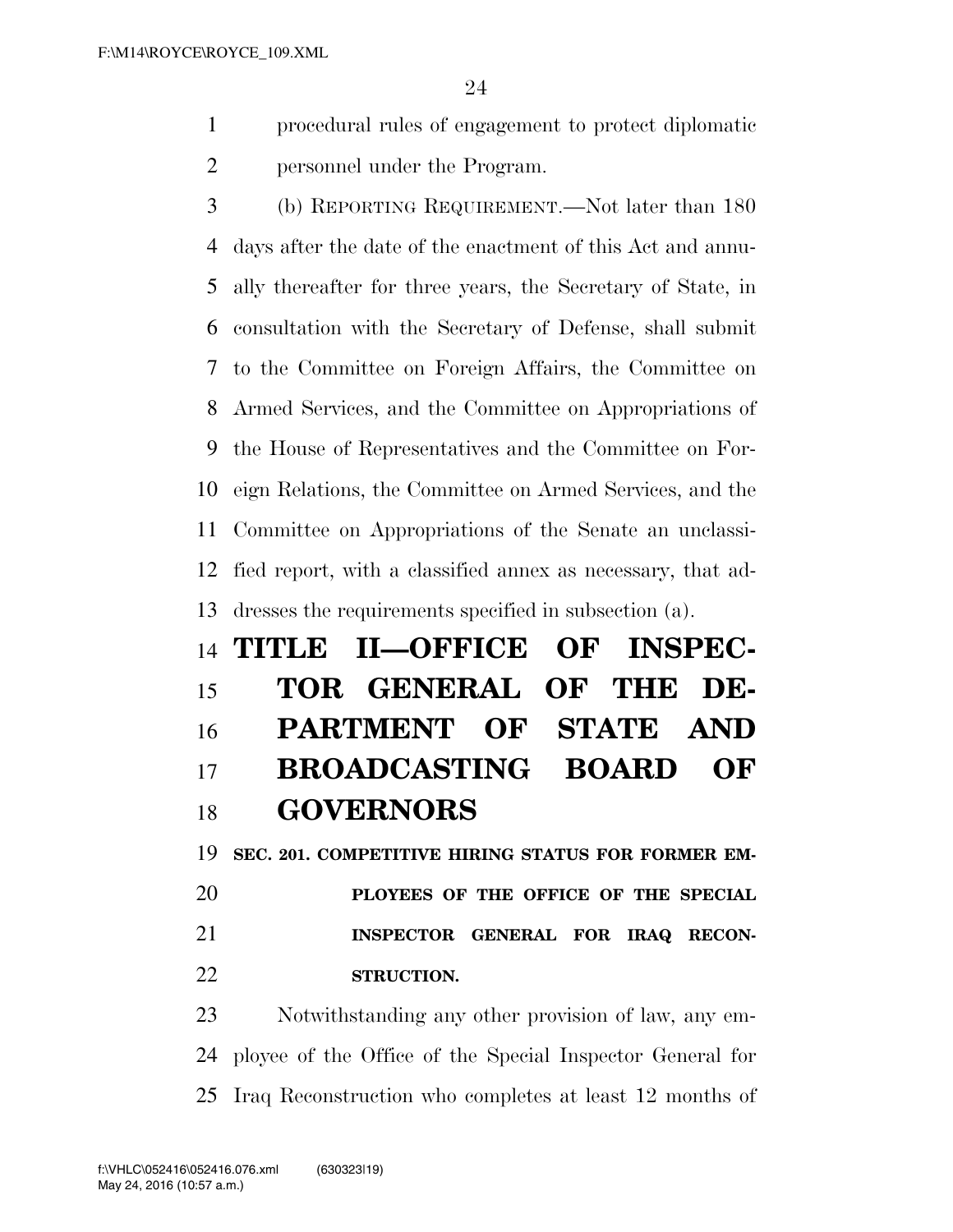procedural rules of engagement to protect diplomatic personnel under the Program.

(b) REPORTING REQUIREMENT.—Not later than 180 days after the date of the enactment of this Act and annually thereafter for three years, the Secretary of State, in consultation with the Secretary of Defense, shall submit to the Committee on Foreign Affairs, the Committee on Armed Services, and the Committee on Appropriations of the House of Representatives and the Committee on Foreign Relations, the Committee on Armed Services, and the Committee on Appropriations of the Senate an unclassified report, with a classified annex as necessary, that addresses the requirements specified in subsection (a).

# TITLE II—OFFICE OF INSPECTOR GENERAL OF THE DEPARTMENT OF STATE AND BROADCASTING BOARD OF GOVERNORS

### SEC. 201. COMPETITIVE HIRING STATUS FOR FORMER EMPLOYEES OF THE OFFICE OF THE SPECIAL INSPECTOR GENERAL FOR IRAQ RECONSTRUCTION.

Notwithstanding any other provision of law, any employee of the Office of the Special Inspector General for Iraq Reconstruction who completes at least 12 months of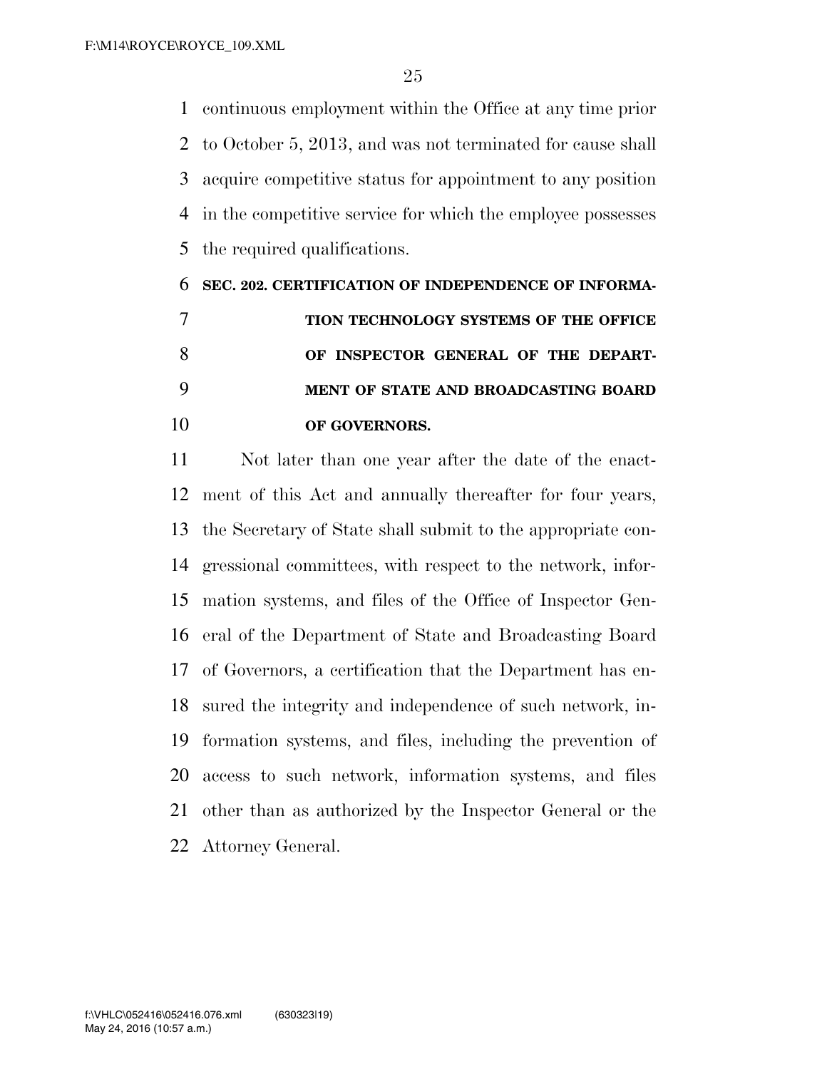continuous employment within the Office at any time prior to October 5, 2013, and was not terminated for cause shall acquire competitive status for appointment to any position in the competitive service for which the employee possesses the required qualifications.

### SEC. 202. CERTIFICATION OF INDEPENDENCE OF INFORMATION TECHNOLOGY SYSTEMS OF THE OFFICE OF INSPECTOR GENERAL OF THE DEPARTMENT OF STATE AND BROADCASTING BOARD OF GOVERNORS.

Not later than one year after the date of the enactment of this Act and annually thereafter for four years, the Secretary of State shall submit to the appropriate congressional committees, with respect to the network, information systems, and files of the Office of Inspector General of the Department of State and Broadcasting Board of Governors, a certification that the Department has ensured the integrity and independence of such network, information systems, and files, including the prevention of access to such network, information systems, and files other than as authorized by the Inspector General or the Attorney General.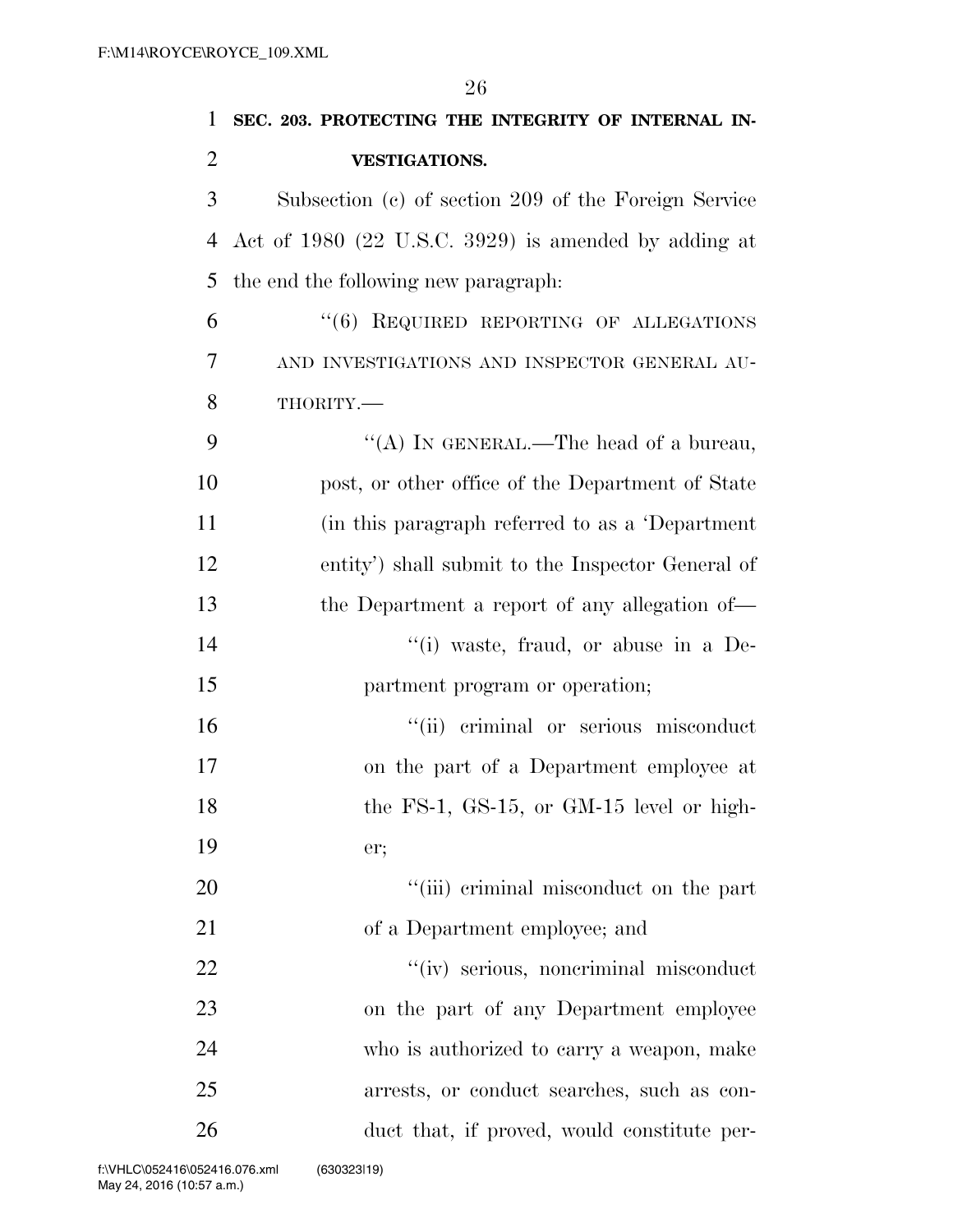**SEC. 203. PROTECTING THE INTEGRITY OF INTERNAL INVESTIGATIONS.**

Subsection (c) of section 209 of the Foreign Service Act of 1980 (22 U.S.C. 3929) is amended by adding at the end the following new paragraph:

"(6) REQUIRED REPORTING OF ALLEGATIONS AND INVESTIGATIONS AND INSPECTOR GENERAL AUTHORITY.—

"(A) IN GENERAL.—The head of a bureau, post, or other office of the Department of State (in this paragraph referred to as a 'Department entity') shall submit to the Inspector General of the Department a report of any allegation of—

"(i) waste, fraud, or abuse in a Department program or operation;

"(ii) criminal or serious misconduct on the part of a Department employee at the FS-1, GS-15, or GM-15 level or higher;

"(iii) criminal misconduct on the part of a Department employee; and

"(iv) serious, noncriminal misconduct on the part of any Department employee who is authorized to carry a weapon, make arrests, or conduct searches, such as conduct that, if proved, would constitute per-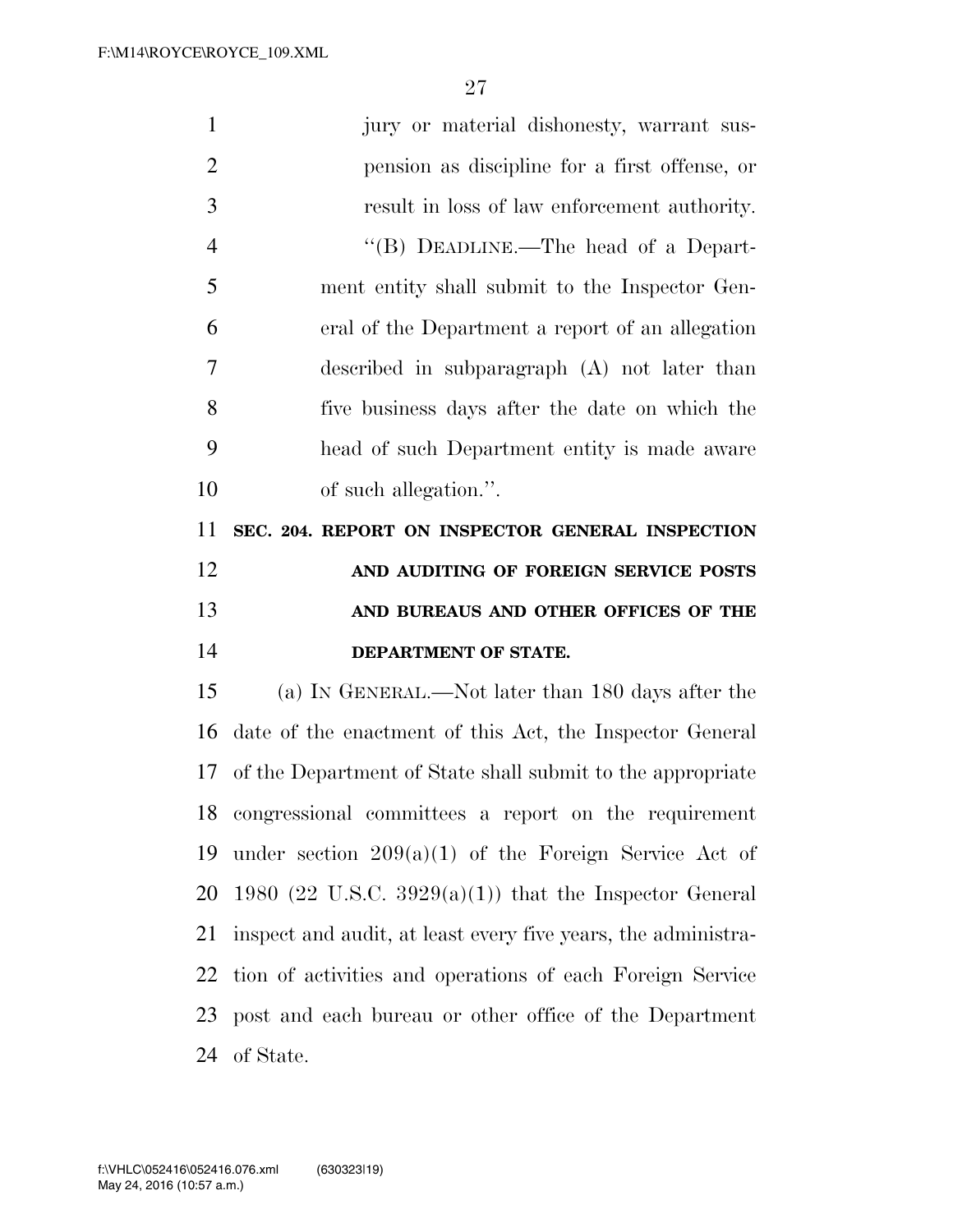jury or material dishonesty, warrant suspension as discipline for a first offense, or result in loss of law enforcement authority.

"(B) DEADLINE.—The head of a Department entity shall submit to the Inspector General of the Department a report of an allegation described in subparagraph (A) not later than five business days after the date on which the head of such Department entity is made aware of such allegation.".

**SEC. 204. REPORT ON INSPECTOR GENERAL INSPECTION AND AUDITING OF FOREIGN SERVICE POSTS AND BUREAUS AND OTHER OFFICES OF THE DEPARTMENT OF STATE.**

(a) IN GENERAL.—Not later than 180 days after the date of the enactment of this Act, the Inspector General of the Department of State shall submit to the appropriate congressional committees a report on the requirement under section 209(a)(1) of the Foreign Service Act of 1980 (22 U.S.C. 3929(a)(1)) that the Inspector General inspect and audit, at least every five years, the administration of activities and operations of each Foreign Service post and each bureau or other office of the Department of State.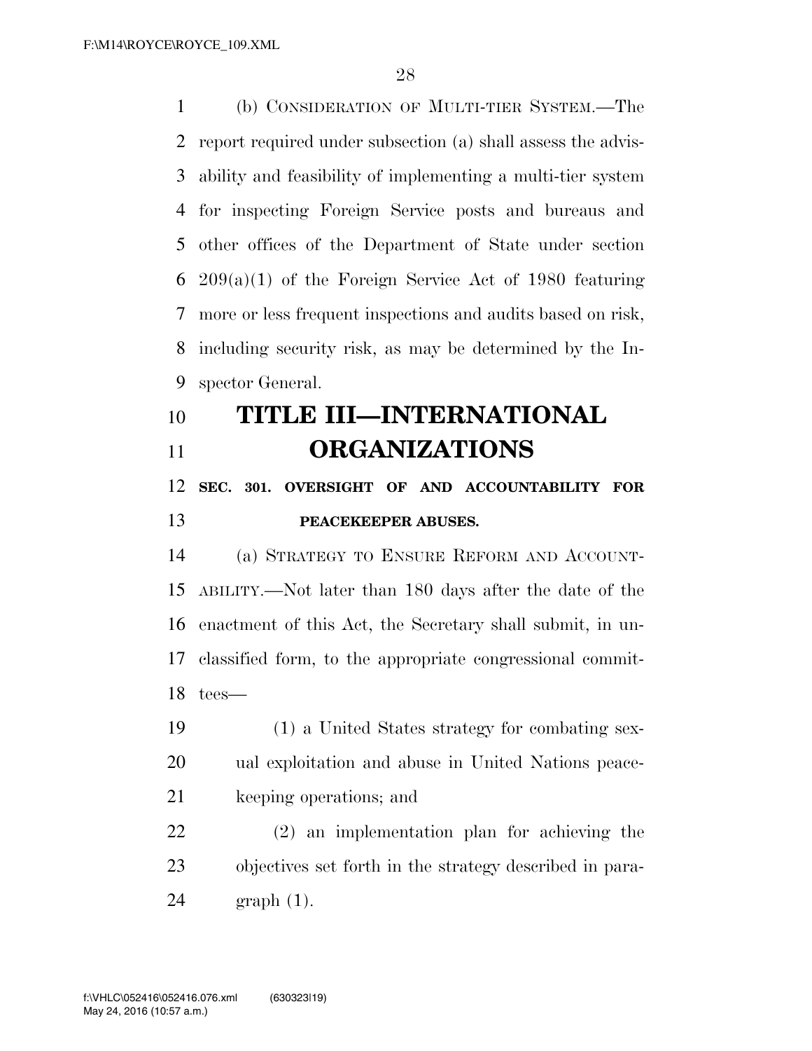(b) CONSIDERATION OF MULTI-TIER SYSTEM.—The report required under subsection (a) shall assess the advisability and feasibility of implementing a multi-tier system for inspecting Foreign Service posts and bureaus and other offices of the Department of State under section 209(a)(1) of the Foreign Service Act of 1980 featuring more or less frequent inspections and audits based on risk, including security risk, as may be determined by the Inspector General.

# TITLE III—INTERNATIONAL ORGANIZATIONS

## SEC. 301. OVERSIGHT OF AND ACCOUNTABILITY FOR PEACEKEEPER ABUSES.

(a) STRATEGY TO ENSURE REFORM AND ACCOUNTABILITY.—Not later than 180 days after the date of the enactment of this Act, the Secretary shall submit, in unclassified form, to the appropriate congressional committees—

(1) a United States strategy for combating sexual exploitation and abuse in United Nations peacekeeping operations; and

(2) an implementation plan for achieving the objectives set forth in the strategy described in paragraph (1).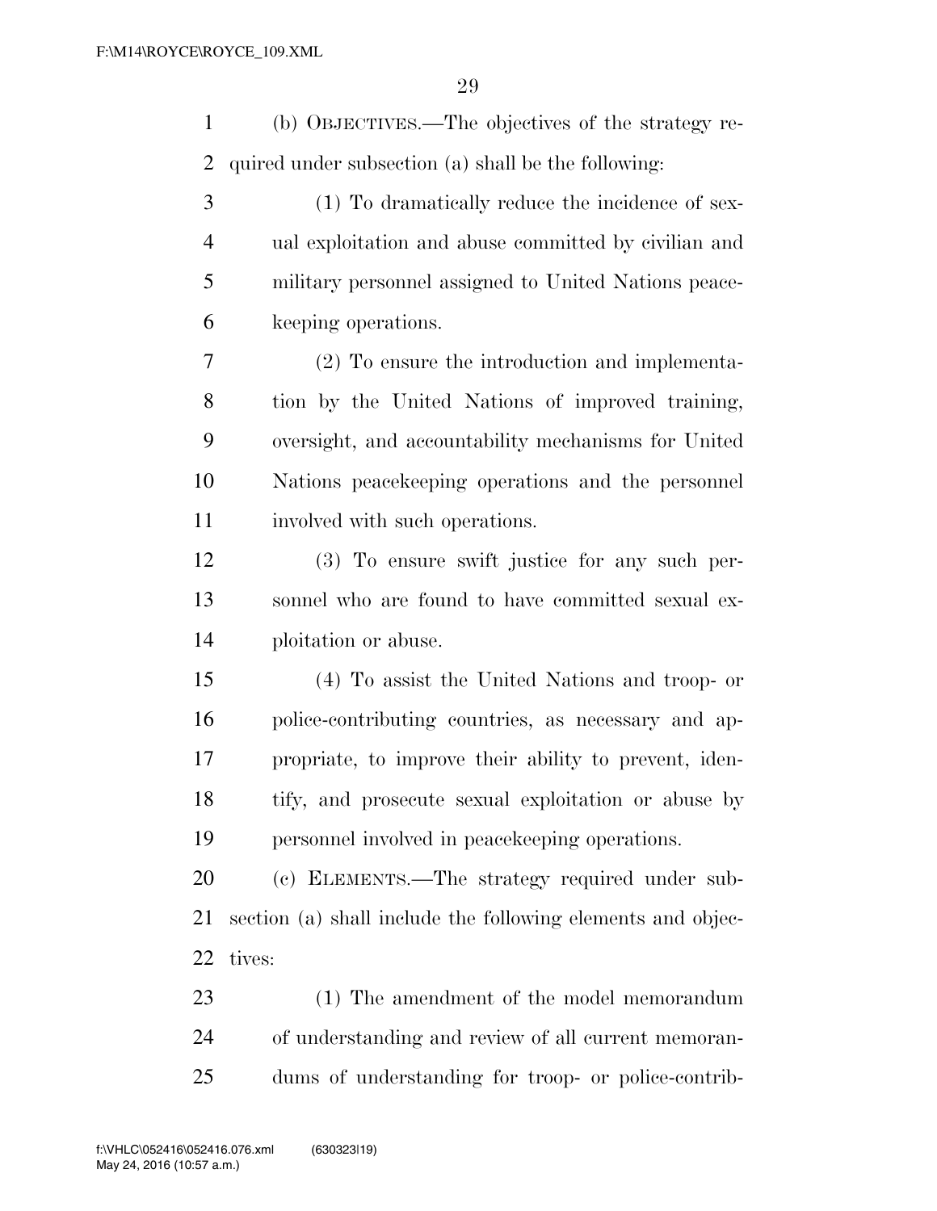(b) OBJECTIVES.—The objectives of the strategy required under subsection (a) shall be the following:

(1) To dramatically reduce the incidence of sexual exploitation and abuse committed by civilian and military personnel assigned to United Nations peacekeeping operations.

(2) To ensure the introduction and implementation by the United Nations of improved training, oversight, and accountability mechanisms for United Nations peacekeeping operations and the personnel involved with such operations.

(3) To ensure swift justice for any such personnel who are found to have committed sexual exploitation or abuse.

(4) To assist the United Nations and troop- or police-contributing countries, as necessary and appropriate, to improve their ability to prevent, identify, and prosecute sexual exploitation or abuse by personnel involved in peacekeeping operations.

(c) ELEMENTS.—The strategy required under subsection (a) shall include the following elements and objectives:

(1) The amendment of the model memorandum of understanding and review of all current memorandums of understanding for troop- or police-contrib-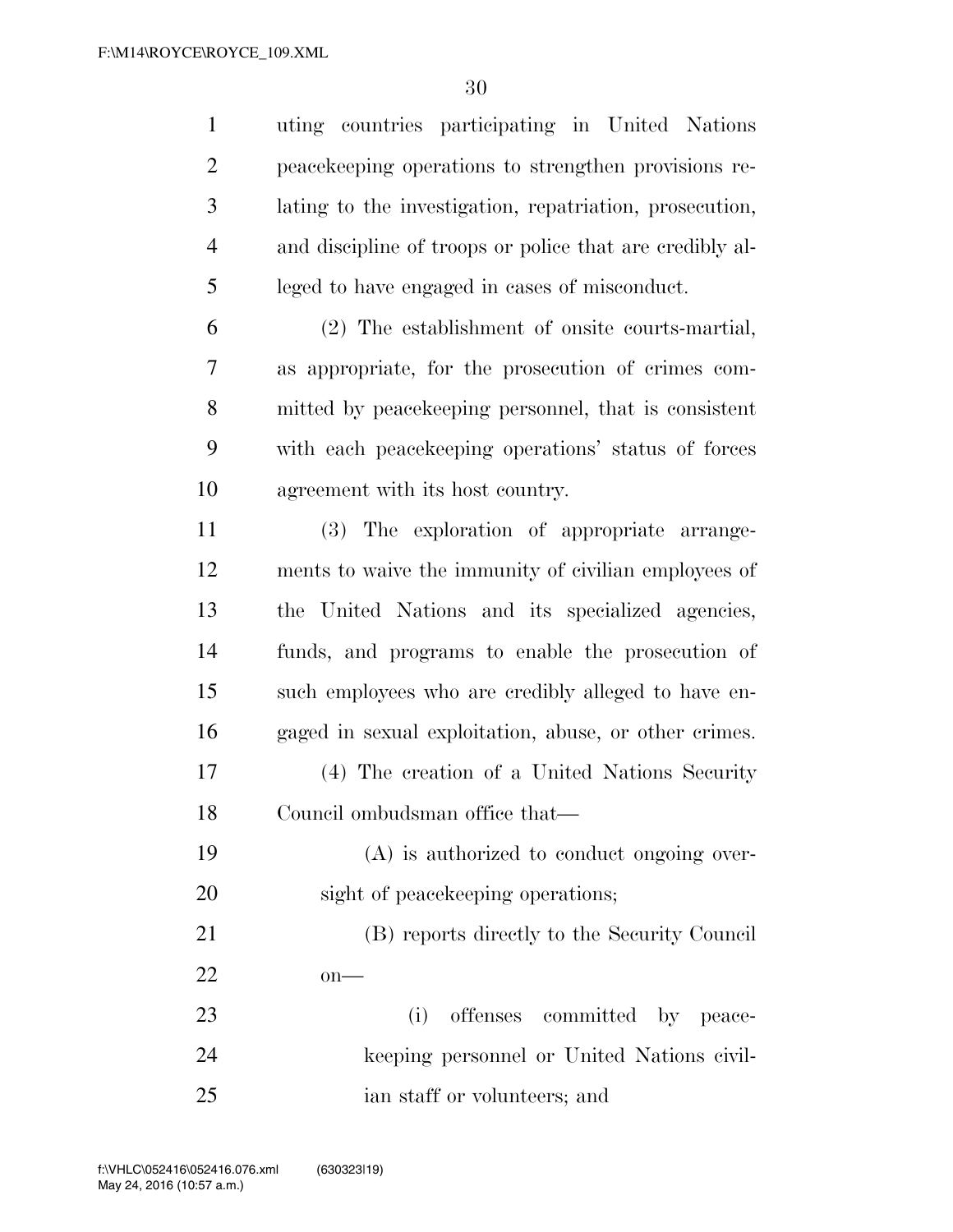uting countries participating in United Nations peacekeeping operations to strengthen provisions relating to the investigation, repatriation, prosecution, and discipline of troops or police that are credibly alleged to have engaged in cases of misconduct.

(2) The establishment of onsite courts-martial, as appropriate, for the prosecution of crimes committed by peacekeeping personnel, that is consistent with each peacekeeping operations' status of forces agreement with its host country.

(3) The exploration of appropriate arrangements to waive the immunity of civilian employees of the United Nations and its specialized agencies, funds, and programs to enable the prosecution of such employees who are credibly alleged to have engaged in sexual exploitation, abuse, or other crimes.

(4) The creation of a United Nations Security Council ombudsman office that—

(A) is authorized to conduct ongoing oversight of peacekeeping operations;

(B) reports directly to the Security Council on—

(i) offenses committed by peacekeeping personnel or United Nations civilian staff or volunteers; and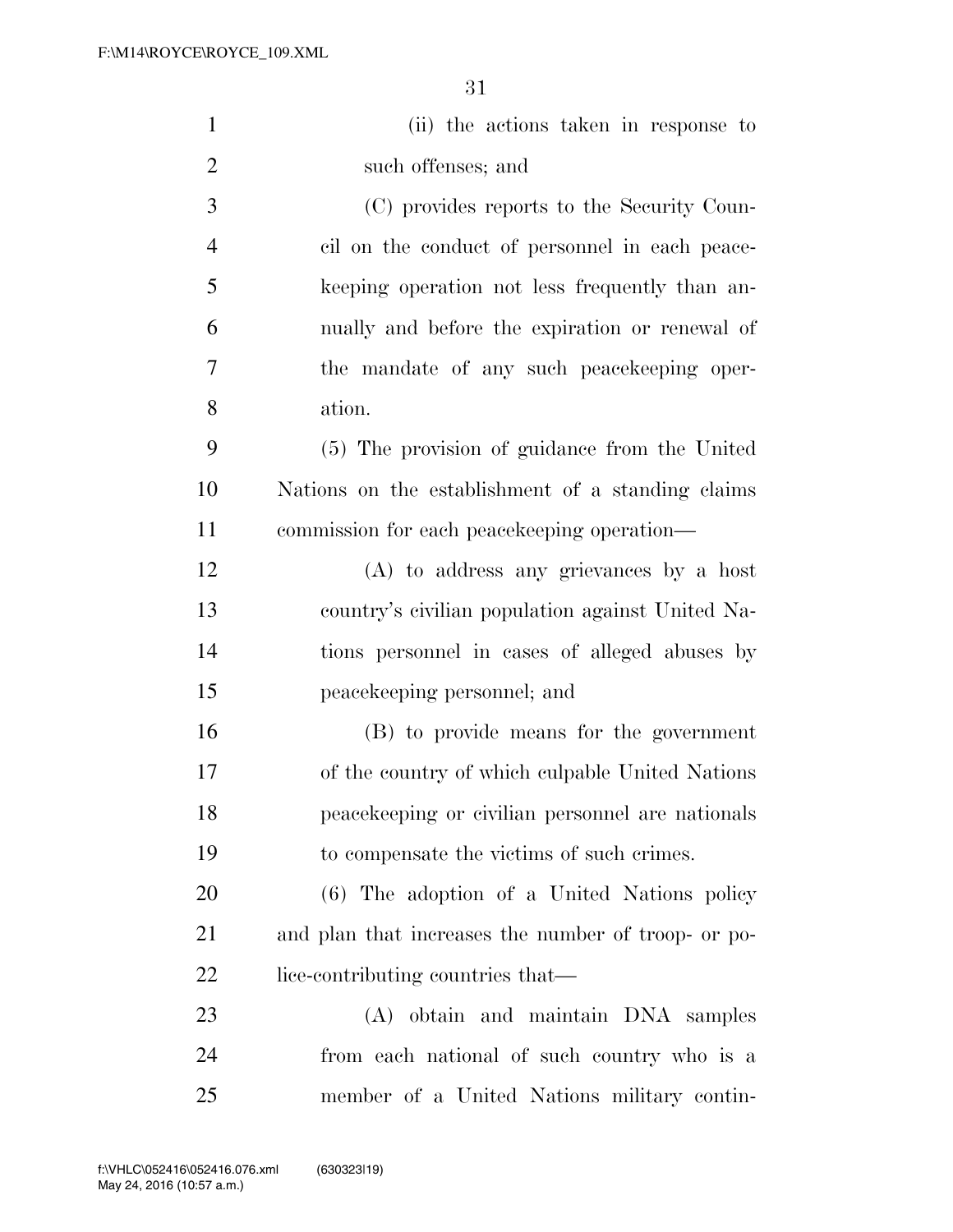(ii) the actions taken in response to such offenses; and

(C) provides reports to the Security Council on the conduct of personnel in each peacekeeping operation not less frequently than annually and before the expiration or renewal of the mandate of any such peacekeeping operation.

(5) The provision of guidance from the United Nations on the establishment of a standing claims commission for each peacekeeping operation—

(A) to address any grievances by a host country's civilian population against United Nations personnel in cases of alleged abuses by peacekeeping personnel; and

(B) to provide means for the government of the country of which culpable United Nations peacekeeping or civilian personnel are nationals to compensate the victims of such crimes.

(6) The adoption of a United Nations policy and plan that increases the number of troop- or police-contributing countries that—

(A) obtain and maintain DNA samples from each national of such country who is a member of a United Nations military contin-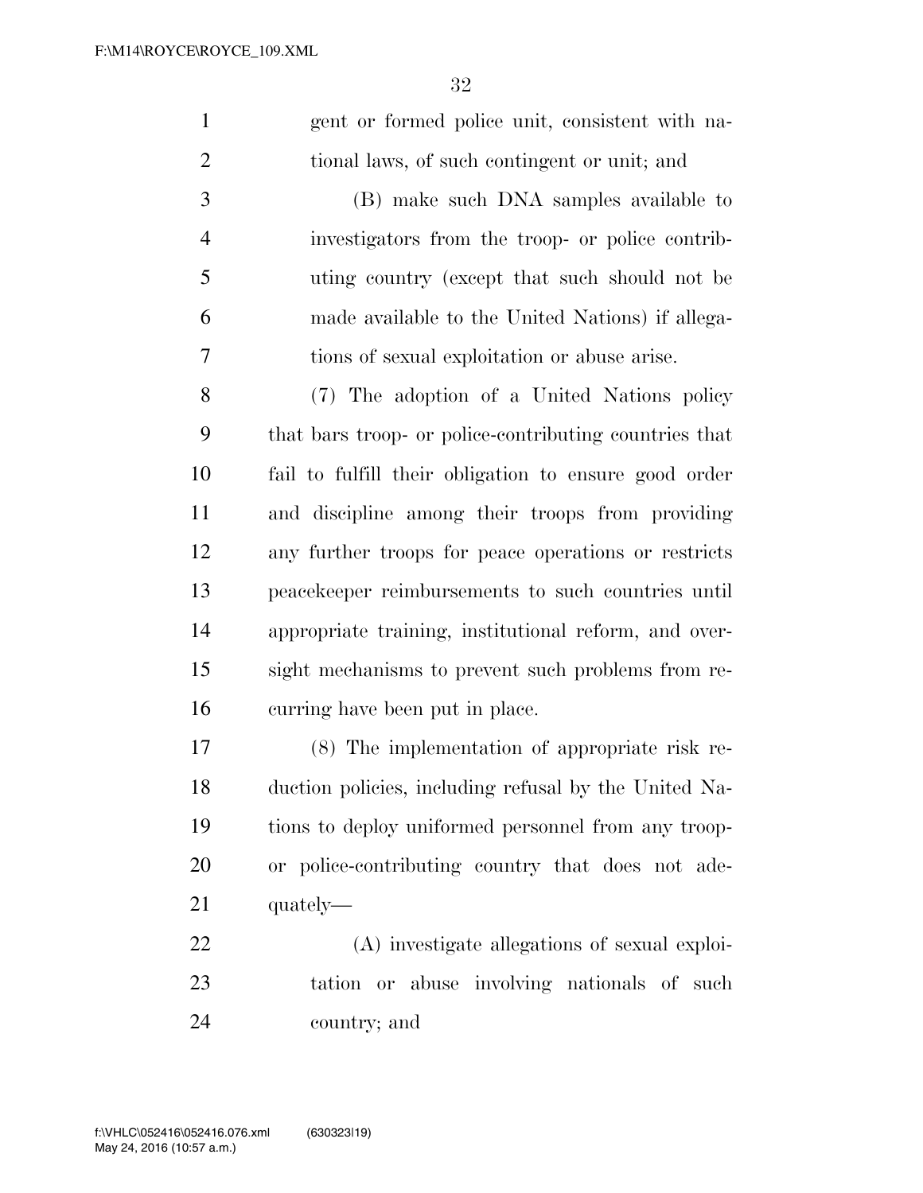gent or formed police unit, consistent with national laws, of such contingent or unit; and

(B) make such DNA samples available to investigators from the troop- or police contributing country (except that such should not be made available to the United Nations) if allegations of sexual exploitation or abuse arise.

(7) The adoption of a United Nations policy that bars troop- or police-contributing countries that fail to fulfill their obligation to ensure good order and discipline among their troops from providing any further troops for peace operations or restricts peacekeeper reimbursements to such countries until appropriate training, institutional reform, and oversight mechanisms to prevent such problems from recurring have been put in place.

(8) The implementation of appropriate risk reduction policies, including refusal by the United Nations to deploy uniformed personnel from any troop- or police-contributing country that does not adequately—

(A) investigate allegations of sexual exploitation or abuse involving nationals of such country; and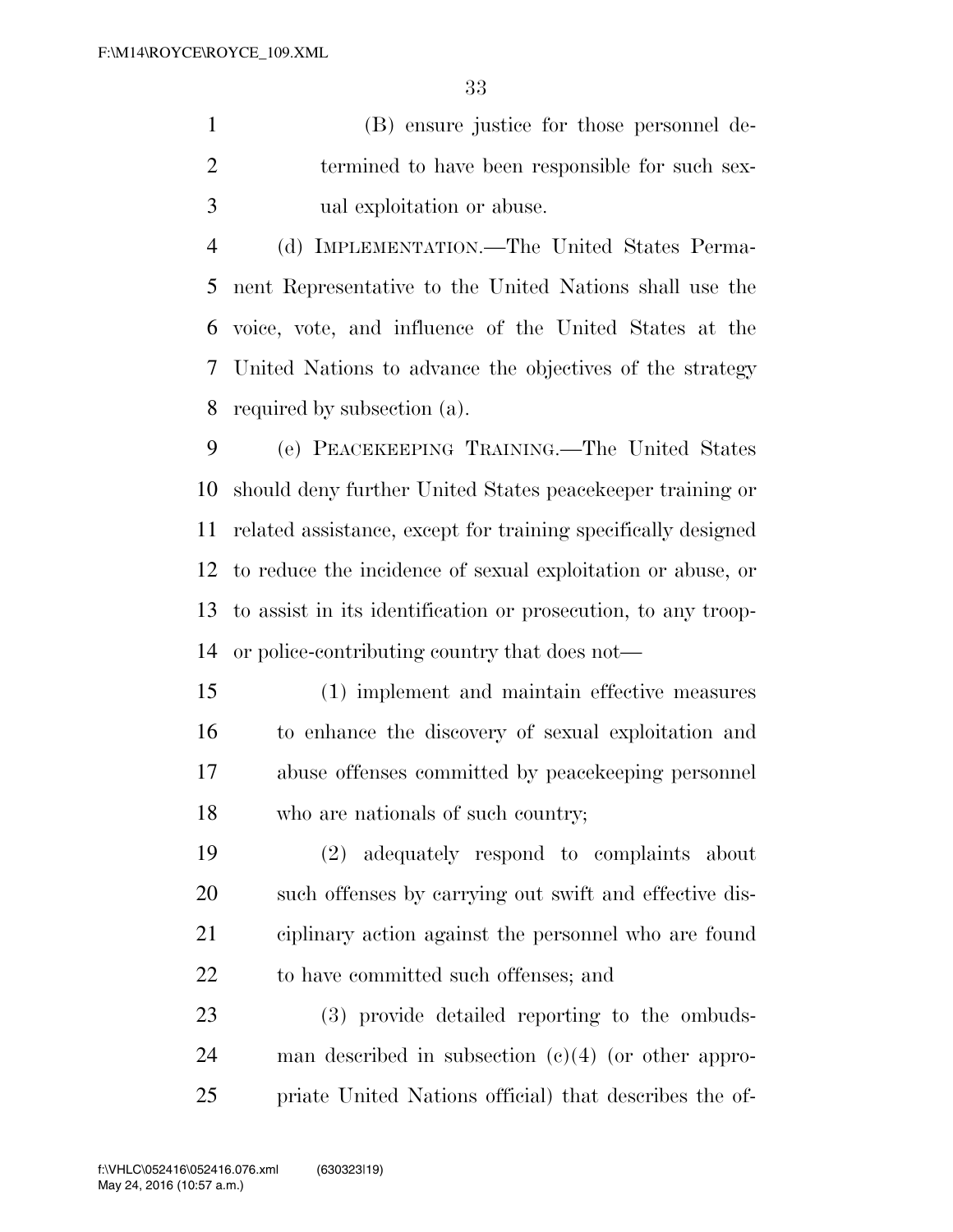(B) ensure justice for those personnel determined to have been responsible for such sexual exploitation or abuse.

(d) IMPLEMENTATION.—The United States Permanent Representative to the United Nations shall use the voice, vote, and influence of the United States at the United Nations to advance the objectives of the strategy required by subsection (a).

(e) PEACEKEEPING TRAINING.—The United States should deny further United States peacekeeper training or related assistance, except for training specifically designed to reduce the incidence of sexual exploitation or abuse, or to assist in its identification or prosecution, to any troop- or police-contributing country that does not—

(1) implement and maintain effective measures to enhance the discovery of sexual exploitation and abuse offenses committed by peacekeeping personnel who are nationals of such country;

(2) adequately respond to complaints about such offenses by carrying out swift and effective disciplinary action against the personnel who are found to have committed such offenses; and

(3) provide detailed reporting to the ombudsman described in subsection (c)(4) (or other appropriate United Nations official) that describes the of-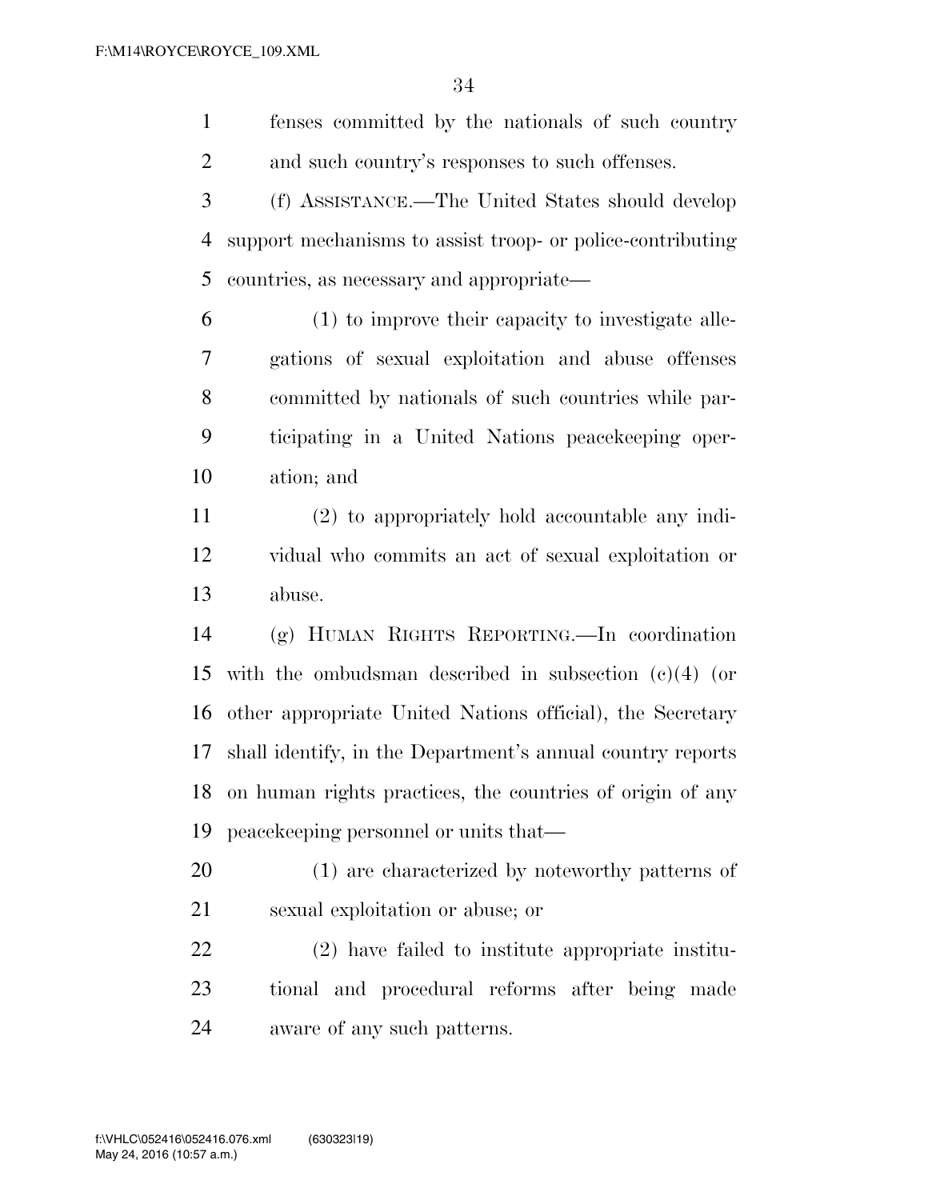fenses committed by the nationals of such country and such country's responses to such offenses.

(f) ASSISTANCE.—The United States should develop support mechanisms to assist troop- or police-contributing countries, as necessary and appropriate—

(1) to improve their capacity to investigate allegations of sexual exploitation and abuse offenses committed by nationals of such countries while participating in a United Nations peacekeeping operation; and

(2) to appropriately hold accountable any individual who commits an act of sexual exploitation or abuse.

(g) HUMAN RIGHTS REPORTING.—In coordination with the ombudsman described in subsection (c)(4) (or other appropriate United Nations official), the Secretary shall identify, in the Department's annual country reports on human rights practices, the countries of origin of any peacekeeping personnel or units that—

(1) are characterized by noteworthy patterns of sexual exploitation or abuse; or

(2) have failed to institute appropriate institutional and procedural reforms after being made aware of any such patterns.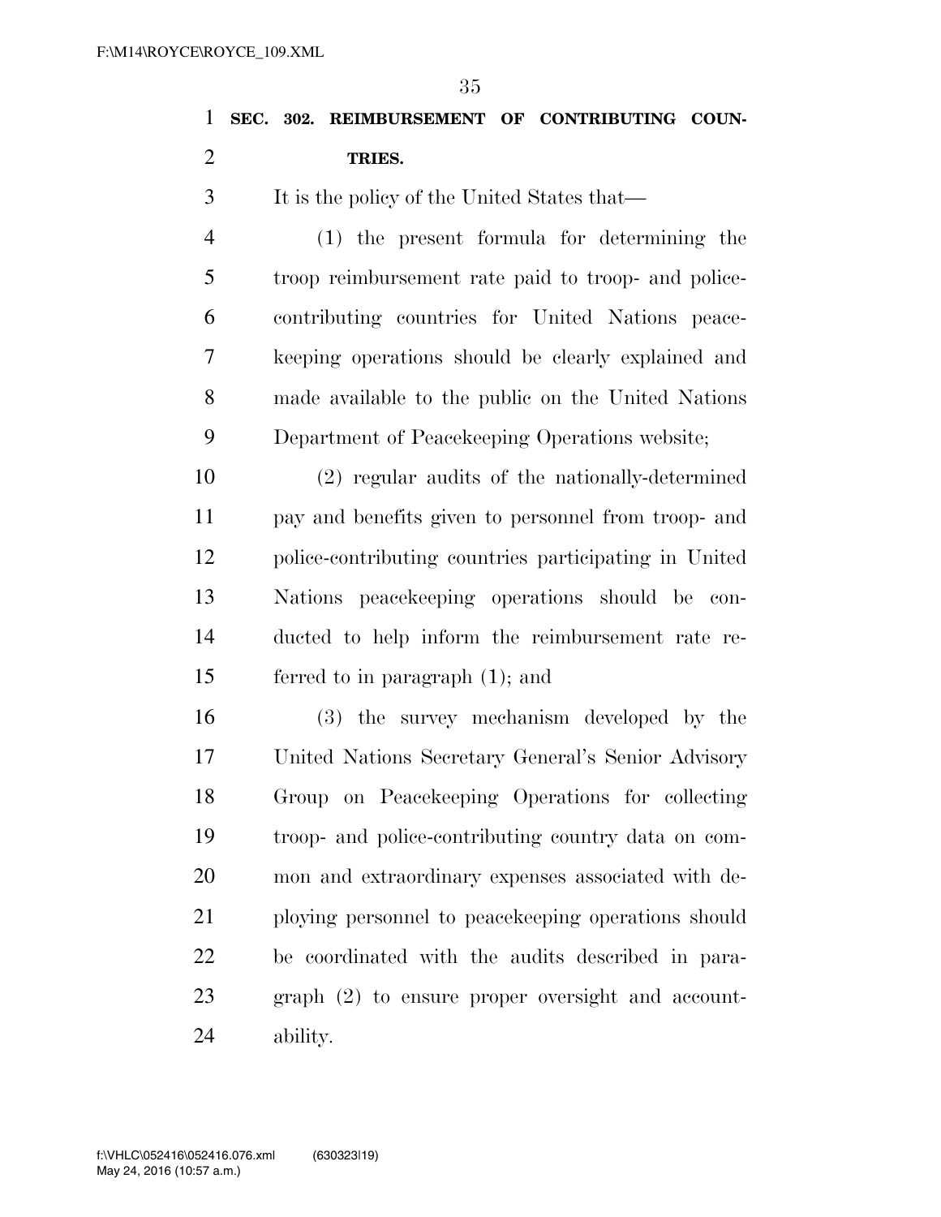**SEC. 302. REIMBURSEMENT OF CONTRIBUTING COUNTRIES.**

It is the policy of the United States that—

(1) the present formula for determining the troop reimbursement rate paid to troop- and police-contributing countries for United Nations peacekeeping operations should be clearly explained and made available to the public on the United Nations Department of Peacekeeping Operations website;

(2) regular audits of the nationally-determined pay and benefits given to personnel from troop- and police-contributing countries participating in United Nations peacekeeping operations should be conducted to help inform the reimbursement rate referred to in paragraph (1); and

(3) the survey mechanism developed by the United Nations Secretary General's Senior Advisory Group on Peacekeeping Operations for collecting troop- and police-contributing country data on common and extraordinary expenses associated with deploying personnel to peacekeeping operations should be coordinated with the audits described in paragraph (2) to ensure proper oversight and accountability.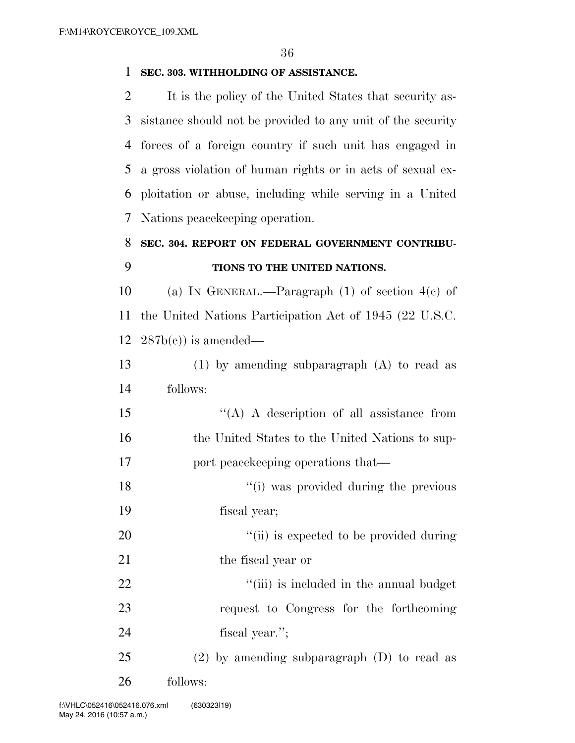**SEC. 303. WITHHOLDING OF ASSISTANCE.**

It is the policy of the United States that security assistance should not be provided to any unit of the security forces of a foreign country if such unit has engaged in a gross violation of human rights or in acts of sexual exploitation or abuse, including while serving in a United Nations peacekeeping operation.

**SEC. 304. REPORT ON FEDERAL GOVERNMENT CONTRIBUTIONS TO THE UNITED NATIONS.**

(a) IN GENERAL.—Paragraph (1) of section 4(c) of the United Nations Participation Act of 1945 (22 U.S.C. 287b(c)) is amended—

(1) by amending subparagraph (A) to read as follows:

"(A) A description of all assistance from the United States to the United Nations to support peacekeeping operations that—

"(i) was provided during the previous fiscal year;

"(ii) is expected to be provided during the fiscal year or

"(iii) is included in the annual budget request to Congress for the forthcoming fiscal year.";

(2) by amending subparagraph (D) to read as follows: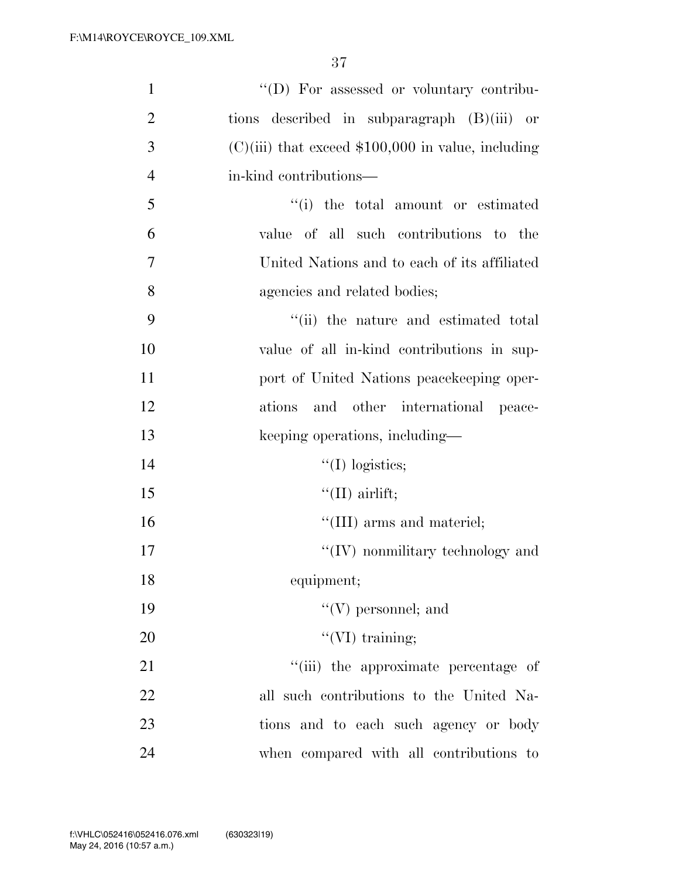''(D) For assessed or voluntary contributions described in subparagraph (B)(iii) or (C)(iii) that exceed $100,000 in value, including in-kind contributions—

''(i) the total amount or estimated value of all such contributions to the United Nations and to each of its affiliated agencies and related bodies;

''(ii) the nature and estimated total value of all in-kind contributions in support of United Nations peacekeeping operations and other international peacekeeping operations, including—

''(I) logistics;

''(II) airlift;

''(III) arms and materiel;

''(IV) nonmilitary technology and equipment;

''(V) personnel; and

''(VI) training;

''(iii) the approximate percentage of all such contributions to the United Nations and to each such agency or body when compared with all contributions to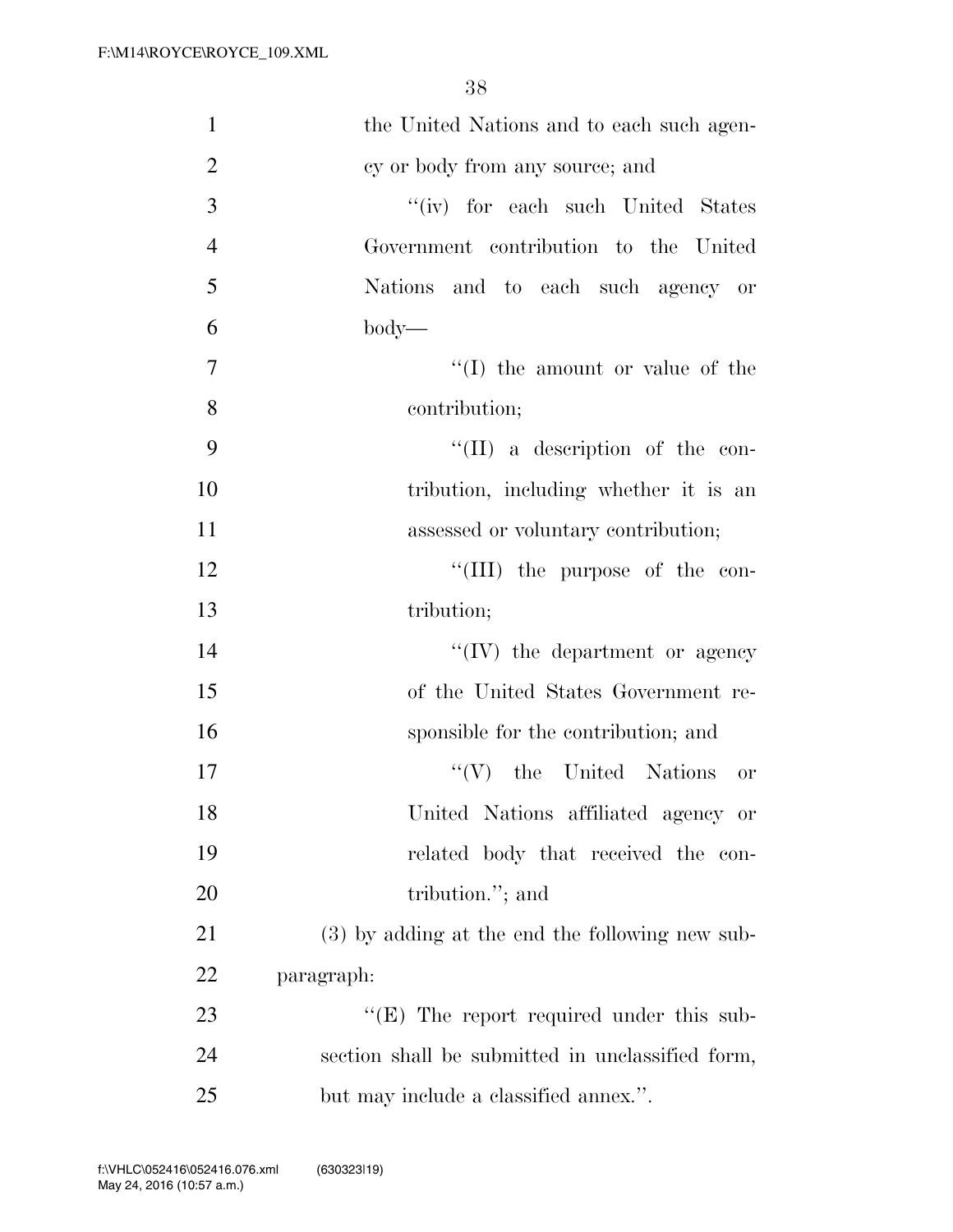the United Nations and to each such agency or body from any source; and

"(iv) for each such United States Government contribution to the United Nations and to each such agency or body—

"(I) the amount or value of the contribution;

"(II) a description of the contribution, including whether it is an assessed or voluntary contribution;

"(III) the purpose of the contribution;

"(IV) the department or agency of the United States Government responsible for the contribution; and

"(V) the United Nations or United Nations affiliated agency or related body that received the contribution."; and

(3) by adding at the end the following new subparagraph:

"(E) The report required under this subsection shall be submitted in unclassified form, but may include a classified annex.".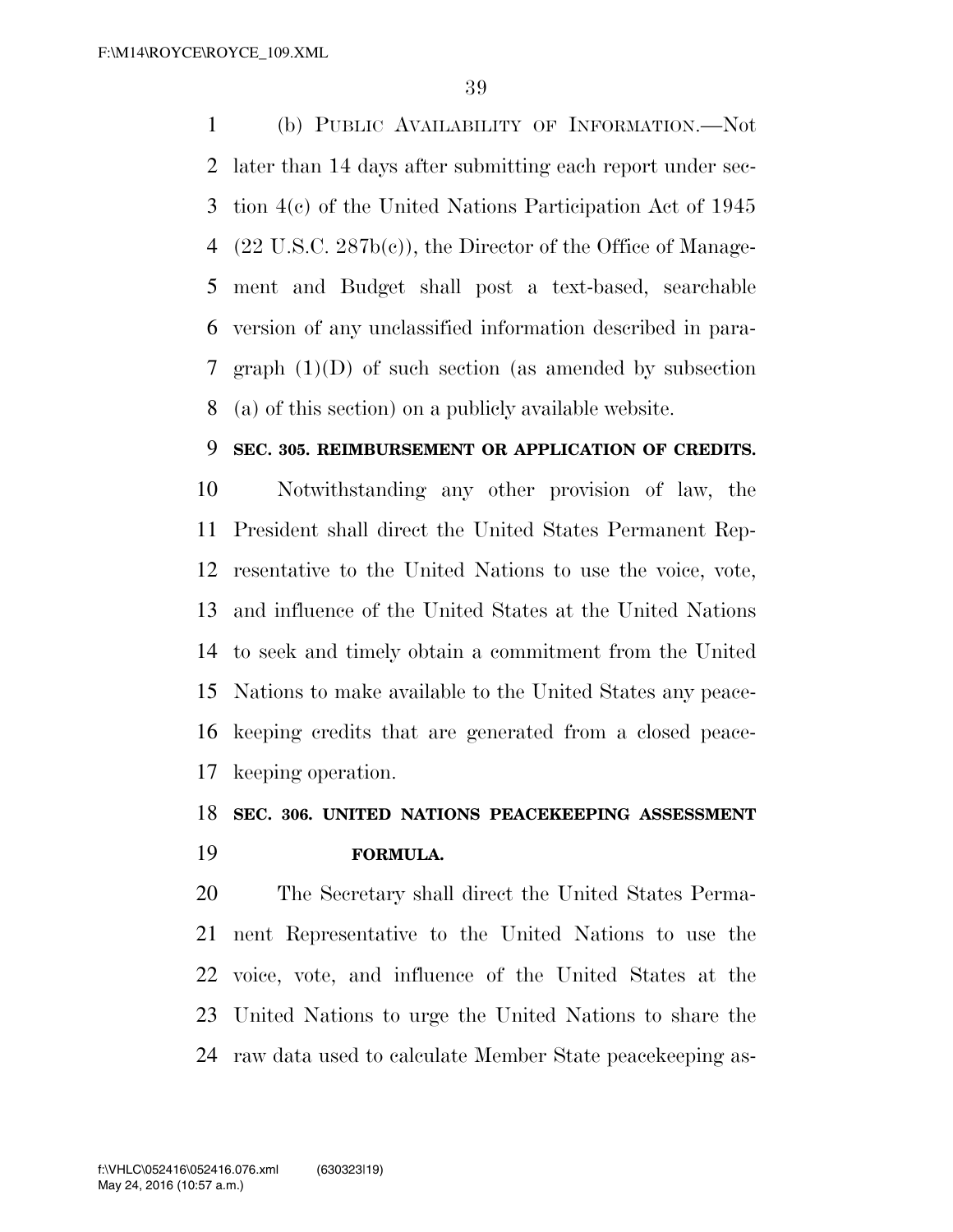(b) PUBLIC AVAILABILITY OF INFORMATION.—Not later than 14 days after submitting each report under section 4(c) of the United Nations Participation Act of 1945 (22 U.S.C. 287b(c)), the Director of the Office of Management and Budget shall post a text-based, searchable version of any unclassified information described in paragraph (1)(D) of such section (as amended by subsection (a) of this section) on a publicly available website.

**SEC. 305. REIMBURSEMENT OR APPLICATION OF CREDITS.**

Notwithstanding any other provision of law, the President shall direct the United States Permanent Representative to the United Nations to use the voice, vote, and influence of the United States at the United Nations to seek and timely obtain a commitment from the United Nations to make available to the United States any peacekeeping credits that are generated from a closed peacekeeping operation.

**SEC. 306. UNITED NATIONS PEACEKEEPING ASSESSMENT FORMULA.**

The Secretary shall direct the United States Permanent Representative to the United Nations to use the voice, vote, and influence of the United States at the United Nations to urge the United Nations to share the raw data used to calculate Member State peacekeeping as-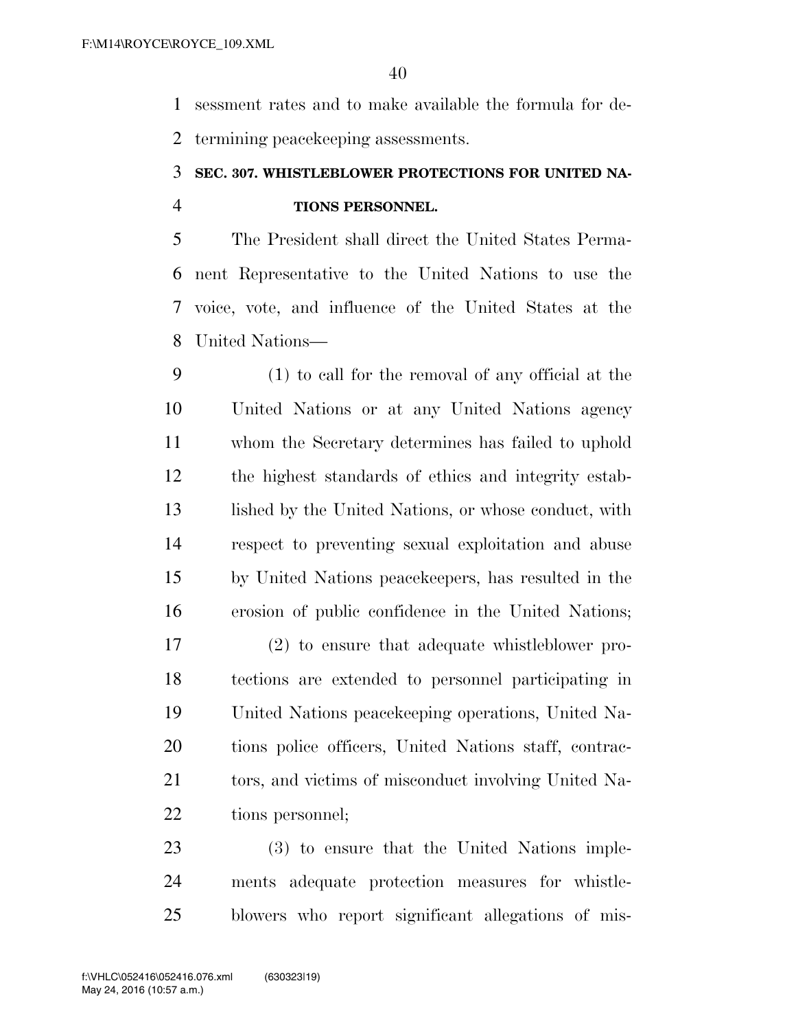sessment rates and to make available the formula for determining peacekeeping assessments.

**SEC. 307. WHISTLEBLOWER PROTECTIONS FOR UNITED NATIONS PERSONNEL.**

The President shall direct the United States Permanent Representative to the United Nations to use the voice, vote, and influence of the United States at the United Nations—

(1) to call for the removal of any official at the United Nations or at any United Nations agency whom the Secretary determines has failed to uphold the highest standards of ethics and integrity established by the United Nations, or whose conduct, with respect to preventing sexual exploitation and abuse by United Nations peacekeepers, has resulted in the erosion of public confidence in the United Nations;

(2) to ensure that adequate whistleblower protections are extended to personnel participating in United Nations peacekeeping operations, United Nations police officers, United Nations staff, contractors, and victims of misconduct involving United Nations personnel;

(3) to ensure that the United Nations implements adequate protection measures for whistleblowers who report significant allegations of mis-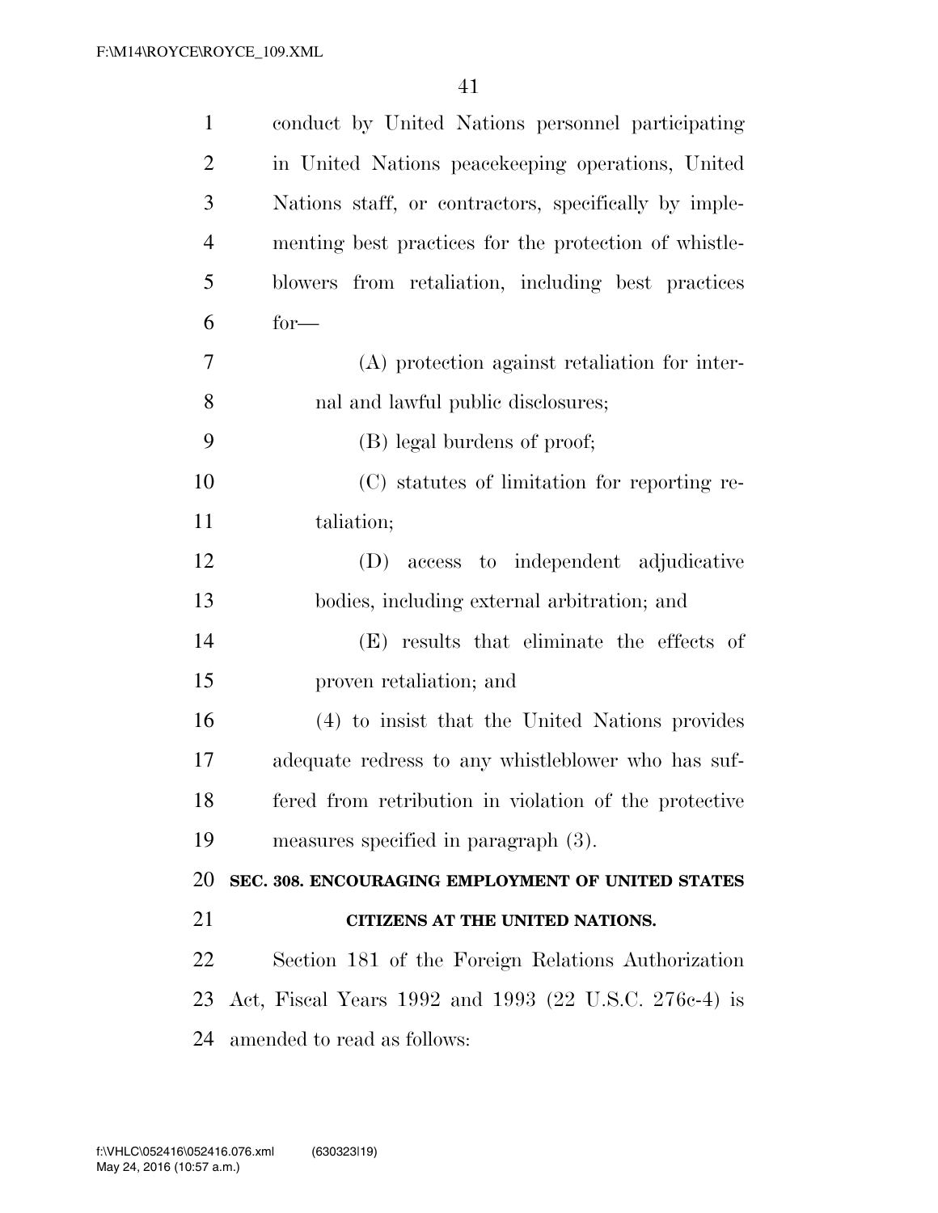conduct by United Nations personnel participating in United Nations peacekeeping operations, United Nations staff, or contractors, specifically by implementing best practices for the protection of whistleblowers from retaliation, including best practices for—

(A) protection against retaliation for internal and lawful public disclosures;

(B) legal burdens of proof;

(C) statutes of limitation for reporting retaliation;

(D) access to independent adjudicative bodies, including external arbitration; and

(E) results that eliminate the effects of proven retaliation; and

(4) to insist that the United Nations provides adequate redress to any whistleblower who has suffered from retribution in violation of the protective measures specified in paragraph (3).

**SEC. 308. ENCOURAGING EMPLOYMENT OF UNITED STATES CITIZENS AT THE UNITED NATIONS.**

Section 181 of the Foreign Relations Authorization Act, Fiscal Years 1992 and 1993 (22 U.S.C. 276c-4) is amended to read as follows: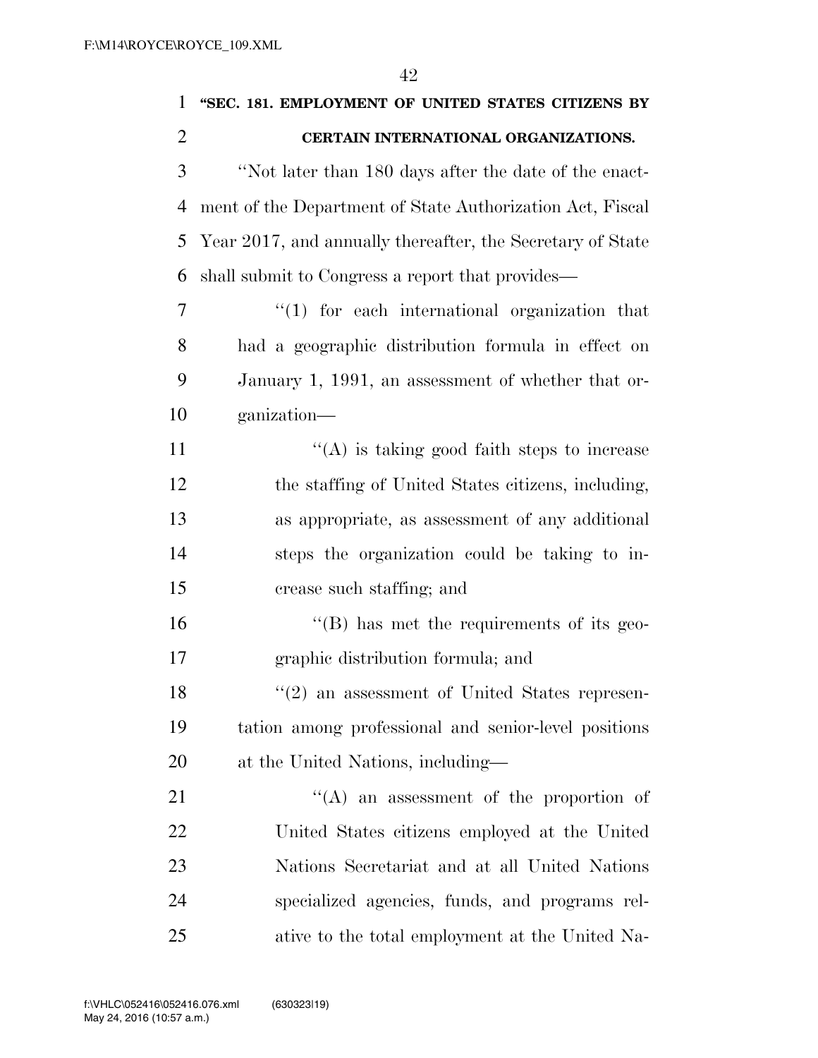**"SEC. 181. EMPLOYMENT OF UNITED STATES CITIZENS BY CERTAIN INTERNATIONAL ORGANIZATIONS.**

"Not later than 180 days after the date of the enactment of the Department of State Authorization Act, Fiscal Year 2017, and annually thereafter, the Secretary of State shall submit to Congress a report that provides—

"(1) for each international organization that had a geographic distribution formula in effect on January 1, 1991, an assessment of whether that organization—

"(A) is taking good faith steps to increase the staffing of United States citizens, including, as appropriate, as assessment of any additional steps the organization could be taking to increase such staffing; and

"(B) has met the requirements of its geographic distribution formula; and

"(2) an assessment of United States representation among professional and senior-level positions at the United Nations, including—

"(A) an assessment of the proportion of United States citizens employed at the United Nations Secretariat and at all United Nations specialized agencies, funds, and programs relative to the total employment at the United Na-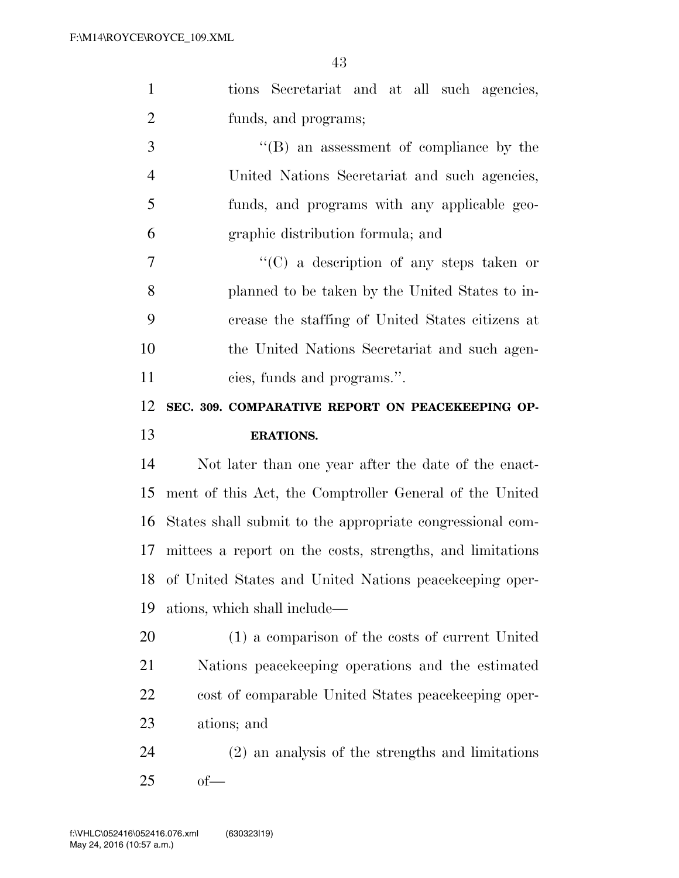tions Secretariat and at all such agencies, funds, and programs;

"(B) an assessment of compliance by the United Nations Secretariat and such agencies, funds, and programs with any applicable geographic distribution formula; and

"(C) a description of any steps taken or planned to be taken by the United States to increase the staffing of United States citizens at the United Nations Secretariat and such agencies, funds and programs.".

**SEC. 309. COMPARATIVE REPORT ON PEACEKEEPING OPERATIONS.**

Not later than one year after the date of the enactment of this Act, the Comptroller General of the United States shall submit to the appropriate congressional committees a report on the costs, strengths, and limitations of United States and United Nations peacekeeping operations, which shall include—

(1) a comparison of the costs of current United Nations peacekeeping operations and the estimated cost of comparable United States peacekeeping operations; and

(2) an analysis of the strengths and limitations of—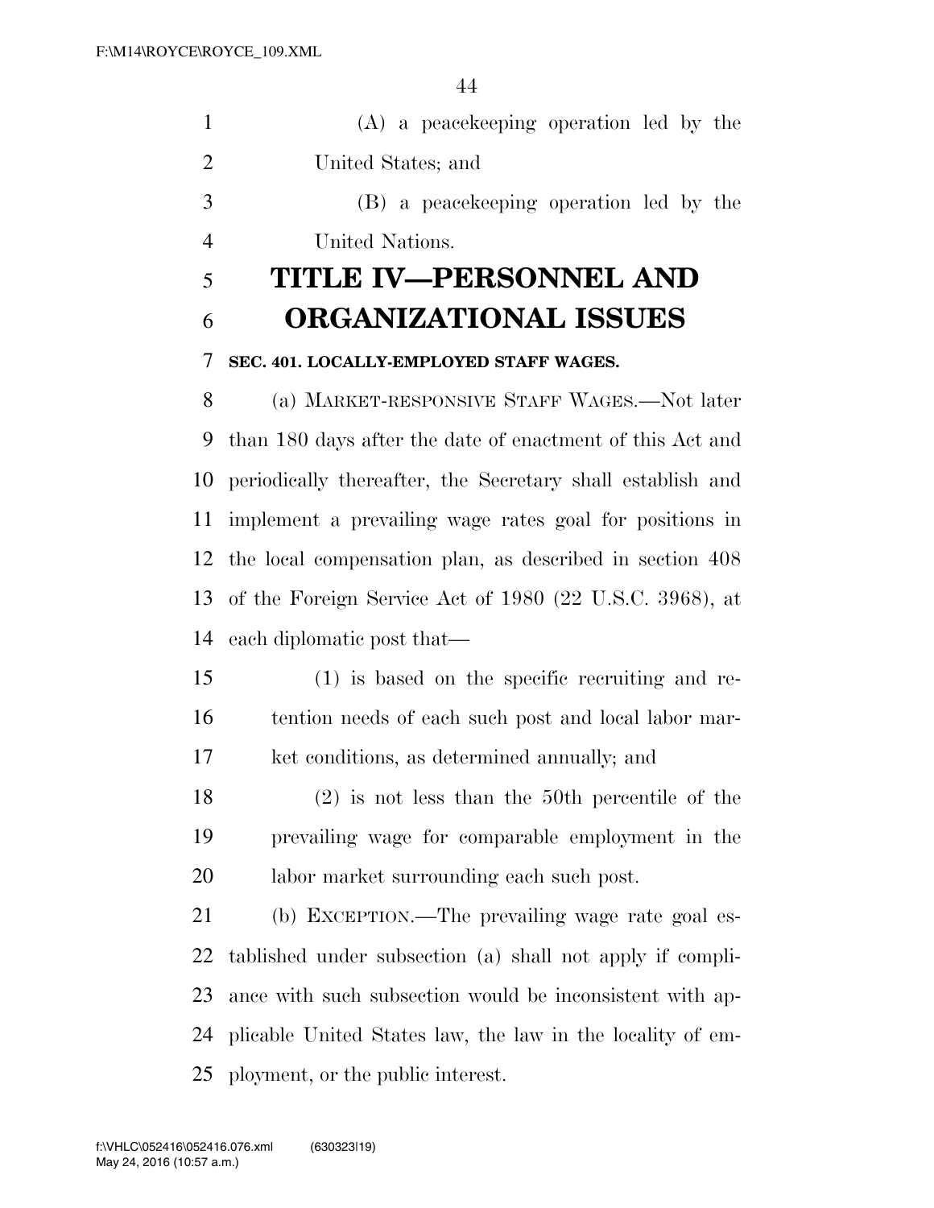(A) a peacekeeping operation led by the United States; and

(B) a peacekeeping operation led by the United Nations.

# TITLE IV—PERSONNEL AND ORGANIZATIONAL ISSUES

### SEC. 401. LOCALLY-EMPLOYED STAFF WAGES.

(a) MARKET-RESPONSIVE STAFF WAGES.—Not later than 180 days after the date of enactment of this Act and periodically thereafter, the Secretary shall establish and implement a prevailing wage rates goal for positions in the local compensation plan, as described in section 408 of the Foreign Service Act of 1980 (22 U.S.C. 3968), at each diplomatic post that—

(1) is based on the specific recruiting and retention needs of each such post and local labor market conditions, as determined annually; and

(2) is not less than the 50th percentile of the prevailing wage for comparable employment in the labor market surrounding each such post.

(b) EXCEPTION.—The prevailing wage rate goal established under subsection (a) shall not apply if compliance with such subsection would be inconsistent with applicable United States law, the law in the locality of employment, or the public interest.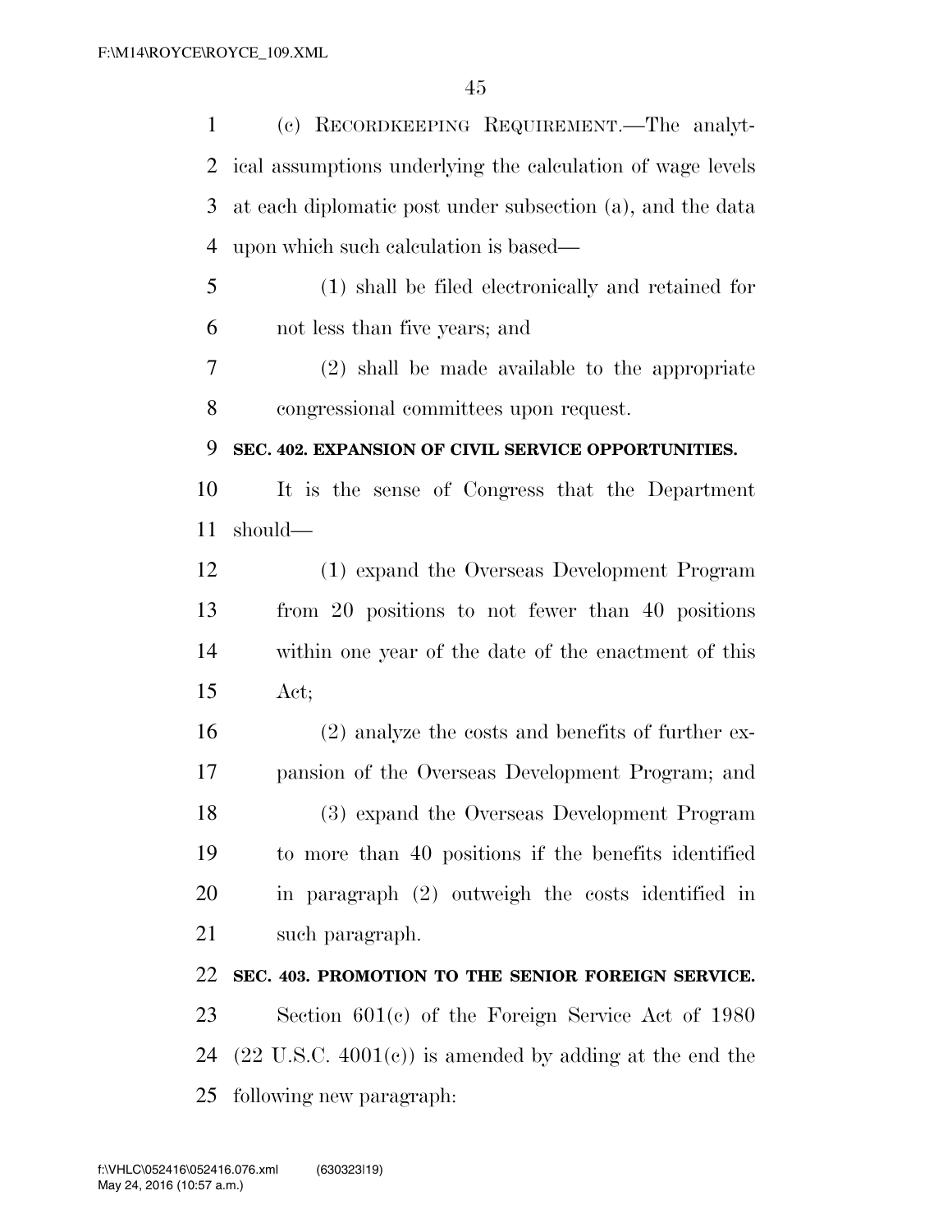(c) RECORDKEEPING REQUIREMENT.—The analytical assumptions underlying the calculation of wage levels at each diplomatic post under subsection (a), and the data upon which such calculation is based—

(1) shall be filed electronically and retained for not less than five years; and

(2) shall be made available to the appropriate congressional committees upon request.

**SEC. 402. EXPANSION OF CIVIL SERVICE OPPORTUNITIES.**

It is the sense of Congress that the Department should—

(1) expand the Overseas Development Program from 20 positions to not fewer than 40 positions within one year of the date of the enactment of this Act;

(2) analyze the costs and benefits of further expansion of the Overseas Development Program; and

(3) expand the Overseas Development Program to more than 40 positions if the benefits identified in paragraph (2) outweigh the costs identified in such paragraph.

**SEC. 403. PROMOTION TO THE SENIOR FOREIGN SERVICE.**

Section 601(c) of the Foreign Service Act of 1980 (22 U.S.C. 4001(c)) is amended by adding at the end the following new paragraph: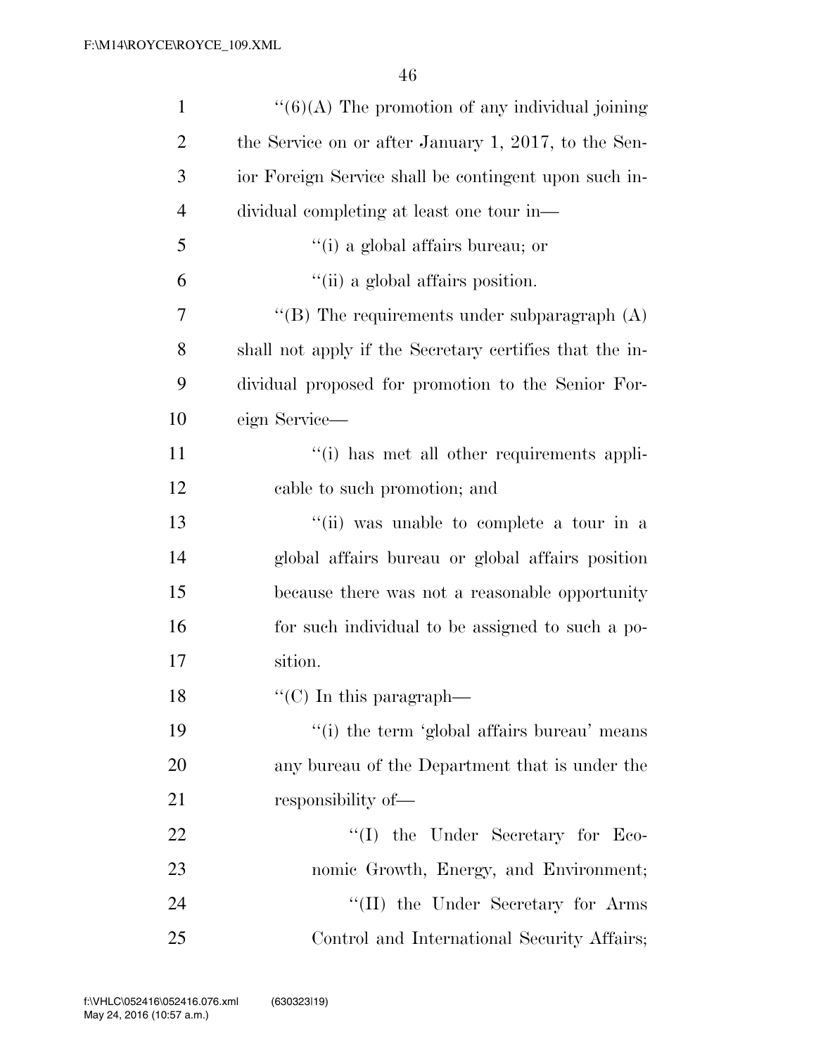"(6)(A) The promotion of any individual joining the Service on or after January 1, 2017, to the Senior Foreign Service shall be contingent upon such individual completing at least one tour in—

"(i) a global affairs bureau; or

"(ii) a global affairs position.

"(B) The requirements under subparagraph (A) shall not apply if the Secretary certifies that the individual proposed for promotion to the Senior Foreign Service—

"(i) has met all other requirements applicable to such promotion; and

"(ii) was unable to complete a tour in a global affairs bureau or global affairs position because there was not a reasonable opportunity for such individual to be assigned to such a position.

"(C) In this paragraph—

"(i) the term 'global affairs bureau' means any bureau of the Department that is under the responsibility of—

"(I) the Under Secretary for Economic Growth, Energy, and Environment;

"(II) the Under Secretary for Arms Control and International Security Affairs;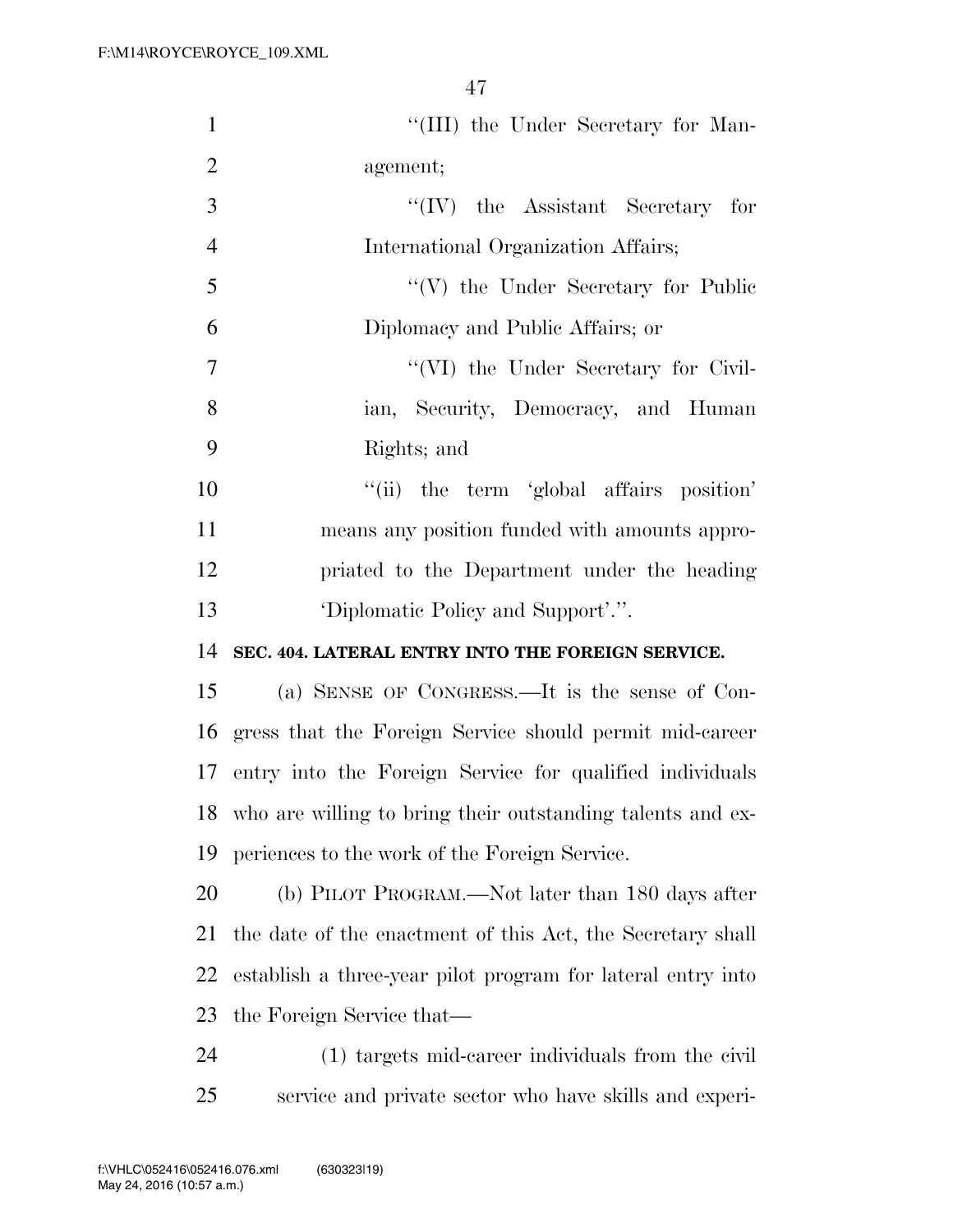''(III) the Under Secretary for Management;

''(IV) the Assistant Secretary for International Organization Affairs;

''(V) the Under Secretary for Public Diplomacy and Public Affairs; or

''(VI) the Under Secretary for Civilian, Security, Democracy, and Human Rights; and

''(ii) the term 'global affairs position' means any position funded with amounts appropriated to the Department under the heading 'Diplomatic Policy and Support'.''.

**SEC. 404. LATERAL ENTRY INTO THE FOREIGN SERVICE.**

(a) SENSE OF CONGRESS.—It is the sense of Congress that the Foreign Service should permit mid-career entry into the Foreign Service for qualified individuals who are willing to bring their outstanding talents and experiences to the work of the Foreign Service.

(b) PILOT PROGRAM.—Not later than 180 days after the date of the enactment of this Act, the Secretary shall establish a three-year pilot program for lateral entry into the Foreign Service that—

(1) targets mid-career individuals from the civil service and private sector who have skills and experi-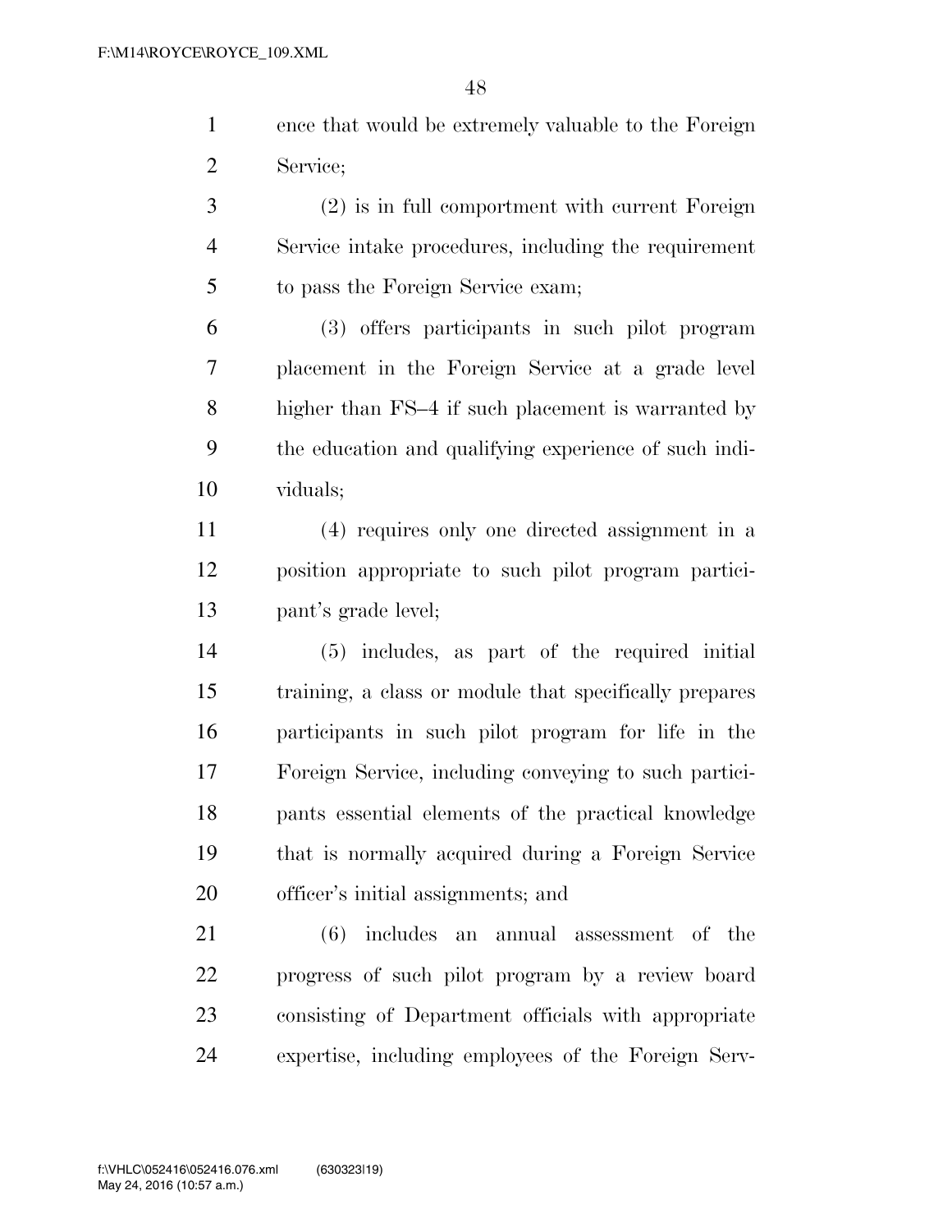ence that would be extremely valuable to the Foreign Service;

(2) is in full comportment with current Foreign Service intake procedures, including the requirement to pass the Foreign Service exam;

(3) offers participants in such pilot program placement in the Foreign Service at a grade level higher than FS–4 if such placement is warranted by the education and qualifying experience of such individuals;

(4) requires only one directed assignment in a position appropriate to such pilot program participant's grade level;

(5) includes, as part of the required initial training, a class or module that specifically prepares participants in such pilot program for life in the Foreign Service, including conveying to such participants essential elements of the practical knowledge that is normally acquired during a Foreign Service officer's initial assignments; and

(6) includes an annual assessment of the progress of such pilot program by a review board consisting of Department officials with appropriate expertise, including employees of the Foreign Serv-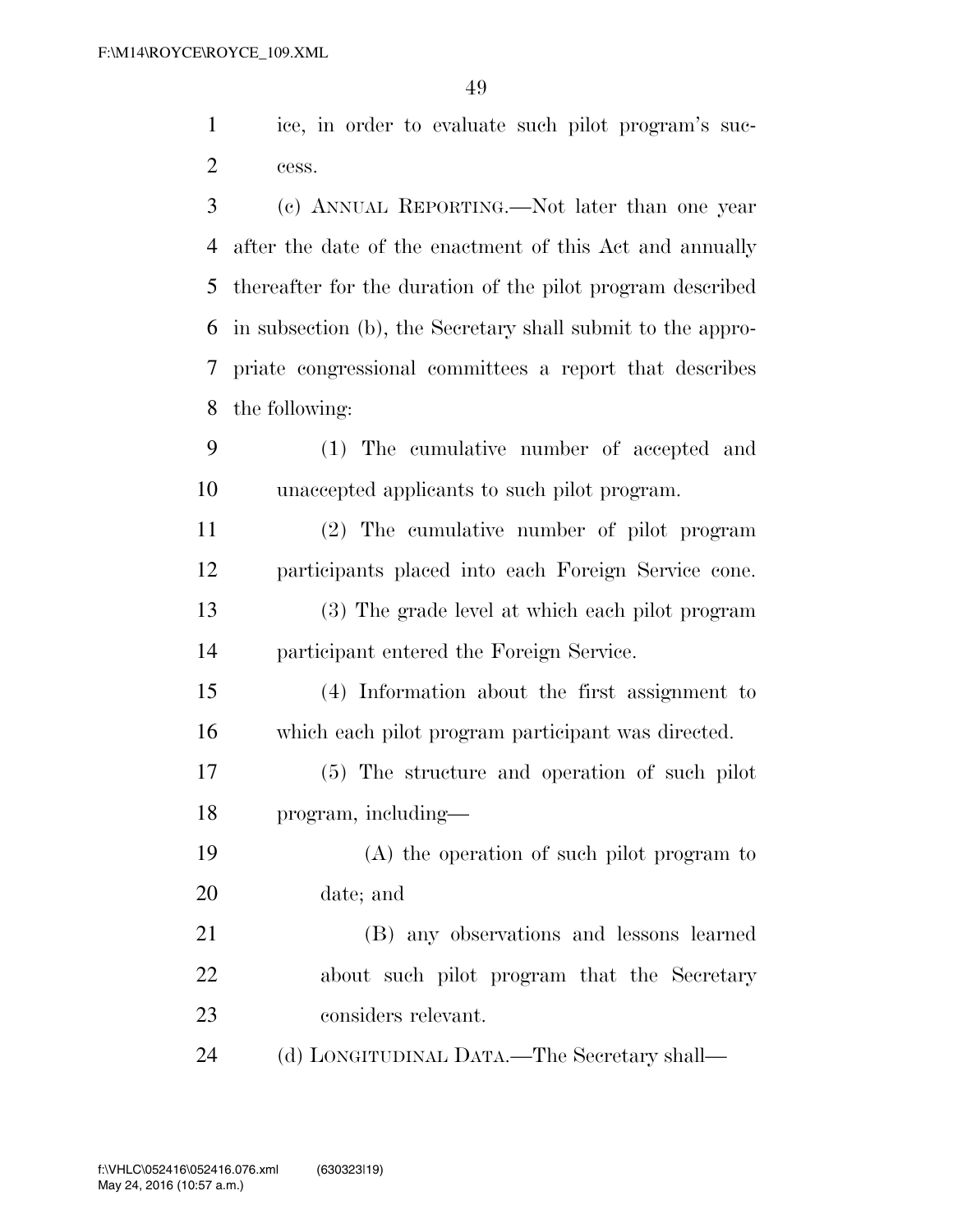ice, in order to evaluate such pilot program's success.

(c) ANNUAL REPORTING.—Not later than one year after the date of the enactment of this Act and annually thereafter for the duration of the pilot program described in subsection (b), the Secretary shall submit to the appropriate congressional committees a report that describes the following:

(1) The cumulative number of accepted and unaccepted applicants to such pilot program.

(2) The cumulative number of pilot program participants placed into each Foreign Service cone.

(3) The grade level at which each pilot program participant entered the Foreign Service.

(4) Information about the first assignment to which each pilot program participant was directed.

(5) The structure and operation of such pilot program, including—

(A) the operation of such pilot program to date; and

(B) any observations and lessons learned about such pilot program that the Secretary considers relevant.

(d) LONGITUDINAL DATA.—The Secretary shall—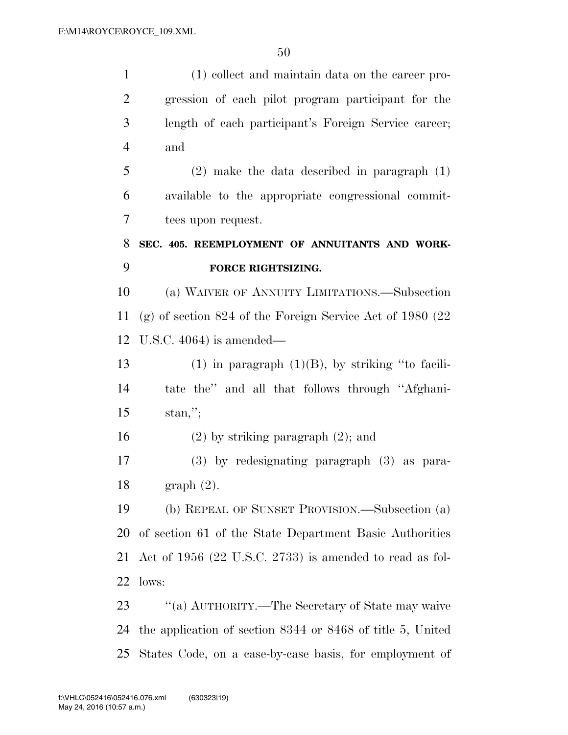(1) collect and maintain data on the career progression of each pilot program participant for the length of each participant's Foreign Service career; and

(2) make the data described in paragraph (1) available to the appropriate congressional committees upon request.

**SEC. 405. REEMPLOYMENT OF ANNUITANTS AND WORKFORCE RIGHTSIZING.**

(a) WAIVER OF ANNUITY LIMITATIONS.—Subsection (g) of section 824 of the Foreign Service Act of 1980 (22 U.S.C. 4064) is amended—

(1) in paragraph (1)(B), by striking "to facilitate the" and all that follows through "Afghanistan,";

(2) by striking paragraph (2); and

(3) by redesignating paragraph (3) as paragraph (2).

(b) REPEAL OF SUNSET PROVISION.—Subsection (a) of section 61 of the State Department Basic Authorities Act of 1956 (22 U.S.C. 2733) is amended to read as follows:

"(a) AUTHORITY.—The Secretary of State may waive the application of section 8344 or 8468 of title 5, United States Code, on a case-by-case basis, for employment of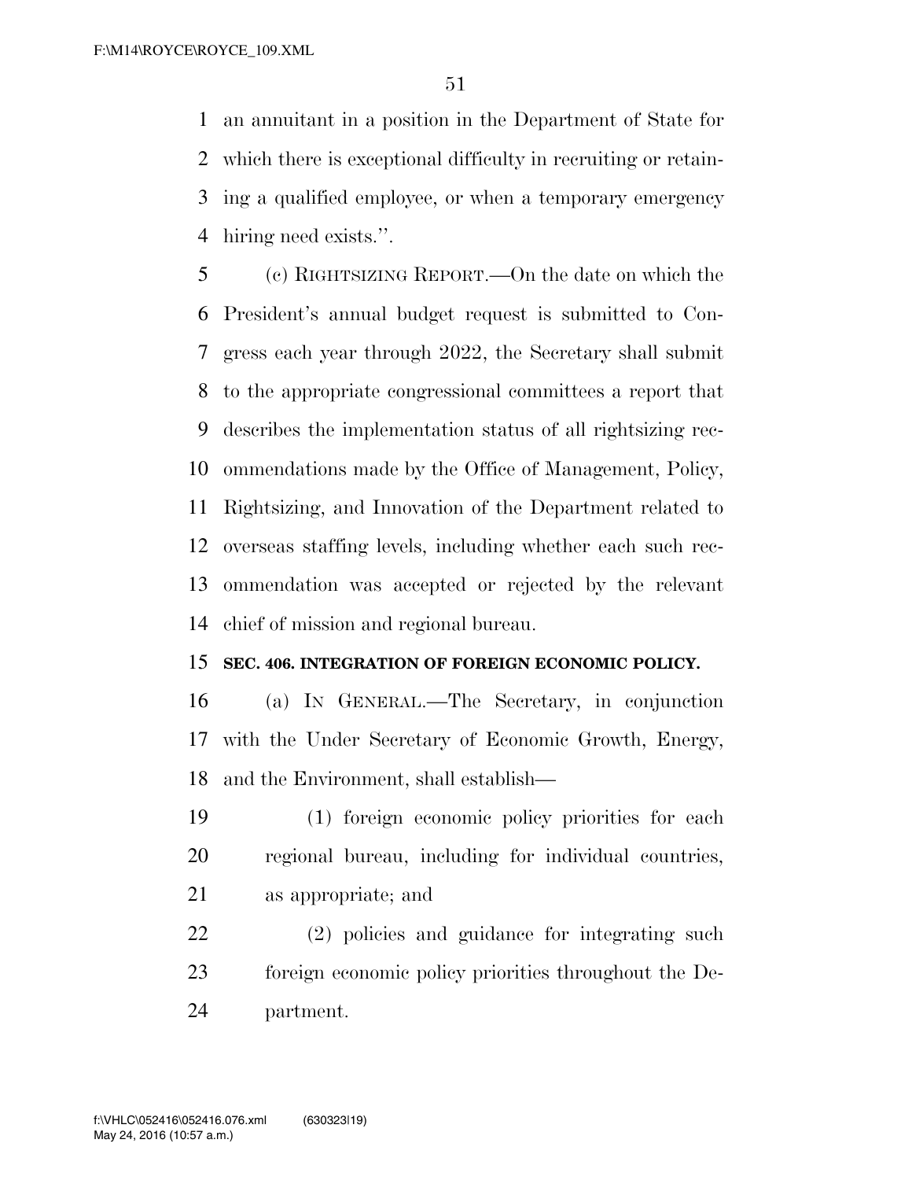an annuitant in a position in the Department of State for which there is exceptional difficulty in recruiting or retaining a qualified employee, or when a temporary emergency hiring need exists.''.

(c) RIGHTSIZING REPORT.—On the date on which the President's annual budget request is submitted to Congress each year through 2022, the Secretary shall submit to the appropriate congressional committees a report that describes the implementation status of all rightsizing recommendations made by the Office of Management, Policy, Rightsizing, and Innovation of the Department related to overseas staffing levels, including whether each such recommendation was accepted or rejected by the relevant chief of mission and regional bureau.

**SEC. 406. INTEGRATION OF FOREIGN ECONOMIC POLICY.**

(a) IN GENERAL.—The Secretary, in conjunction with the Under Secretary of Economic Growth, Energy, and the Environment, shall establish—

(1) foreign economic policy priorities for each regional bureau, including for individual countries, as appropriate; and

(2) policies and guidance for integrating such foreign economic policy priorities throughout the Department.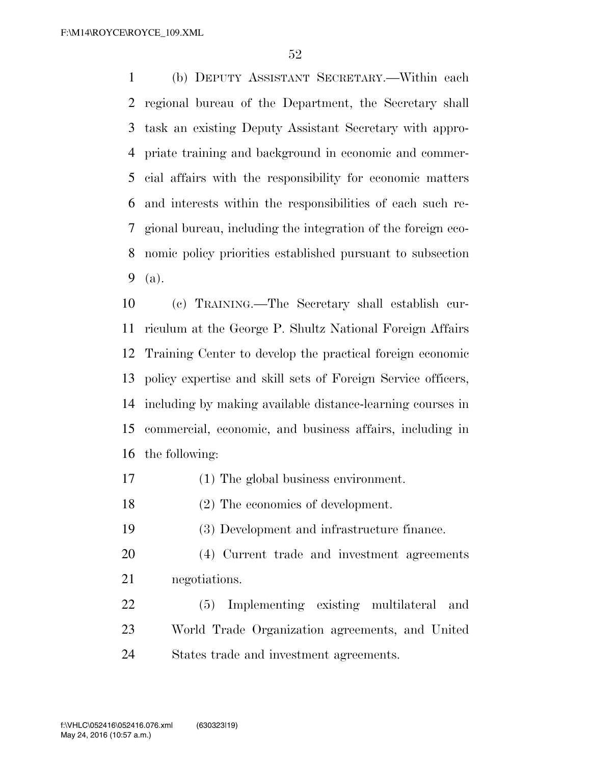(b) DEPUTY ASSISTANT SECRETARY.—Within each regional bureau of the Department, the Secretary shall task an existing Deputy Assistant Secretary with appropriate training and background in economic and commercial affairs with the responsibility for economic matters and interests within the responsibilities of each such regional bureau, including the integration of the foreign economic policy priorities established pursuant to subsection (a).

(c) TRAINING.—The Secretary shall establish curriculum at the George P. Shultz National Foreign Affairs Training Center to develop the practical foreign economic policy expertise and skill sets of Foreign Service officers, including by making available distance-learning courses in commercial, economic, and business affairs, including in the following:

(1) The global business environment.

(2) The economics of development.

(3) Development and infrastructure finance.

(4) Current trade and investment agreements negotiations.

(5) Implementing existing multilateral and World Trade Organization agreements, and United States trade and investment agreements.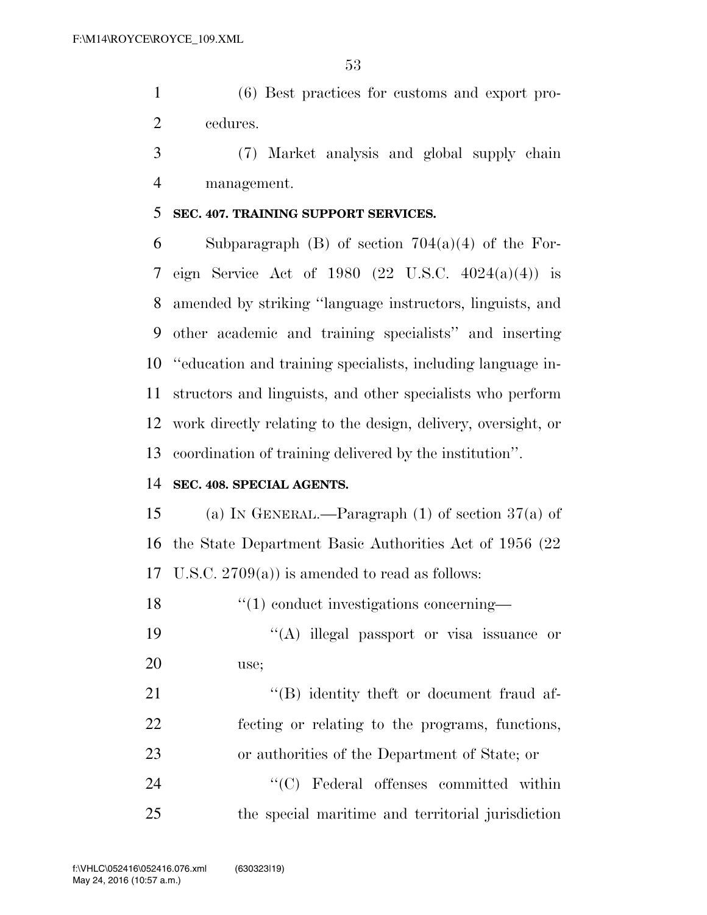(6) Best practices for customs and export procedures.

(7) Market analysis and global supply chain management.

**SEC. 407. TRAINING SUPPORT SERVICES.**

Subparagraph (B) of section 704(a)(4) of the Foreign Service Act of 1980 (22 U.S.C. 4024(a)(4)) is amended by striking ''language instructors, linguists, and other academic and training specialists'' and inserting ''education and training specialists, including language instructors and linguists, and other specialists who perform work directly relating to the design, delivery, oversight, or coordination of training delivered by the institution''.

**SEC. 408. SPECIAL AGENTS.**

(a) IN GENERAL.—Paragraph (1) of section 37(a) of the State Department Basic Authorities Act of 1956 (22 U.S.C. 2709(a)) is amended to read as follows:

''(1) conduct investigations concerning—

''(A) illegal passport or visa issuance or use;

''(B) identity theft or document fraud affecting or relating to the programs, functions, or authorities of the Department of State; or

''(C) Federal offenses committed within the special maritime and territorial jurisdiction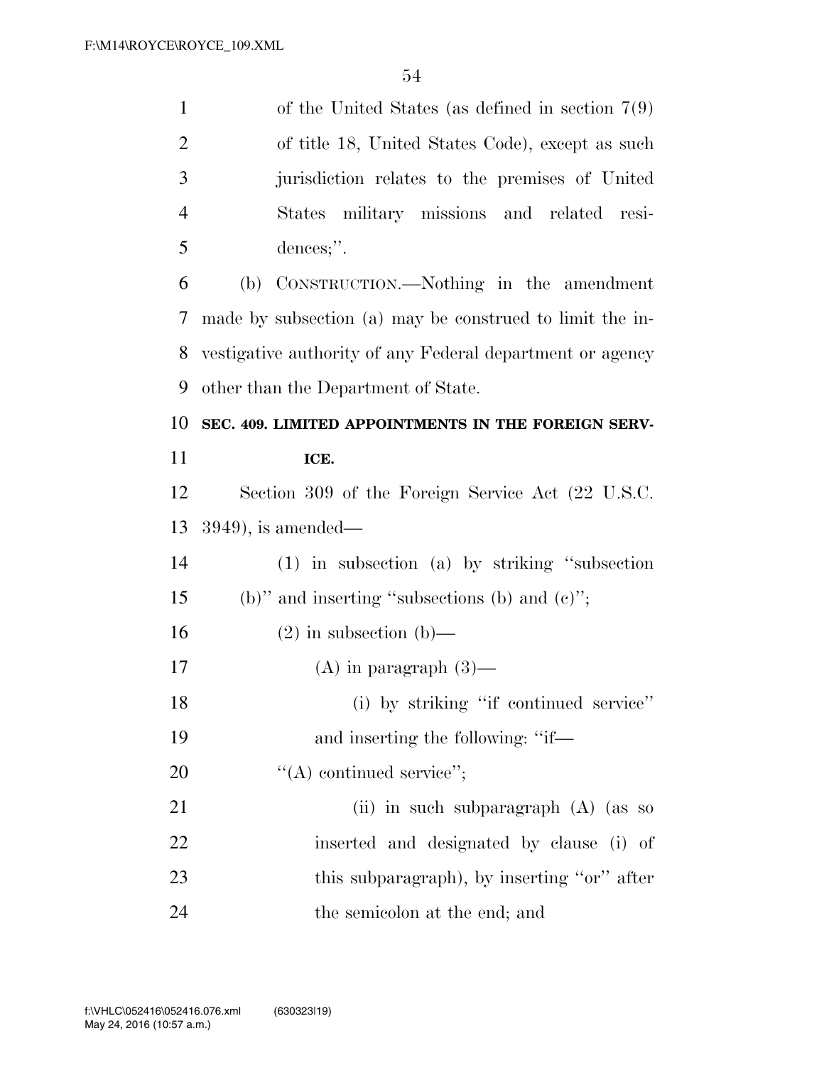of the United States (as defined in section 7(9) of title 18, United States Code), except as such jurisdiction relates to the premises of United States military missions and related residences;''.

(b) CONSTRUCTION.—Nothing in the amendment made by subsection (a) may be construed to limit the investigative authority of any Federal department or agency other than the Department of State.

**SEC. 409. LIMITED APPOINTMENTS IN THE FOREIGN SERVICE.**

Section 309 of the Foreign Service Act (22 U.S.C. 3949), is amended—

(1) in subsection (a) by striking ''subsection (b)'' and inserting ''subsections (b) and (c)'';

(2) in subsection (b)—

(A) in paragraph (3)—

(i) by striking ''if continued service'' and inserting the following: ''if—

''(A) continued service'';

(ii) in such subparagraph (A) (as so inserted and designated by clause (i) of this subparagraph), by inserting ''or'' after the semicolon at the end; and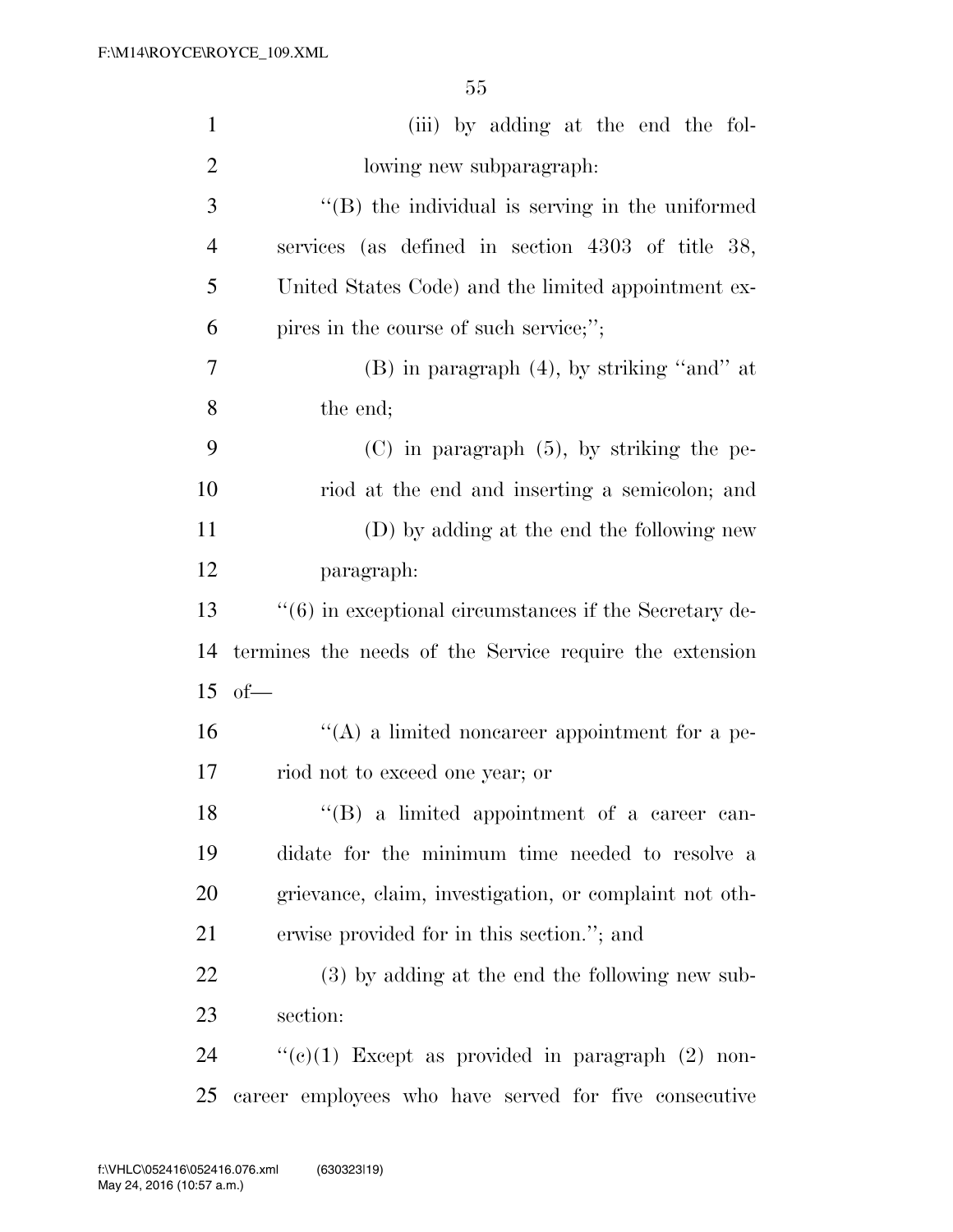(iii) by adding at the end the following new subparagraph:

"(B) the individual is serving in the uniformed services (as defined in section 4303 of title 38, United States Code) and the limited appointment expires in the course of such service;";

(B) in paragraph (4), by striking "and" at the end;

(C) in paragraph (5), by striking the period at the end and inserting a semicolon; and

(D) by adding at the end the following new paragraph:

"(6) in exceptional circumstances if the Secretary determines the needs of the Service require the extension of—

"(A) a limited noncareer appointment for a period not to exceed one year; or

"(B) a limited appointment of a career candidate for the minimum time needed to resolve a grievance, claim, investigation, or complaint not otherwise provided for in this section."; and

(3) by adding at the end the following new subsection:

"(c)(1) Except as provided in paragraph (2) noncareer employees who have served for five consecutive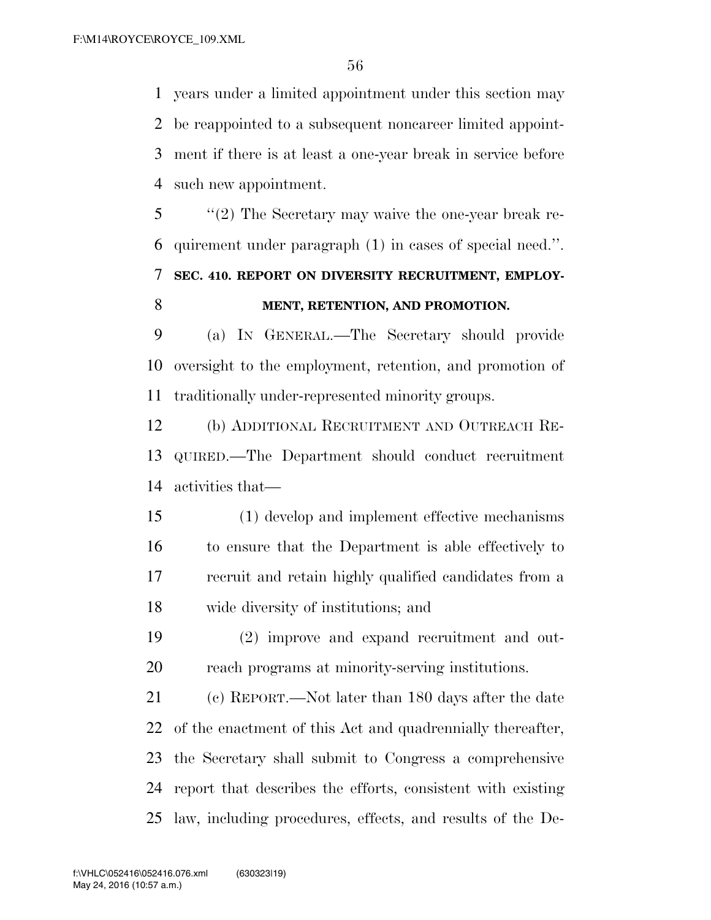years under a limited appointment under this section may be reappointed to a subsequent noncareer limited appointment if there is at least a one-year break in service before such new appointment.

"(2) The Secretary may waive the one-year break requirement under paragraph (1) in cases of special need.".

**SEC. 410. REPORT ON DIVERSITY RECRUITMENT, EMPLOYMENT, RETENTION, AND PROMOTION.**

(a) IN GENERAL.—The Secretary should provide oversight to the employment, retention, and promotion of traditionally under-represented minority groups.

(b) ADDITIONAL RECRUITMENT AND OUTREACH REQUIRED.—The Department should conduct recruitment activities that—

(1) develop and implement effective mechanisms to ensure that the Department is able effectively to recruit and retain highly qualified candidates from a wide diversity of institutions; and

(2) improve and expand recruitment and outreach programs at minority-serving institutions.

(c) REPORT.—Not later than 180 days after the date of the enactment of this Act and quadrennially thereafter, the Secretary shall submit to Congress a comprehensive report that describes the efforts, consistent with existing law, including procedures, effects, and results of the De-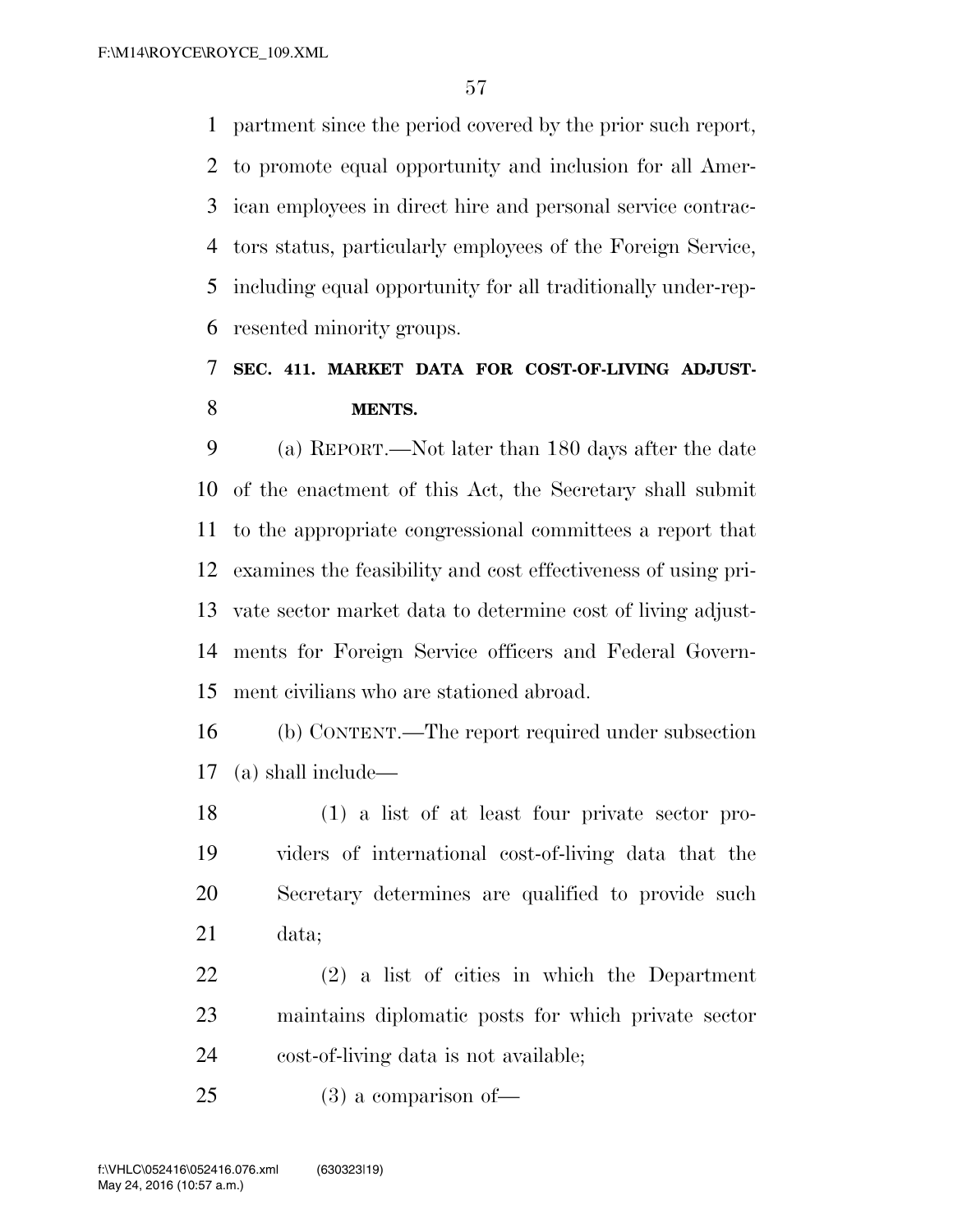partment since the period covered by the prior such report, to promote equal opportunity and inclusion for all American employees in direct hire and personal service contractors status, particularly employees of the Foreign Service, including equal opportunity for all traditionally under-represented minority groups.

### SEC. 411. MARKET DATA FOR COST-OF-LIVING ADJUSTMENTS.

(a) REPORT.—Not later than 180 days after the date of the enactment of this Act, the Secretary shall submit to the appropriate congressional committees a report that examines the feasibility and cost effectiveness of using private sector market data to determine cost of living adjustments for Foreign Service officers and Federal Government civilians who are stationed abroad.

(b) CONTENT.—The report required under subsection (a) shall include—

(1) a list of at least four private sector providers of international cost-of-living data that the Secretary determines are qualified to provide such data;

(2) a list of cities in which the Department maintains diplomatic posts for which private sector cost-of-living data is not available;

(3) a comparison of—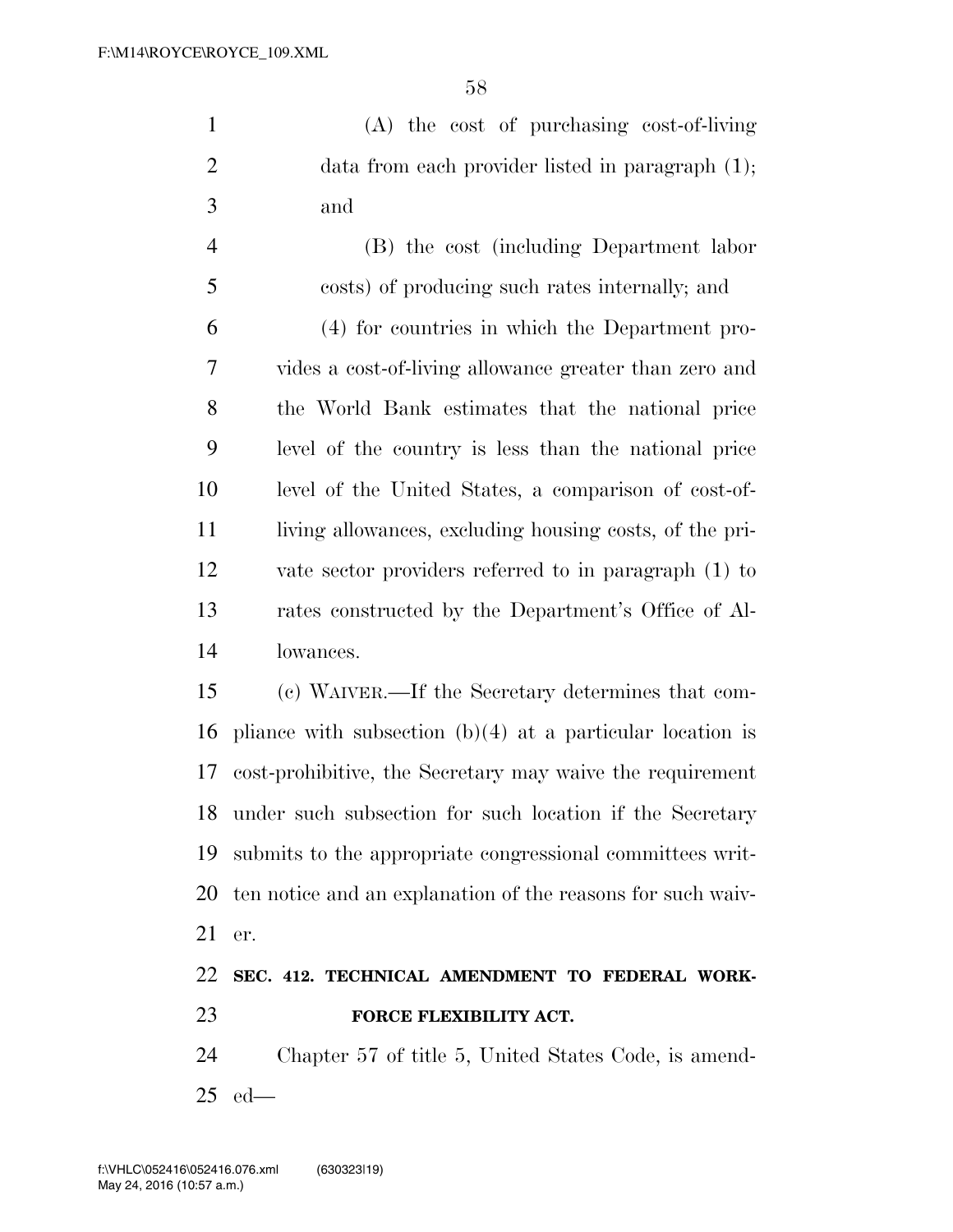(A) the cost of purchasing cost-of-living data from each provider listed in paragraph (1); and

(B) the cost (including Department labor costs) of producing such rates internally; and

(4) for countries in which the Department provides a cost-of-living allowance greater than zero and the World Bank estimates that the national price level of the country is less than the national price level of the United States, a comparison of cost-of-living allowances, excluding housing costs, of the private sector providers referred to in paragraph (1) to rates constructed by the Department's Office of Allowances.

(c) WAIVER.—If the Secretary determines that compliance with subsection (b)(4) at a particular location is cost-prohibitive, the Secretary may waive the requirement under such subsection for such location if the Secretary submits to the appropriate congressional committees written notice and an explanation of the reasons for such waiver.

**SEC. 412. TECHNICAL AMENDMENT TO FEDERAL WORKFORCE FLEXIBILITY ACT.**

Chapter 57 of title 5, United States Code, is amended—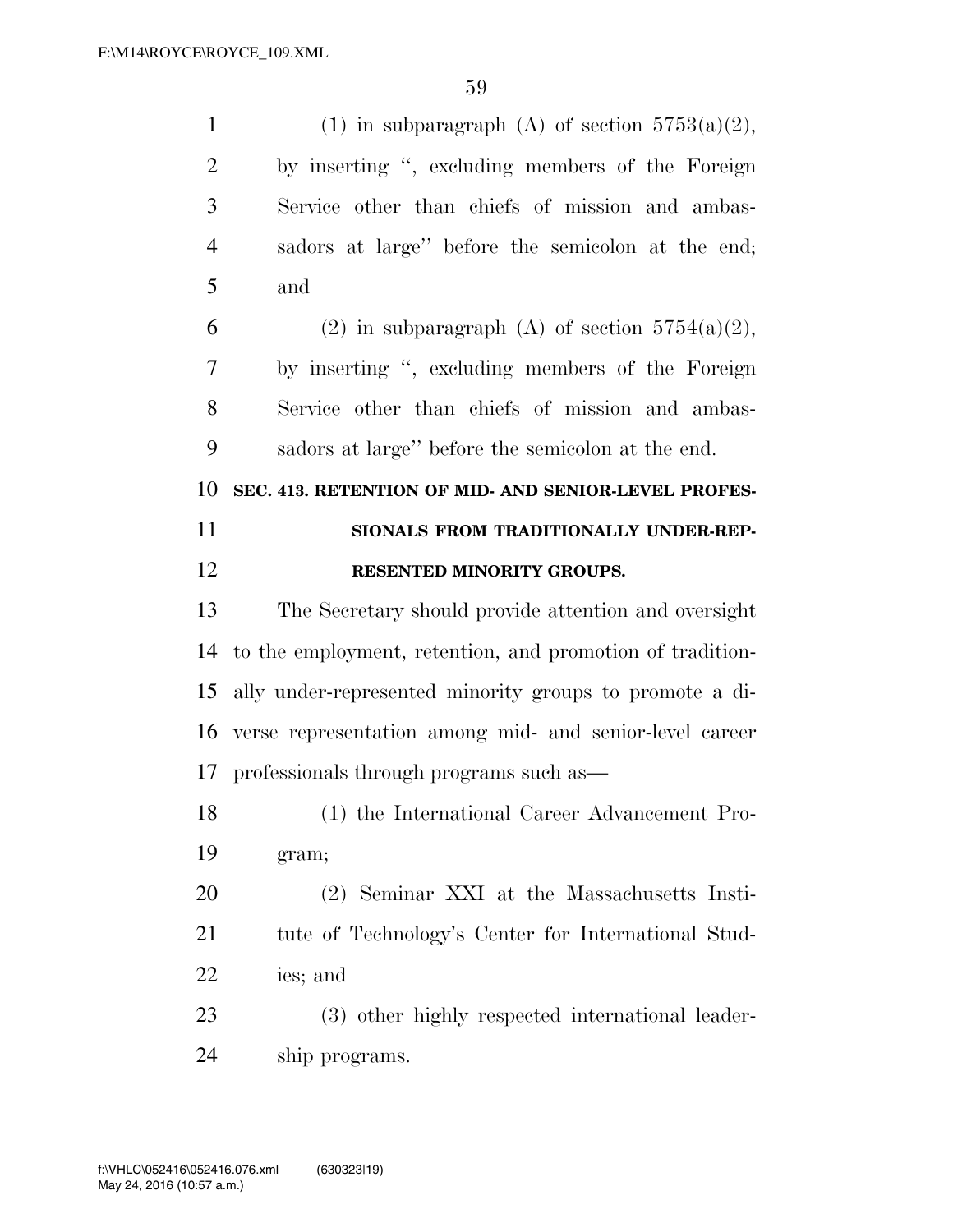(1) in subparagraph (A) of section 5753(a)(2), by inserting ", excluding members of the Foreign Service other than chiefs of mission and ambassadors at large" before the semicolon at the end; and

(2) in subparagraph (A) of section 5754(a)(2), by inserting ", excluding members of the Foreign Service other than chiefs of mission and ambassadors at large" before the semicolon at the end.

**SEC. 413. RETENTION OF MID- AND SENIOR-LEVEL PROFESSIONALS FROM TRADITIONALLY UNDER-REPRESENTED MINORITY GROUPS.**

The Secretary should provide attention and oversight to the employment, retention, and promotion of traditionally under-represented minority groups to promote a diverse representation among mid- and senior-level career professionals through programs such as—

(1) the International Career Advancement Program;

(2) Seminar XXI at the Massachusetts Institute of Technology's Center for International Studies; and

(3) other highly respected international leadership programs.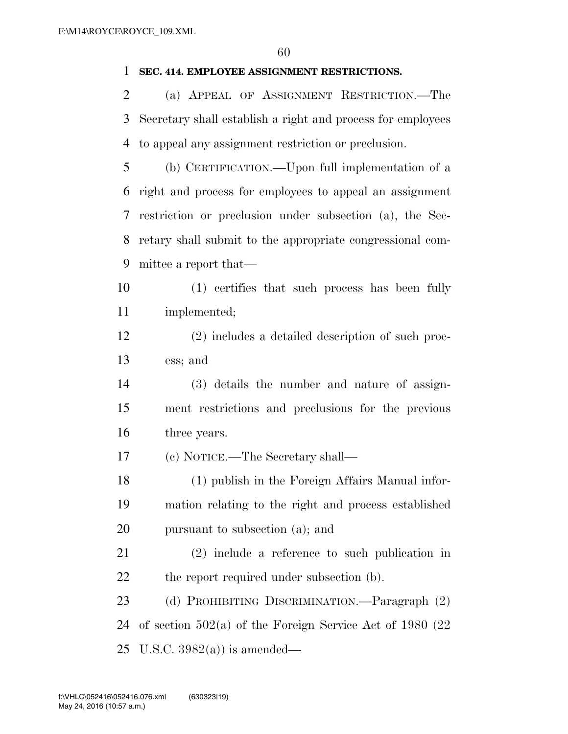**SEC. 414. EMPLOYEE ASSIGNMENT RESTRICTIONS.**

(a) APPEAL OF ASSIGNMENT RESTRICTION.—The Secretary shall establish a right and process for employees to appeal any assignment restriction or preclusion.

(b) CERTIFICATION.—Upon full implementation of a right and process for employees to appeal an assignment restriction or preclusion under subsection (a), the Secretary shall submit to the appropriate congressional committee a report that—

(1) certifies that such process has been fully implemented;

(2) includes a detailed description of such process; and

(3) details the number and nature of assignment restrictions and preclusions for the previous three years.

(c) NOTICE.—The Secretary shall—

(1) publish in the Foreign Affairs Manual information relating to the right and process established pursuant to subsection (a); and

(2) include a reference to such publication in the report required under subsection (b).

(d) PROHIBITING DISCRIMINATION.—Paragraph (2) of section 502(a) of the Foreign Service Act of 1980 (22 U.S.C. 3982(a)) is amended—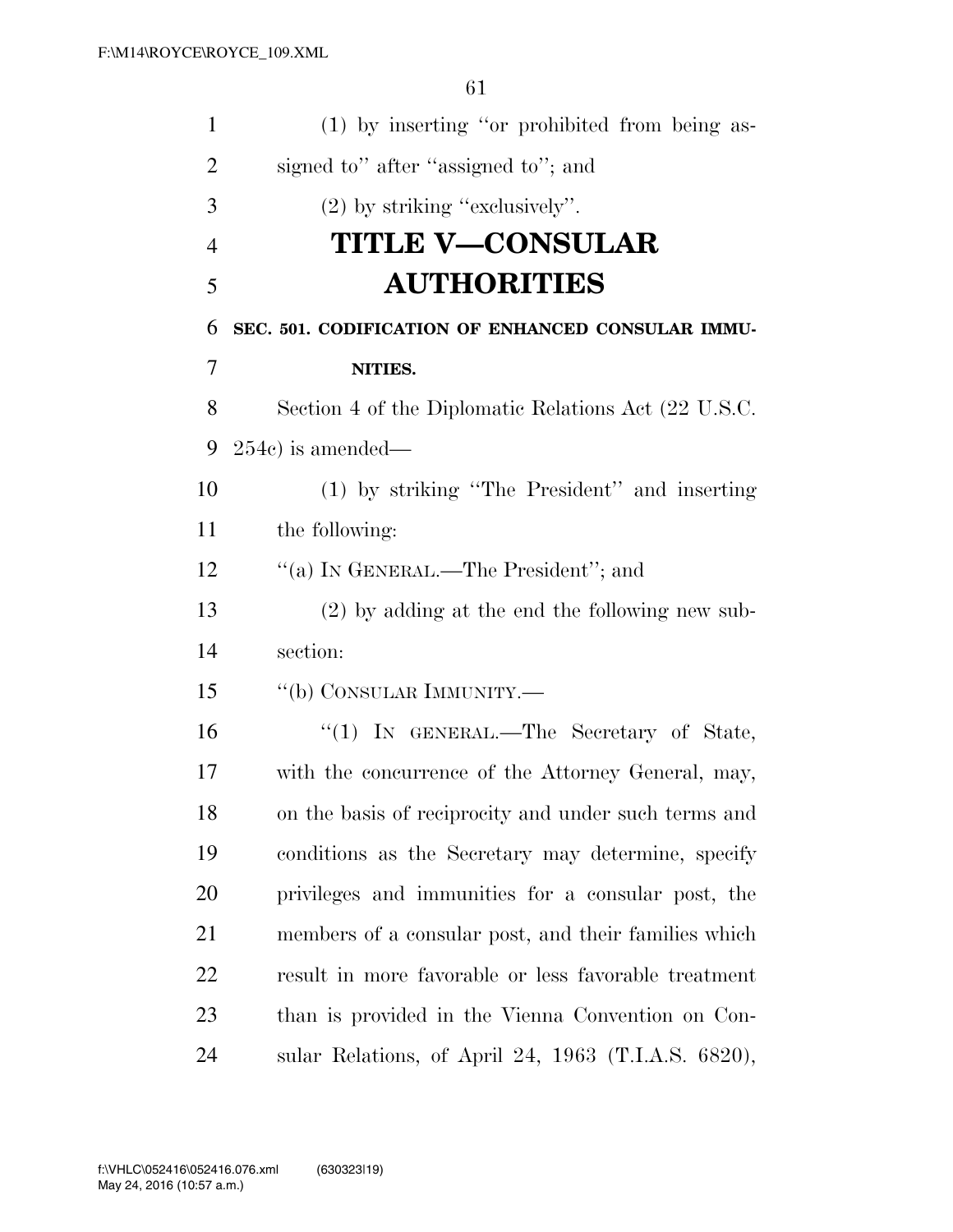(1) by inserting ''or prohibited from being assigned to'' after ''assigned to''; and

(2) by striking ''exclusively''.

# TITLE V—CONSULAR AUTHORITIES

**SEC. 501. CODIFICATION OF ENHANCED CONSULAR IMMUNITIES.**

Section 4 of the Diplomatic Relations Act (22 U.S.C. 254c) is amended—

(1) by striking ''The President'' and inserting the following:

''(a) IN GENERAL.—The President''; and

(2) by adding at the end the following new subsection:

''(b) CONSULAR IMMUNITY.—

''(1) IN GENERAL.—The Secretary of State, with the concurrence of the Attorney General, may, on the basis of reciprocity and under such terms and conditions as the Secretary may determine, specify privileges and immunities for a consular post, the members of a consular post, and their families which result in more favorable or less favorable treatment than is provided in the Vienna Convention on Consular Relations, of April 24, 1963 (T.I.A.S. 6820),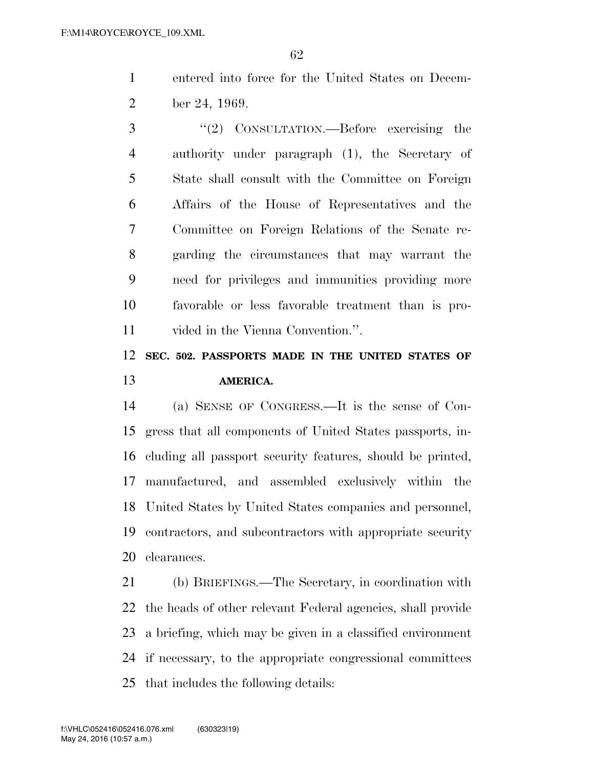entered into force for the United States on December 24, 1969.

"(2) CONSULTATION.—Before exercising the authority under paragraph (1), the Secretary of State shall consult with the Committee on Foreign Affairs of the House of Representatives and the Committee on Foreign Relations of the Senate regarding the circumstances that may warrant the need for privileges and immunities providing more favorable or less favorable treatment than is provided in the Vienna Convention.".

### SEC. 502. PASSPORTS MADE IN THE UNITED STATES OF AMERICA.

(a) SENSE OF CONGRESS.—It is the sense of Congress that all components of United States passports, including all passport security features, should be printed, manufactured, and assembled exclusively within the United States by United States companies and personnel, contractors, and subcontractors with appropriate security clearances.

(b) BRIEFINGS.—The Secretary, in coordination with the heads of other relevant Federal agencies, shall provide a briefing, which may be given in a classified environment if necessary, to the appropriate congressional committees that includes the following details: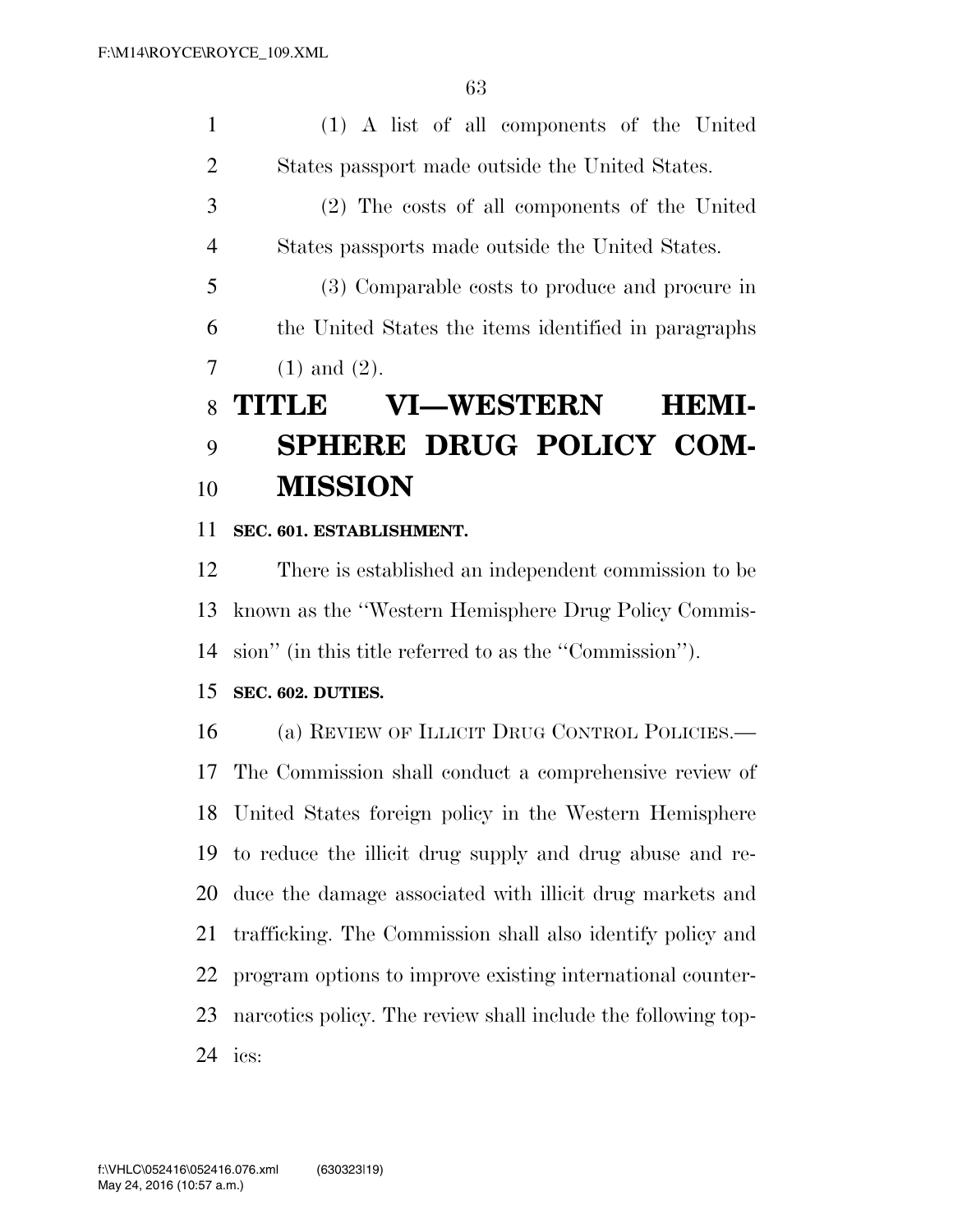(1) A list of all components of the United States passport made outside the United States.

(2) The costs of all components of the United States passports made outside the United States.

(3) Comparable costs to produce and procure in the United States the items identified in paragraphs (1) and (2).

# TITLE VI—WESTERN HEMISPHERE DRUG POLICY COMMISSION

### SEC. 601. ESTABLISHMENT.

There is established an independent commission to be known as the ''Western Hemisphere Drug Policy Commission'' (in this title referred to as the ''Commission'').

### SEC. 602. DUTIES.

(a) REVIEW OF ILLICIT DRUG CONTROL POLICIES.— The Commission shall conduct a comprehensive review of United States foreign policy in the Western Hemisphere to reduce the illicit drug supply and drug abuse and reduce the damage associated with illicit drug markets and trafficking. The Commission shall also identify policy and program options to improve existing international counternarcotics policy. The review shall include the following topics: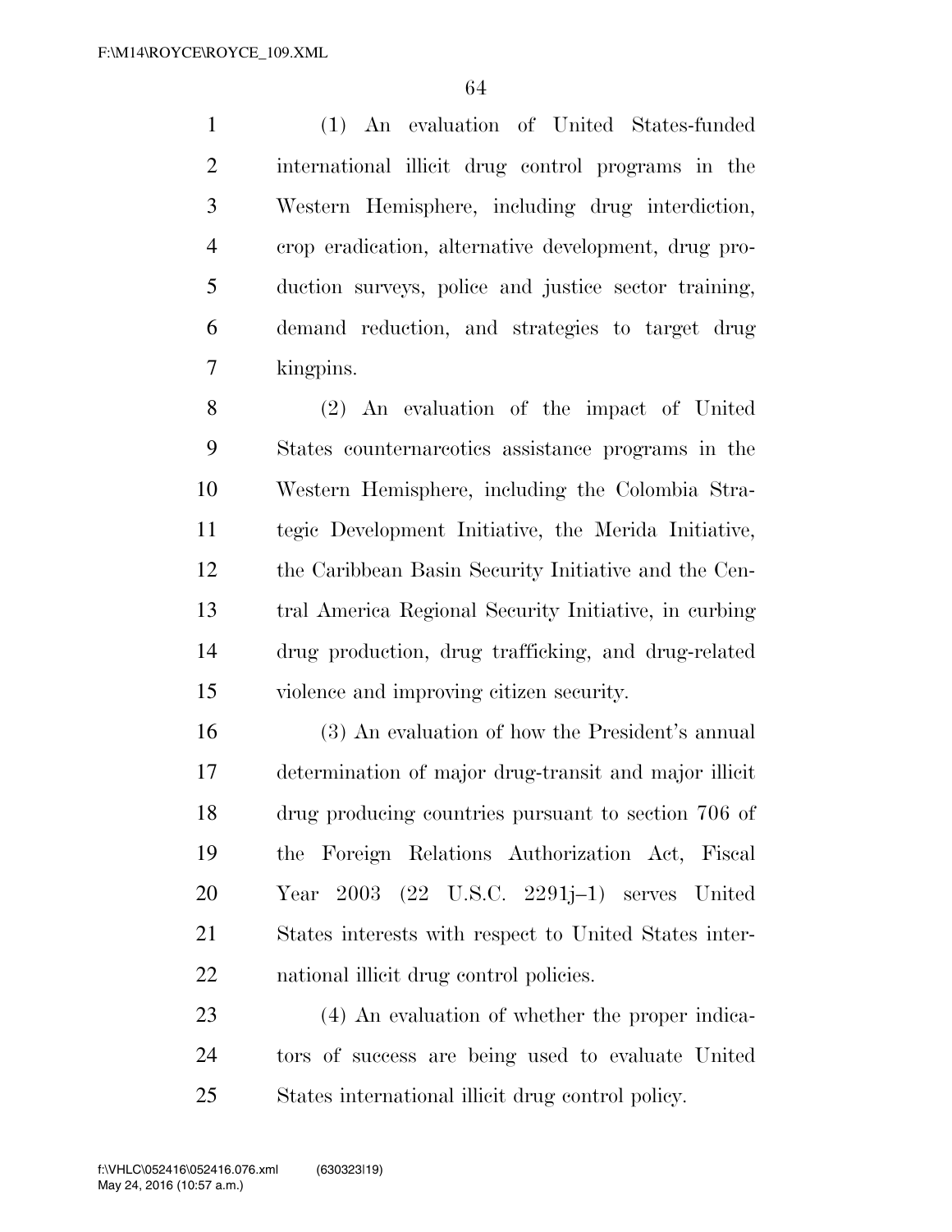(1) An evaluation of United States-funded international illicit drug control programs in the Western Hemisphere, including drug interdiction, crop eradication, alternative development, drug production surveys, police and justice sector training, demand reduction, and strategies to target drug kingpins.

(2) An evaluation of the impact of United States counternarcotics assistance programs in the Western Hemisphere, including the Colombia Strategic Development Initiative, the Merida Initiative, the Caribbean Basin Security Initiative and the Central America Regional Security Initiative, in curbing drug production, drug trafficking, and drug-related violence and improving citizen security.

(3) An evaluation of how the President's annual determination of major drug-transit and major illicit drug producing countries pursuant to section 706 of the Foreign Relations Authorization Act, Fiscal Year 2003 (22 U.S.C. 2291j–1) serves United States interests with respect to United States international illicit drug control policies.

(4) An evaluation of whether the proper indicators of success are being used to evaluate United States international illicit drug control policy.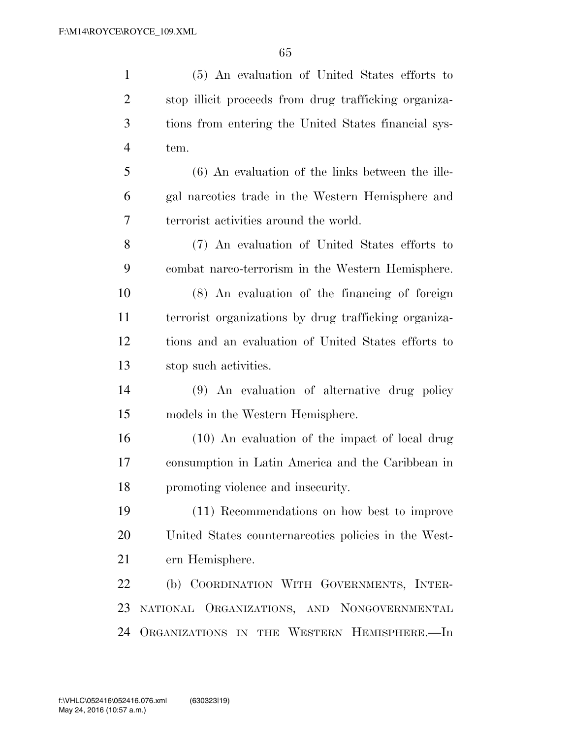(5) An evaluation of United States efforts to stop illicit proceeds from drug trafficking organizations from entering the United States financial system.

(6) An evaluation of the links between the illegal narcotics trade in the Western Hemisphere and terrorist activities around the world.

(7) An evaluation of United States efforts to combat narco-terrorism in the Western Hemisphere.

(8) An evaluation of the financing of foreign terrorist organizations by drug trafficking organizations and an evaluation of United States efforts to stop such activities.

(9) An evaluation of alternative drug policy models in the Western Hemisphere.

(10) An evaluation of the impact of local drug consumption in Latin America and the Caribbean in promoting violence and insecurity.

(11) Recommendations on how best to improve United States counternarcotics policies in the Western Hemisphere.

(b) COORDINATION WITH GOVERNMENTS, INTERNATIONAL ORGANIZATIONS, AND NONGOVERNMENTAL ORGANIZATIONS IN THE WESTERN HEMISPHERE.—In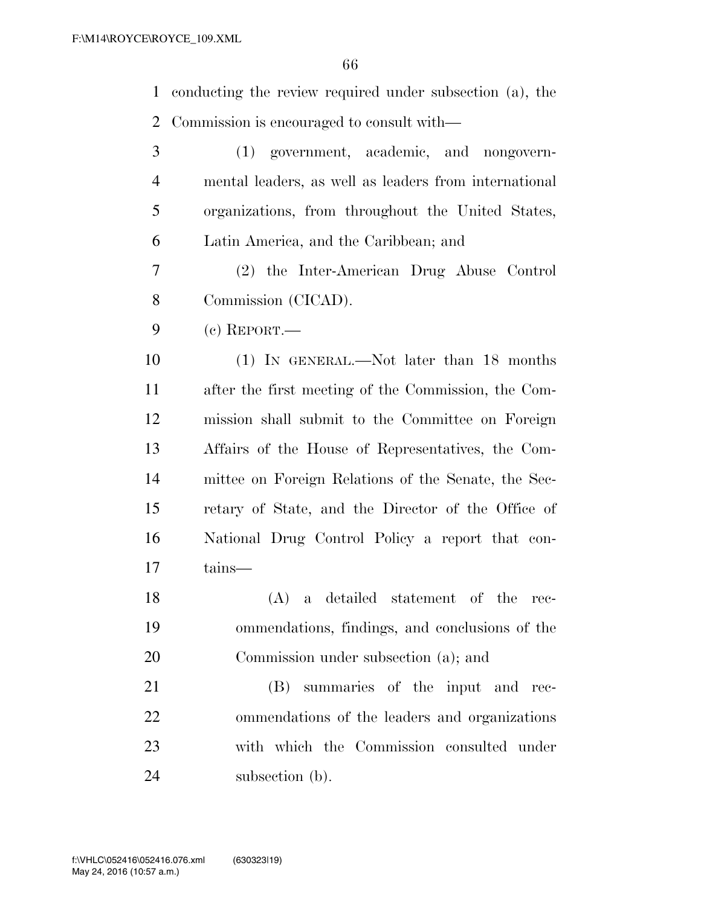conducting the review required under subsection (a), the Commission is encouraged to consult with—

(1) government, academic, and nongovernmental leaders, as well as leaders from international organizations, from throughout the United States, Latin America, and the Caribbean; and

(2) the Inter-American Drug Abuse Control Commission (CICAD).

(c) REPORT.—

(1) IN GENERAL.—Not later than 18 months after the first meeting of the Commission, the Commission shall submit to the Committee on Foreign Affairs of the House of Representatives, the Committee on Foreign Relations of the Senate, the Secretary of State, and the Director of the Office of National Drug Control Policy a report that contains—

(A) a detailed statement of the recommendations, findings, and conclusions of the Commission under subsection (a); and

(B) summaries of the input and recommendations of the leaders and organizations with which the Commission consulted under subsection (b).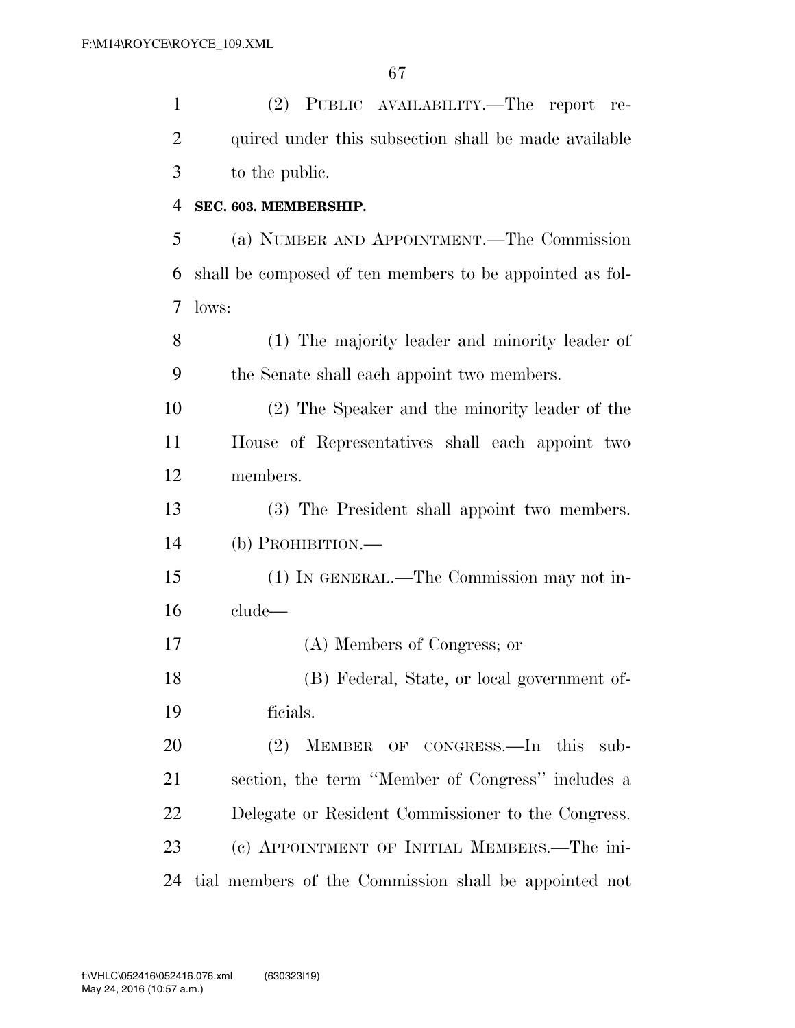(2) PUBLIC AVAILABILITY.—The report required under this subsection shall be made available to the public.

**SEC. 603. MEMBERSHIP.**

(a) NUMBER AND APPOINTMENT.—The Commission shall be composed of ten members to be appointed as follows:

(1) The majority leader and minority leader of the Senate shall each appoint two members.

(2) The Speaker and the minority leader of the House of Representatives shall each appoint two members.

(3) The President shall appoint two members.

(b) PROHIBITION.—

(1) IN GENERAL.—The Commission may not include—

(A) Members of Congress; or

(B) Federal, State, or local government officials.

(2) MEMBER OF CONGRESS.—In this subsection, the term "Member of Congress" includes a Delegate or Resident Commissioner to the Congress.

(c) APPOINTMENT OF INITIAL MEMBERS.—The initial members of the Commission shall be appointed not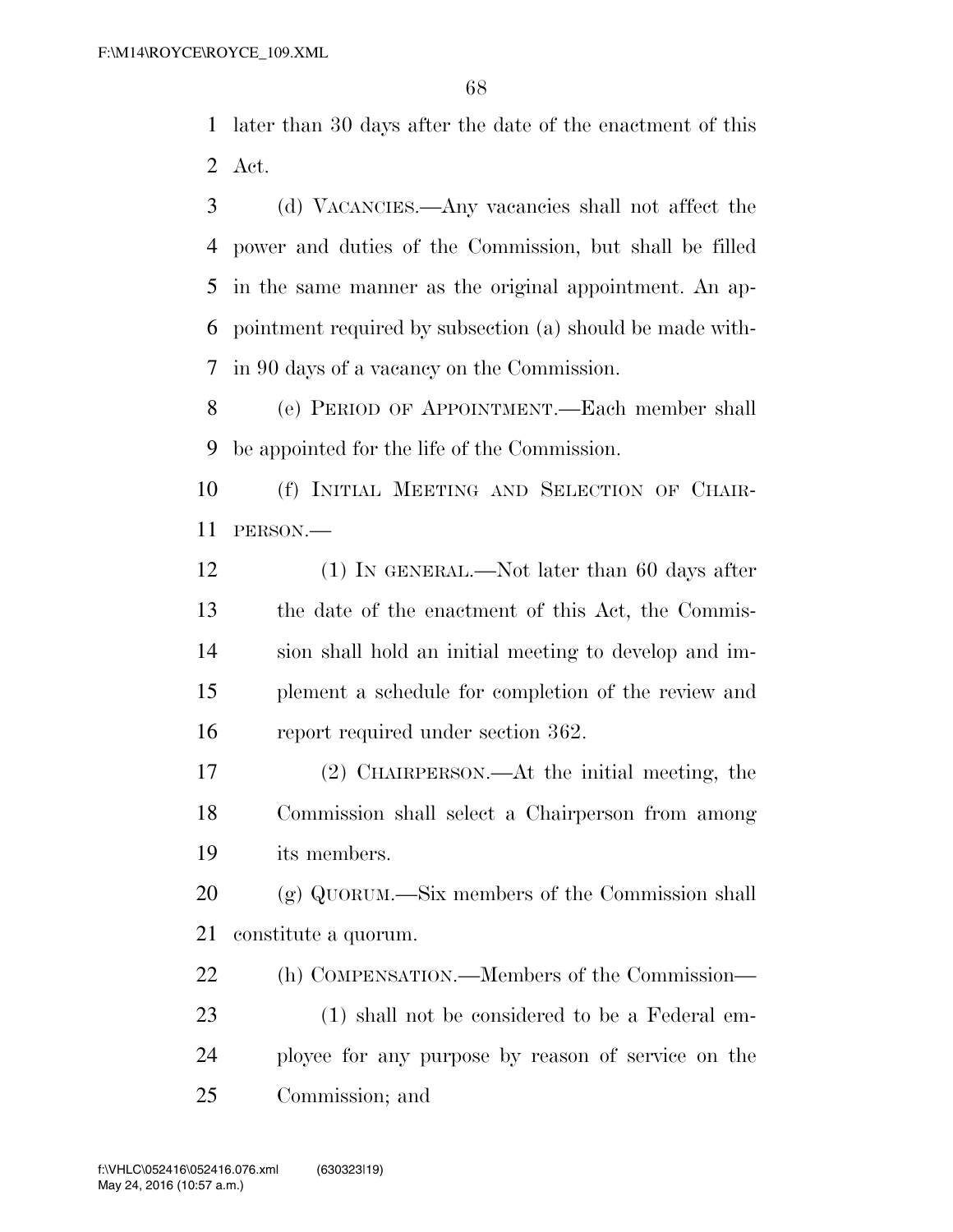later than 30 days after the date of the enactment of this Act.

(d) VACANCIES.—Any vacancies shall not affect the power and duties of the Commission, but shall be filled in the same manner as the original appointment. An appointment required by subsection (a) should be made within 90 days of a vacancy on the Commission.

(e) PERIOD OF APPOINTMENT.—Each member shall be appointed for the life of the Commission.

(f) INITIAL MEETING AND SELECTION OF CHAIRPERSON.—

(1) IN GENERAL.—Not later than 60 days after the date of the enactment of this Act, the Commission shall hold an initial meeting to develop and implement a schedule for completion of the review and report required under section 362.

(2) CHAIRPERSON.—At the initial meeting, the Commission shall select a Chairperson from among its members.

(g) QUORUM.—Six members of the Commission shall constitute a quorum.

(h) COMPENSATION.—Members of the Commission—

(1) shall not be considered to be a Federal employee for any purpose by reason of service on the Commission; and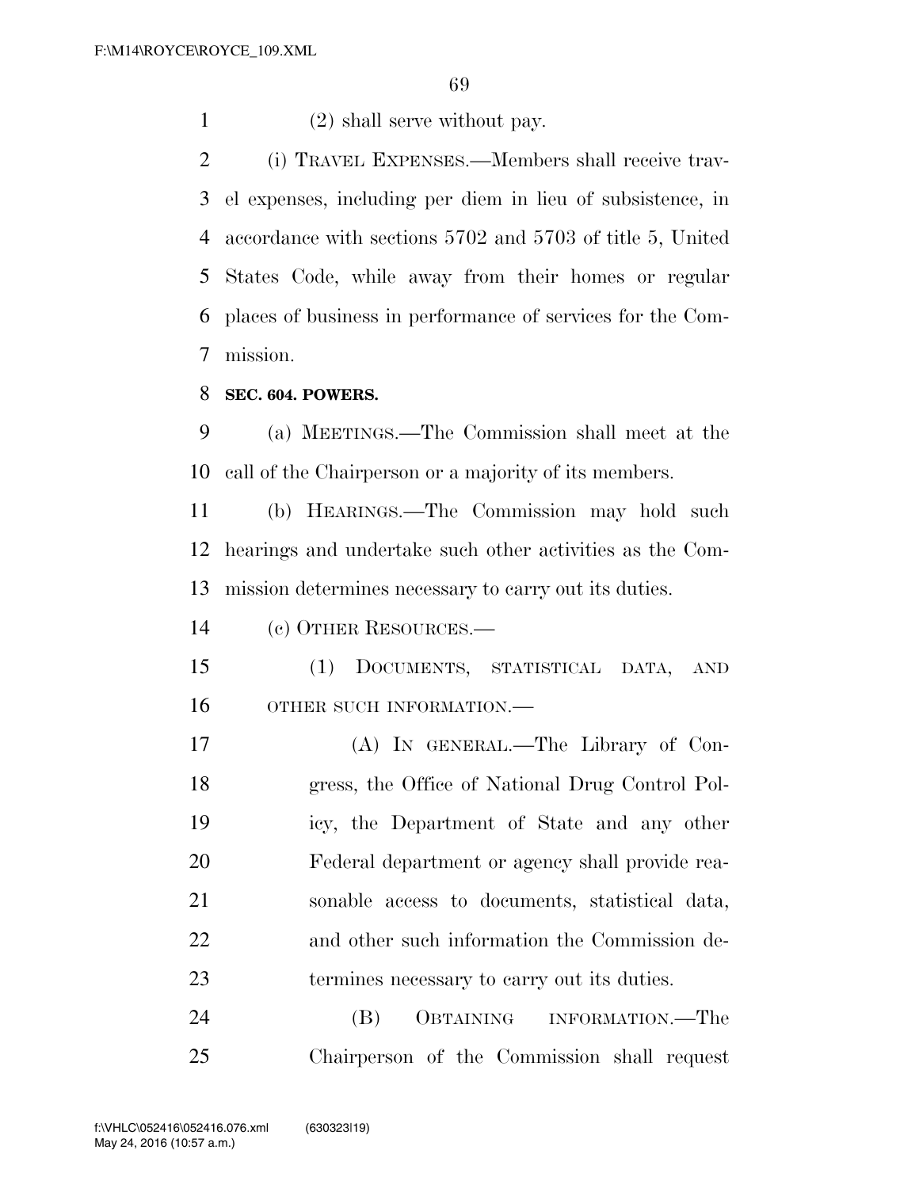(2) shall serve without pay.

(i) TRAVEL EXPENSES.—Members shall receive travel expenses, including per diem in lieu of subsistence, in accordance with sections 5702 and 5703 of title 5, United States Code, while away from their homes or regular places of business in performance of services for the Commission.

**SEC. 604. POWERS.**

(a) MEETINGS.—The Commission shall meet at the call of the Chairperson or a majority of its members.

(b) HEARINGS.—The Commission may hold such hearings and undertake such other activities as the Commission determines necessary to carry out its duties.

(c) OTHER RESOURCES.—

(1) DOCUMENTS, STATISTICAL DATA, AND OTHER SUCH INFORMATION.—

(A) IN GENERAL.—The Library of Congress, the Office of National Drug Control Policy, the Department of State and any other Federal department or agency shall provide reasonable access to documents, statistical data, and other such information the Commission determines necessary to carry out its duties.

(B) OBTAINING INFORMATION.—The Chairperson of the Commission shall request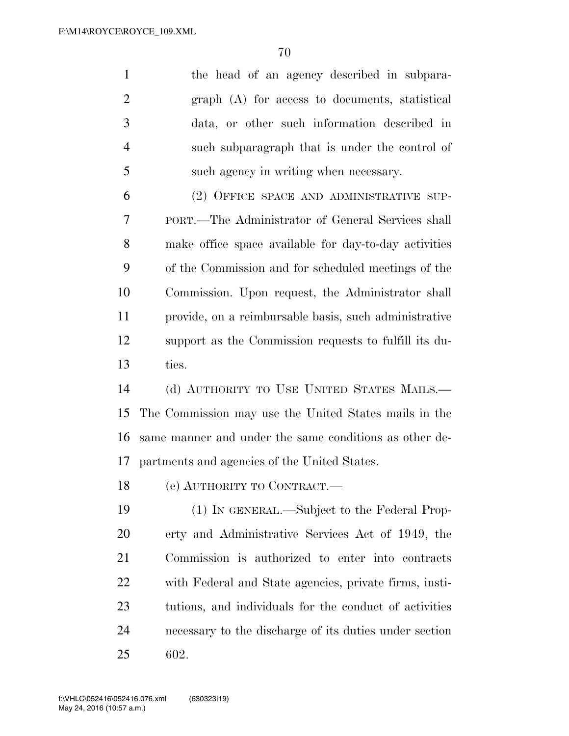the head of an agency described in subparagraph (A) for access to documents, statistical data, or other such information described in such subparagraph that is under the control of such agency in writing when necessary.

(2) OFFICE SPACE AND ADMINISTRATIVE SUPPORT.—The Administrator of General Services shall make office space available for day-to-day activities of the Commission and for scheduled meetings of the Commission. Upon request, the Administrator shall provide, on a reimbursable basis, such administrative support as the Commission requests to fulfill its duties.

(d) AUTHORITY TO USE UNITED STATES MAILS.—The Commission may use the United States mails in the same manner and under the same conditions as other departments and agencies of the United States.

(e) AUTHORITY TO CONTRACT.—

(1) IN GENERAL.—Subject to the Federal Property and Administrative Services Act of 1949, the Commission is authorized to enter into contracts with Federal and State agencies, private firms, institutions, and individuals for the conduct of activities necessary to the discharge of its duties under section 602.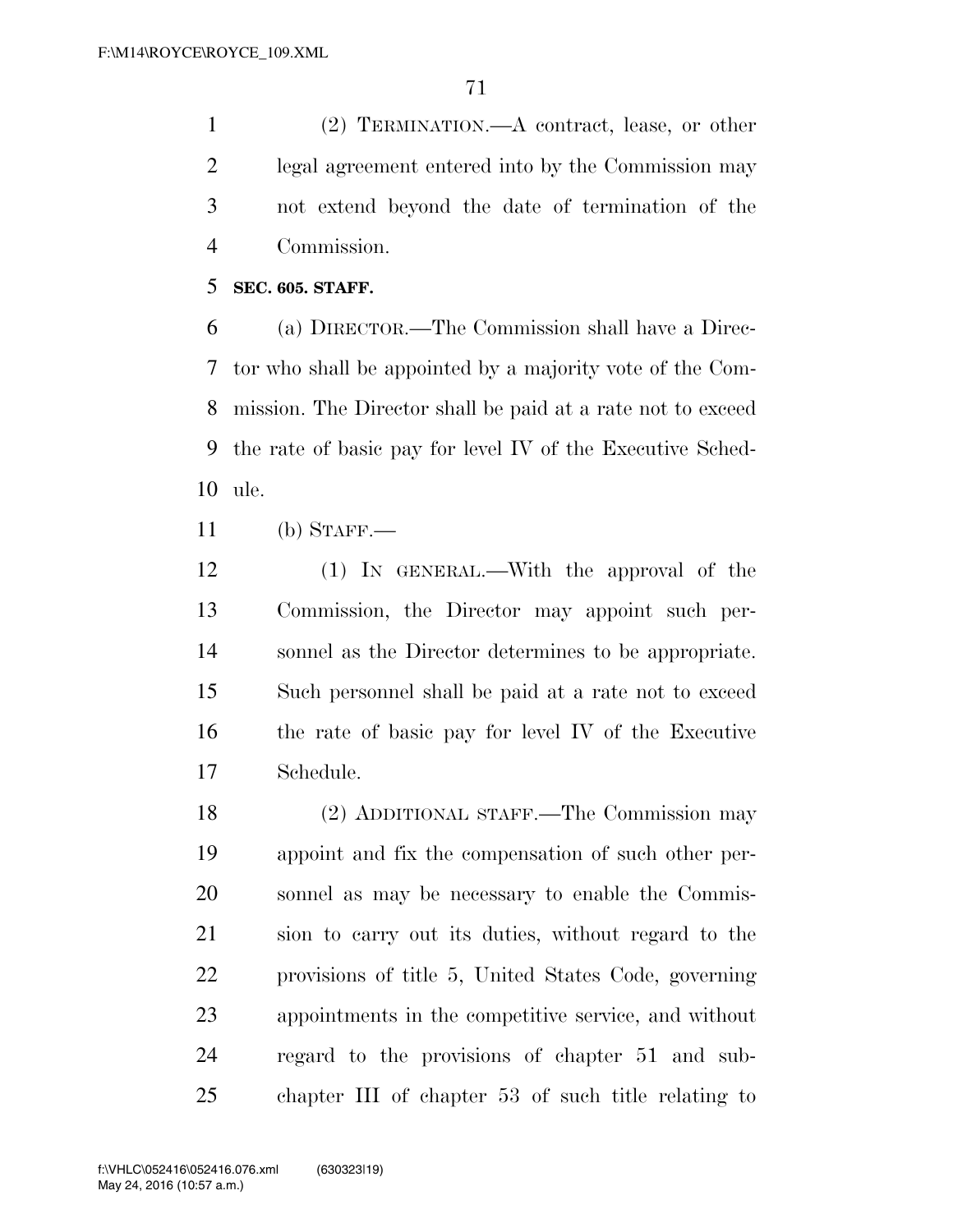(2) TERMINATION.—A contract, lease, or other legal agreement entered into by the Commission may not extend beyond the date of termination of the Commission.

**SEC. 605. STAFF.**

(a) DIRECTOR.—The Commission shall have a Director who shall be appointed by a majority vote of the Commission. The Director shall be paid at a rate not to exceed the rate of basic pay for level IV of the Executive Schedule.

(b) STAFF.—

(1) IN GENERAL.—With the approval of the Commission, the Director may appoint such personnel as the Director determines to be appropriate. Such personnel shall be paid at a rate not to exceed the rate of basic pay for level IV of the Executive Schedule.

(2) ADDITIONAL STAFF.—The Commission may appoint and fix the compensation of such other personnel as may be necessary to enable the Commission to carry out its duties, without regard to the provisions of title 5, United States Code, governing appointments in the competitive service, and without regard to the provisions of chapter 51 and subchapter III of chapter 53 of such title relating to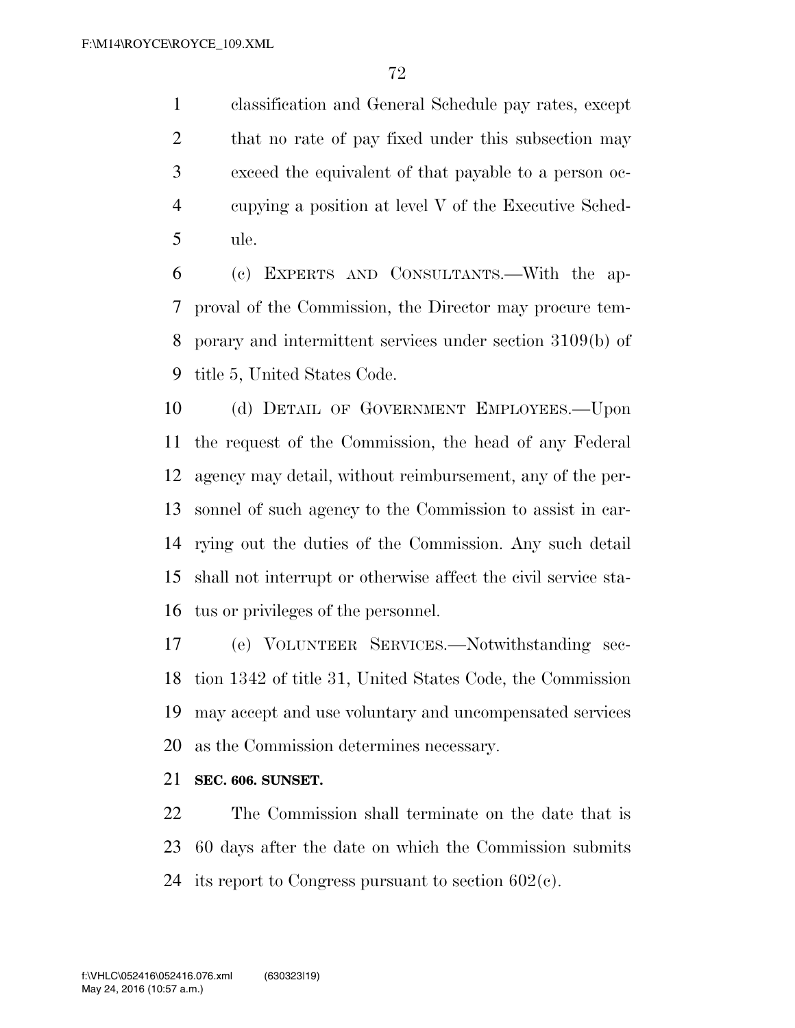classification and General Schedule pay rates, except that no rate of pay fixed under this subsection may exceed the equivalent of that payable to a person occupying a position at level V of the Executive Schedule.

(c) EXPERTS AND CONSULTANTS.—With the approval of the Commission, the Director may procure temporary and intermittent services under section 3109(b) of title 5, United States Code.

(d) DETAIL OF GOVERNMENT EMPLOYEES.—Upon the request of the Commission, the head of any Federal agency may detail, without reimbursement, any of the personnel of such agency to the Commission to assist in carrying out the duties of the Commission. Any such detail shall not interrupt or otherwise affect the civil service status or privileges of the personnel.

(e) VOLUNTEER SERVICES.—Notwithstanding section 1342 of title 31, United States Code, the Commission may accept and use voluntary and uncompensated services as the Commission determines necessary.

**SEC. 606. SUNSET.**

The Commission shall terminate on the date that is 60 days after the date on which the Commission submits its report to Congress pursuant to section 602(c).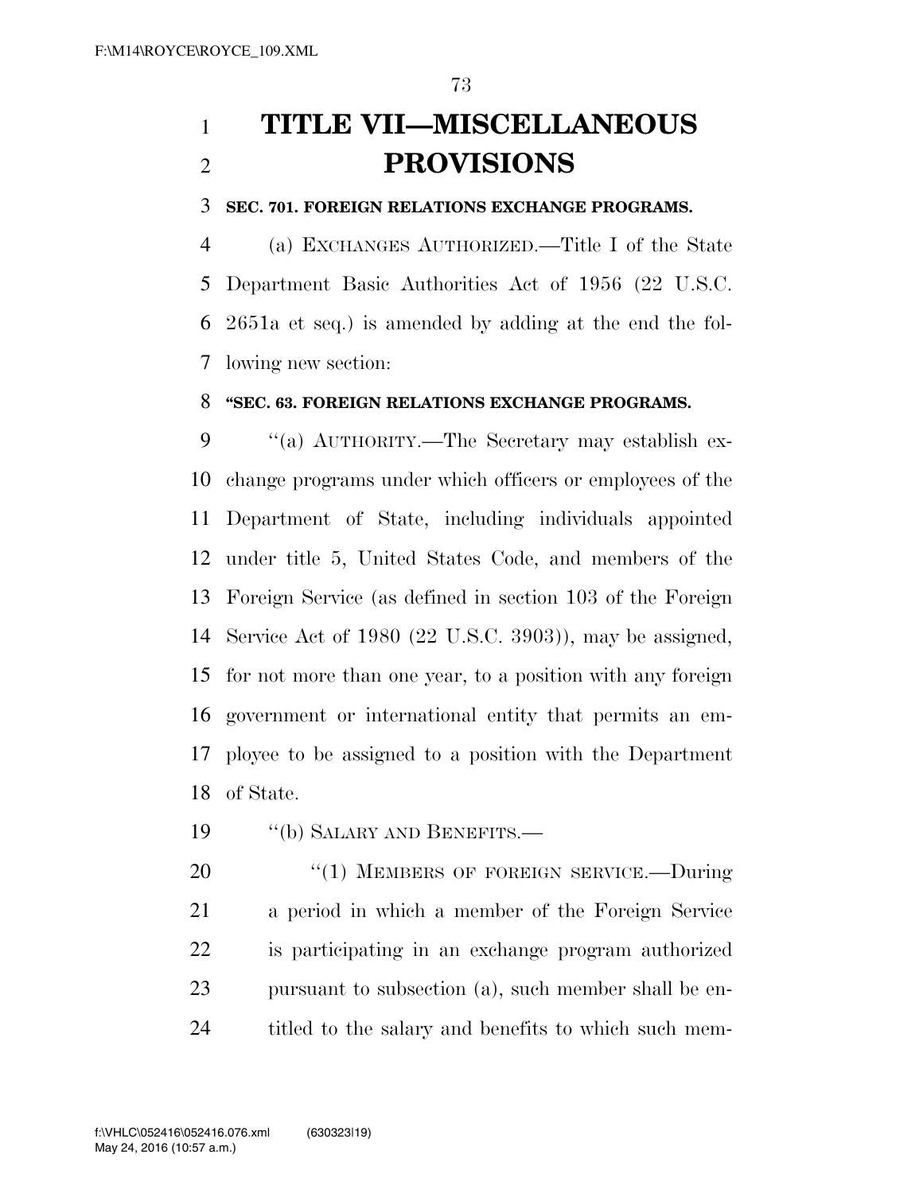# TITLE VII—MISCELLANEOUS PROVISIONS

### SEC. 701. FOREIGN RELATIONS EXCHANGE PROGRAMS.

(a) EXCHANGES AUTHORIZED.—Title I of the State Department Basic Authorities Act of 1956 (22 U.S.C. 2651a et seq.) is amended by adding at the end the following new section:

### "SEC. 63. FOREIGN RELATIONS EXCHANGE PROGRAMS.

"(a) AUTHORITY.—The Secretary may establish exchange programs under which officers or employees of the Department of State, including individuals appointed under title 5, United States Code, and members of the Foreign Service (as defined in section 103 of the Foreign Service Act of 1980 (22 U.S.C. 3903)), may be assigned, for not more than one year, to a position with any foreign government or international entity that permits an employee to be assigned to a position with the Department of State.

"(b) SALARY AND BENEFITS.—

"(1) MEMBERS OF FOREIGN SERVICE.—During a period in which a member of the Foreign Service is participating in an exchange program authorized pursuant to subsection (a), such member shall be entitled to the salary and benefits to which such mem-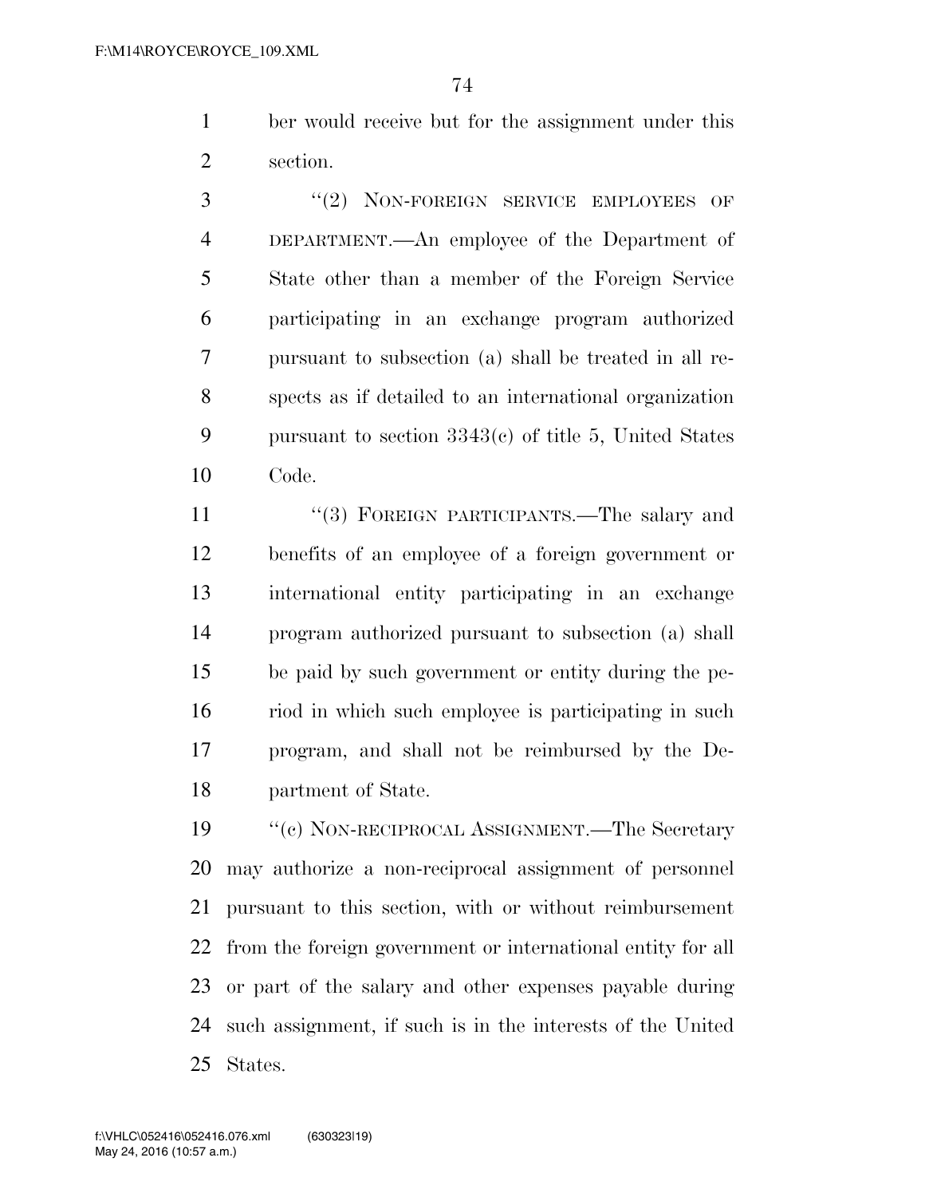ber would receive but for the assignment under this section.

"(2) NON-FOREIGN SERVICE EMPLOYEES OF DEPARTMENT.—An employee of the Department of State other than a member of the Foreign Service participating in an exchange program authorized pursuant to subsection (a) shall be treated in all respects as if detailed to an international organization pursuant to section 3343(c) of title 5, United States Code.

"(3) FOREIGN PARTICIPANTS.—The salary and benefits of an employee of a foreign government or international entity participating in an exchange program authorized pursuant to subsection (a) shall be paid by such government or entity during the period in which such employee is participating in such program, and shall not be reimbursed by the Department of State.

"(c) NON-RECIPROCAL ASSIGNMENT.—The Secretary may authorize a non-reciprocal assignment of personnel pursuant to this section, with or without reimbursement from the foreign government or international entity for all or part of the salary and other expenses payable during such assignment, if such is in the interests of the United States.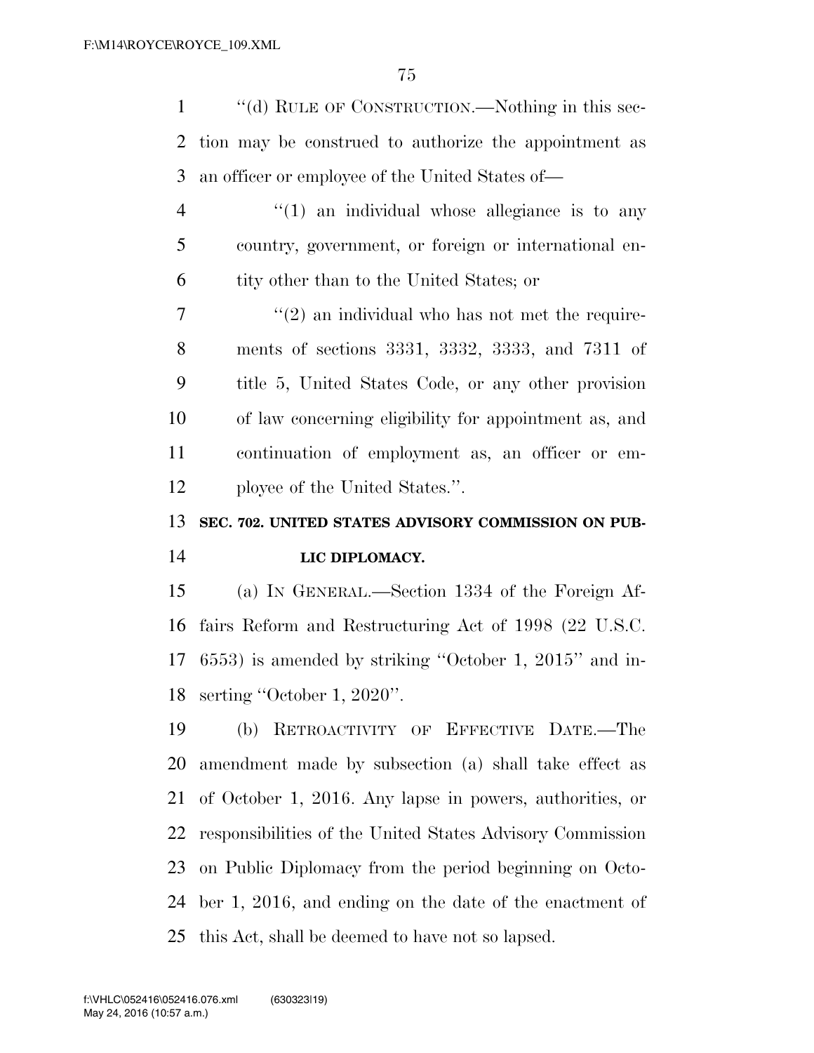''(d) RULE OF CONSTRUCTION.—Nothing in this section may be construed to authorize the appointment as an officer or employee of the United States of—

''(1) an individual whose allegiance is to any country, government, or foreign or international entity other than to the United States; or

''(2) an individual who has not met the requirements of sections 3331, 3332, 3333, and 7311 of title 5, United States Code, or any other provision of law concerning eligibility for appointment as, and continuation of employment as, an officer or employee of the United States.''.

**SEC. 702. UNITED STATES ADVISORY COMMISSION ON PUBLIC DIPLOMACY.**

(a) IN GENERAL.—Section 1334 of the Foreign Affairs Reform and Restructuring Act of 1998 (22 U.S.C. 6553) is amended by striking ''October 1, 2015'' and inserting ''October 1, 2020''.

(b) RETROACTIVITY OF EFFECTIVE DATE.—The amendment made by subsection (a) shall take effect as of October 1, 2016. Any lapse in powers, authorities, or responsibilities of the United States Advisory Commission on Public Diplomacy from the period beginning on October 1, 2016, and ending on the date of the enactment of this Act, shall be deemed to have not so lapsed.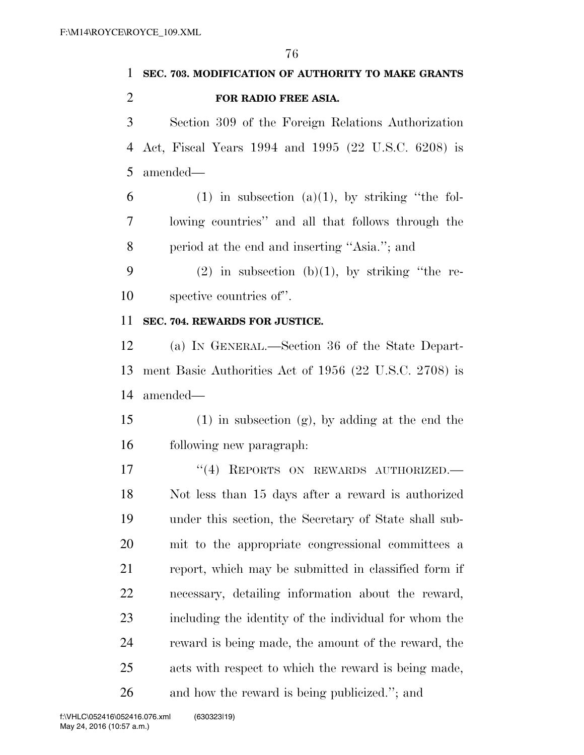**SEC. 703. MODIFICATION OF AUTHORITY TO MAKE GRANTS FOR RADIO FREE ASIA.**

Section 309 of the Foreign Relations Authorization Act, Fiscal Years 1994 and 1995 (22 U.S.C. 6208) is amended—

(1) in subsection (a)(1), by striking ''the following countries'' and all that follows through the period at the end and inserting ''Asia.''; and

(2) in subsection (b)(1), by striking ''the respective countries of''.

**SEC. 704. REWARDS FOR JUSTICE.**

(a) IN GENERAL.—Section 36 of the State Department Basic Authorities Act of 1956 (22 U.S.C. 2708) is amended—

(1) in subsection (g), by adding at the end the following new paragraph:

''(4) REPORTS ON REWARDS AUTHORIZED.—Not less than 15 days after a reward is authorized under this section, the Secretary of State shall submit to the appropriate congressional committees a report, which may be submitted in classified form if necessary, detailing information about the reward, including the identity of the individual for whom the reward is being made, the amount of the reward, the acts with respect to which the reward is being made, and how the reward is being publicized.''; and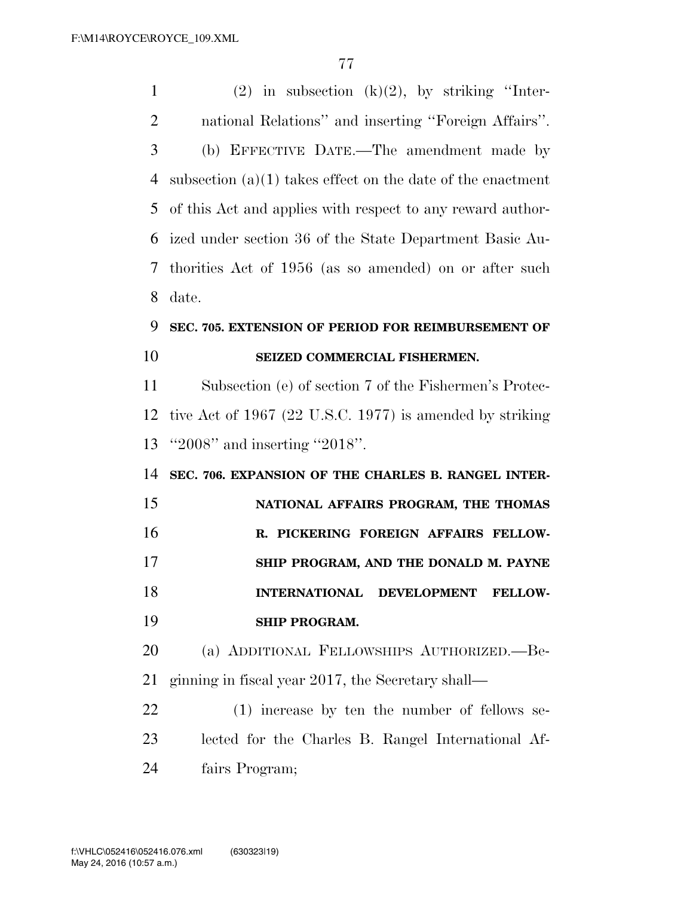(2) in subsection (k)(2), by striking ''International Relations'' and inserting ''Foreign Affairs''.

(b) EFFECTIVE DATE.—The amendment made by subsection (a)(1) takes effect on the date of the enactment of this Act and applies with respect to any reward authorized under section 36 of the State Department Basic Authorities Act of 1956 (as so amended) on or after such date.

**SEC. 705. EXTENSION OF PERIOD FOR REIMBURSEMENT OF SEIZED COMMERCIAL FISHERMEN.**

Subsection (e) of section 7 of the Fishermen's Protective Act of 1967 (22 U.S.C. 1977) is amended by striking ''2008'' and inserting ''2018''.

**SEC. 706. EXPANSION OF THE CHARLES B. RANGEL INTERNATIONAL AFFAIRS PROGRAM, THE THOMAS R. PICKERING FOREIGN AFFAIRS FELLOWSHIP PROGRAM, AND THE DONALD M. PAYNE INTERNATIONAL DEVELOPMENT FELLOWSHIP PROGRAM.**

(a) ADDITIONAL FELLOWSHIPS AUTHORIZED.—Beginning in fiscal year 2017, the Secretary shall—

(1) increase by ten the number of fellows selected for the Charles B. Rangel International Affairs Program;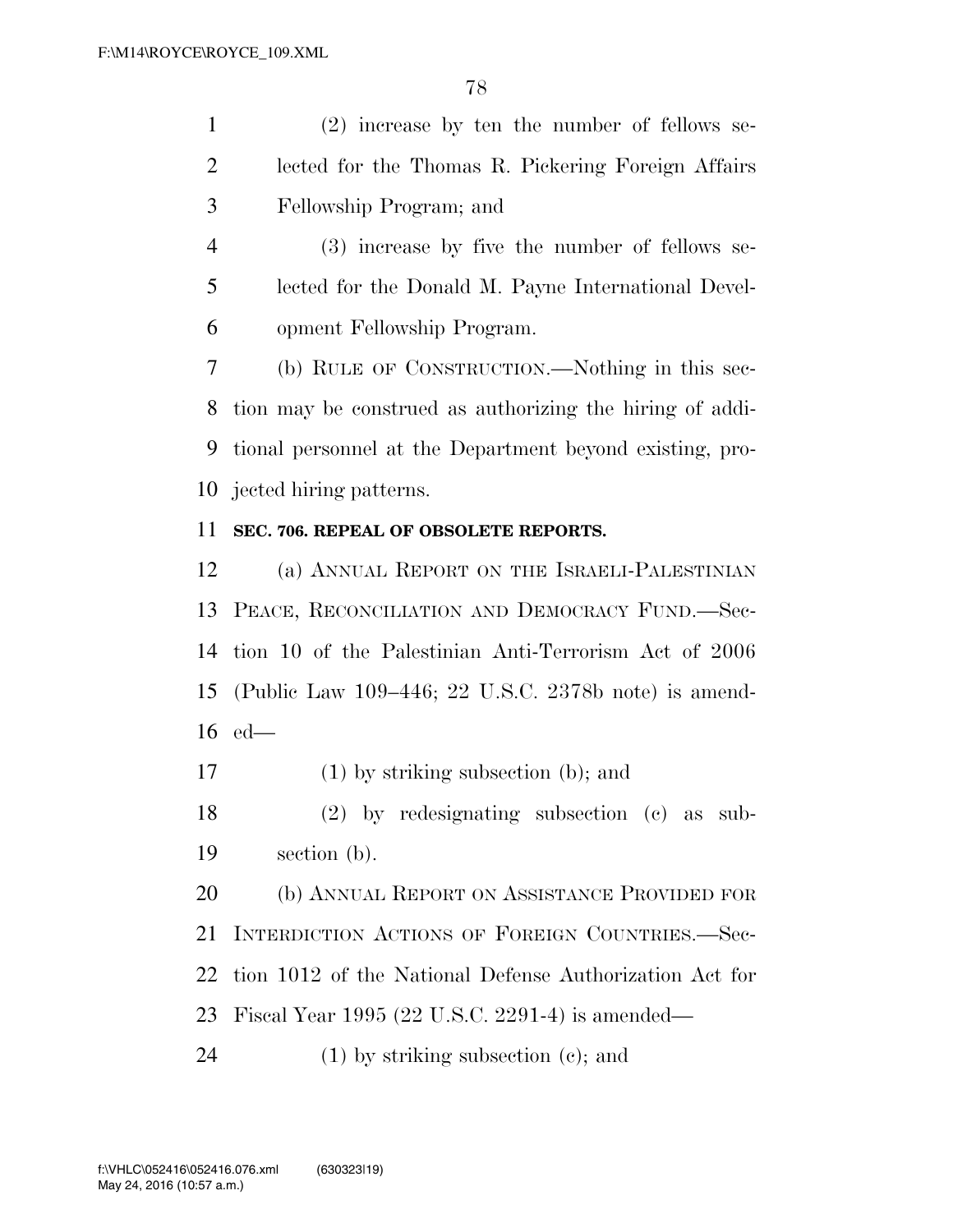(2) increase by ten the number of fellows selected for the Thomas R. Pickering Foreign Affairs Fellowship Program; and

(3) increase by five the number of fellows selected for the Donald M. Payne International Development Fellowship Program.

(b) RULE OF CONSTRUCTION.—Nothing in this section may be construed as authorizing the hiring of additional personnel at the Department beyond existing, projected hiring patterns.

**SEC. 706. REPEAL OF OBSOLETE REPORTS.**

(a) ANNUAL REPORT ON THE ISRAELI-PALESTINIAN PEACE, RECONCILIATION AND DEMOCRACY FUND.—Section 10 of the Palestinian Anti-Terrorism Act of 2006 (Public Law 109–446; 22 U.S.C. 2378b note) is amended—

(1) by striking subsection (b); and

(2) by redesignating subsection (c) as subsection (b).

(b) ANNUAL REPORT ON ASSISTANCE PROVIDED FOR INTERDICTION ACTIONS OF FOREIGN COUNTRIES.—Section 1012 of the National Defense Authorization Act for Fiscal Year 1995 (22 U.S.C. 2291-4) is amended—

(1) by striking subsection (c); and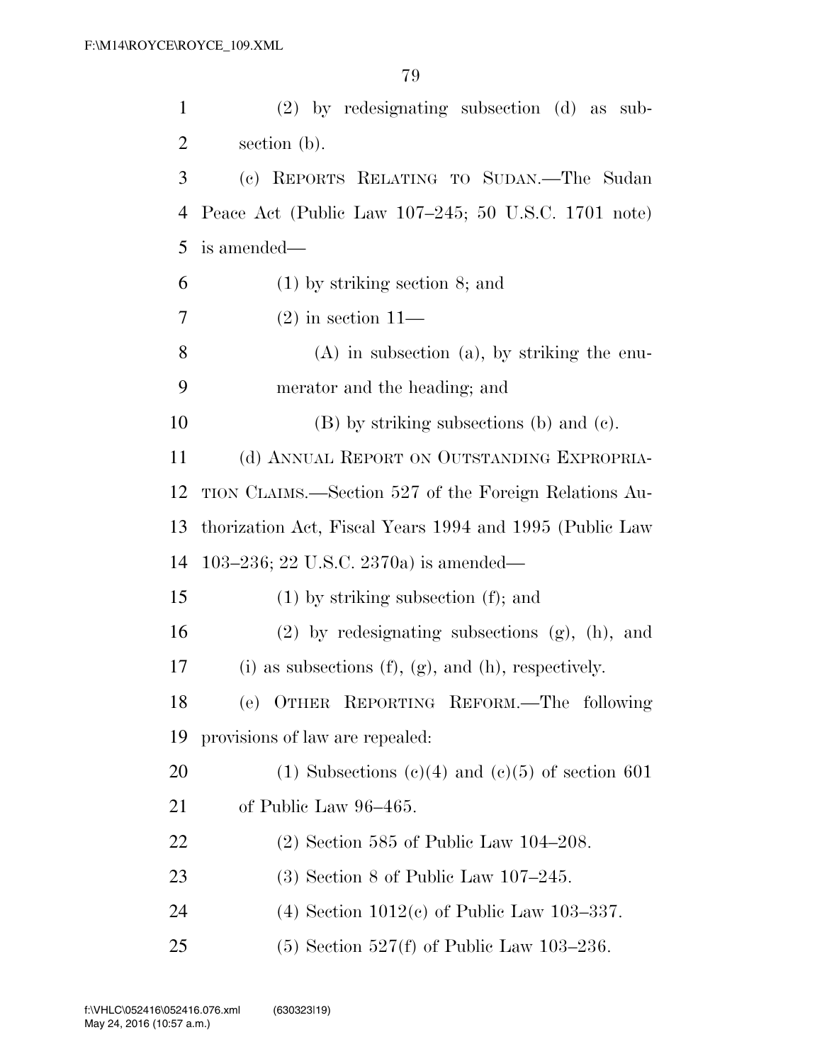(2) by redesignating subsection (d) as subsection (b).

(c) REPORTS RELATING TO SUDAN.—The Sudan Peace Act (Public Law 107–245; 50 U.S.C. 1701 note) is amended—

(1) by striking section 8; and

(2) in section 11—

(A) in subsection (a), by striking the enumerator and the heading; and

(B) by striking subsections (b) and (c).

(d) ANNUAL REPORT ON OUTSTANDING EXPROPRIATION CLAIMS.—Section 527 of the Foreign Relations Authorization Act, Fiscal Years 1994 and 1995 (Public Law 103–236; 22 U.S.C. 2370a) is amended—

(1) by striking subsection (f); and

(2) by redesignating subsections (g), (h), and (i) as subsections (f), (g), and (h), respectively.

(e) OTHER REPORTING REFORM.—The following provisions of law are repealed:

(1) Subsections (c)(4) and (c)(5) of section 601 of Public Law 96–465.

(2) Section 585 of Public Law 104–208.

(3) Section 8 of Public Law 107–245.

(4) Section 1012(c) of Public Law 103–337.

(5) Section 527(f) of Public Law 103–236.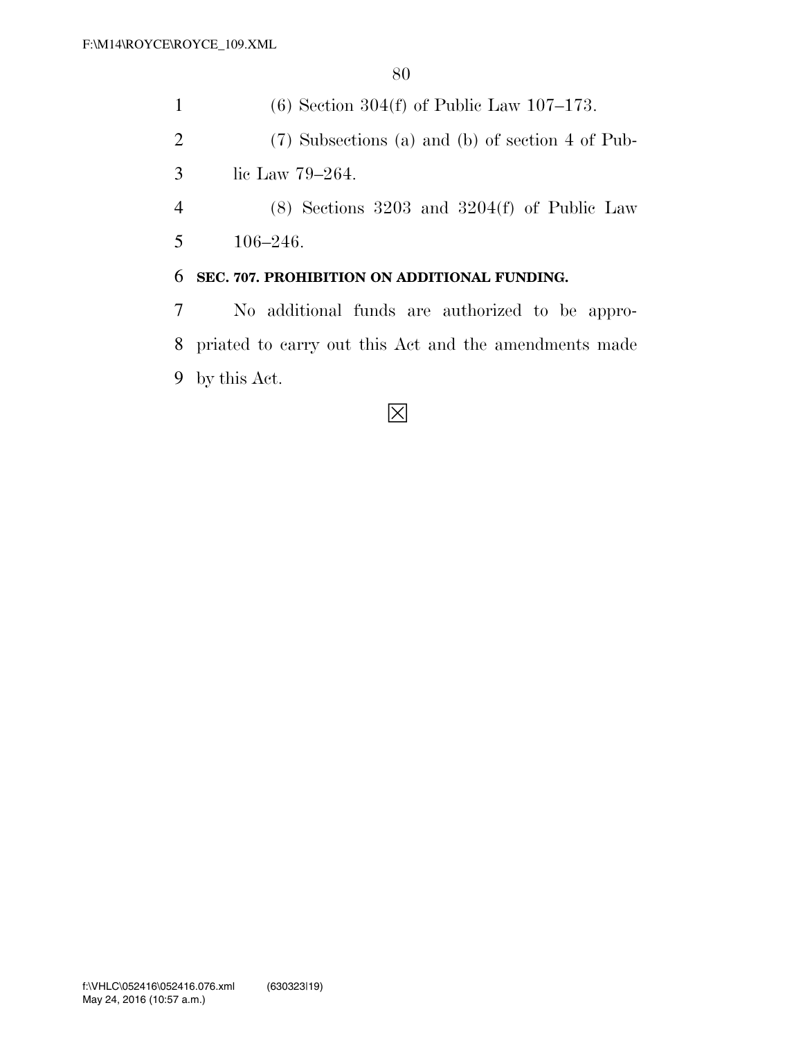(6) Section 304(f) of Public Law 107–173.

(7) Subsections (a) and (b) of section 4 of Public Law 79–264.

(8) Sections 3203 and 3204(f) of Public Law 106–246.

**SEC. 707. PROHIBITION ON ADDITIONAL FUNDING.**

No additional funds are authorized to be appropriated to carry out this Act and the amendments made by this Act.